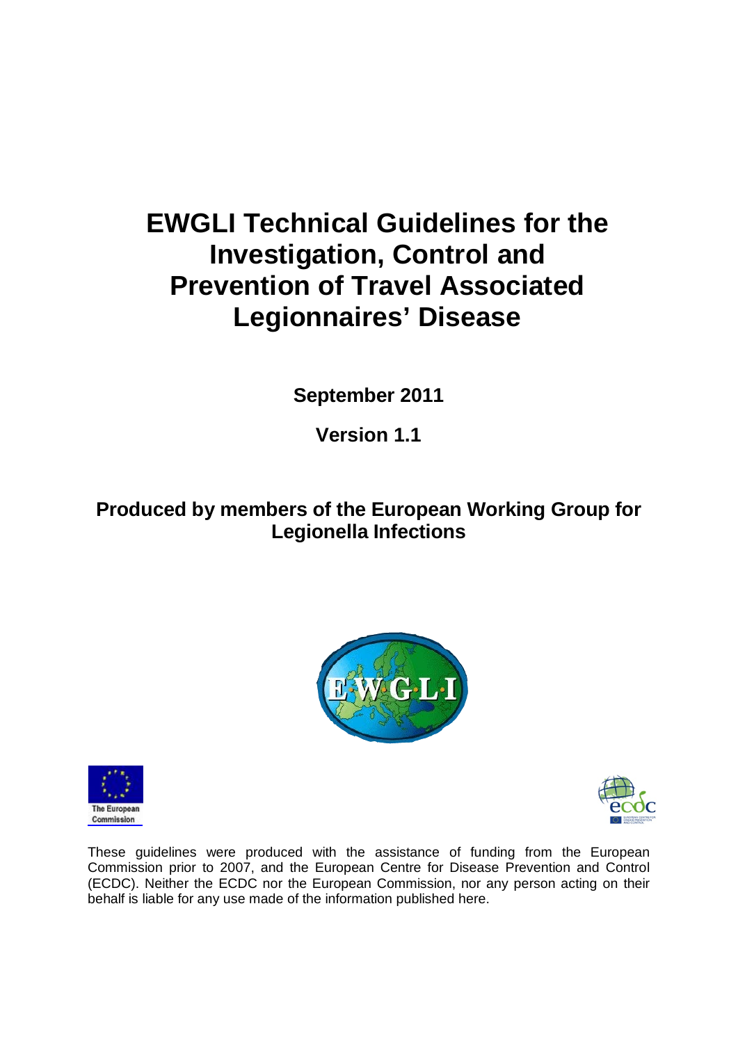# EWGLI Technical Guidelines for the Investigation, Control and Prevention of Travel Associated Legionnaires' Disease

**September 2011**

**Version 1.1**

**Produced by members of the European Working Group for Legionella Infections**

These guidelines were produced with the assistance of funding from the European Commission prior to 2007, and the European Centre for Disease Prevention and Control (ECDC). Neither the ECDC nor the European Commission, nor any person acting on their behalf is liable for any use made of the information published here.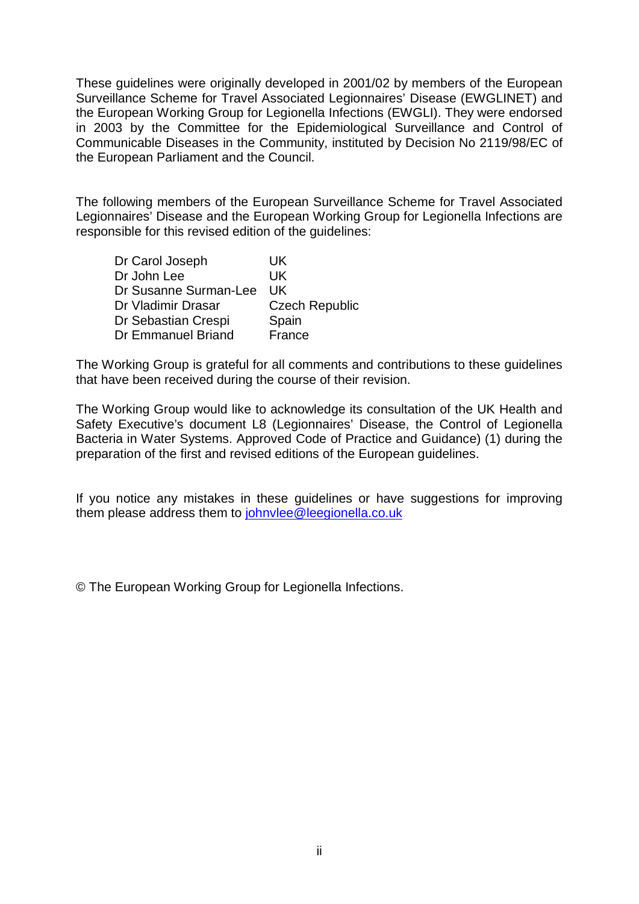These guidelines were originally developed in 2001/02 by members of the European Surveillance Scheme for Travel Associated Legionnaires' Disease (EWGLINET) and the European Working Group for Legionella Infections (EWGLI). They were endorsed in 2003 by the Committee for the Epidemiological Surveillance and Control of Communicable Diseases in the Community, instituted by Decision No 2119/98/EC of the European Parliament and the Council.

The following members of the European Surveillance Scheme for Travel Associated Legionnaires' Disease and the European Working Group for Legionella Infections are responsible for this revised edition of the guidelines:

| | |
|---|---|
| Dr Carol Joseph | UK |
| Dr John Lee | UK |
| Dr Susanne Surman-Lee | UK |
| Dr Vladimir Drasar | Czech Republic |
| Dr Sebastian Crespi | Spain |
| Dr Emmanuel Briand | France |

The Working Group is grateful for all comments and contributions to these guidelines that have been received during the course of their revision.

The Working Group would like to acknowledge its consultation of the UK Health and Safety Executive's document L8 (Legionnaires' Disease, the Control of Legionella Bacteria in Water Systems. Approved Code of Practice and Guidance) (1) during the preparation of the first and revised editions of the European guidelines.

If you notice any mistakes in these guidelines or have suggestions for improving them please address them to johnvlee@leegionella.co.uk

© The European Working Group for Legionella Infections.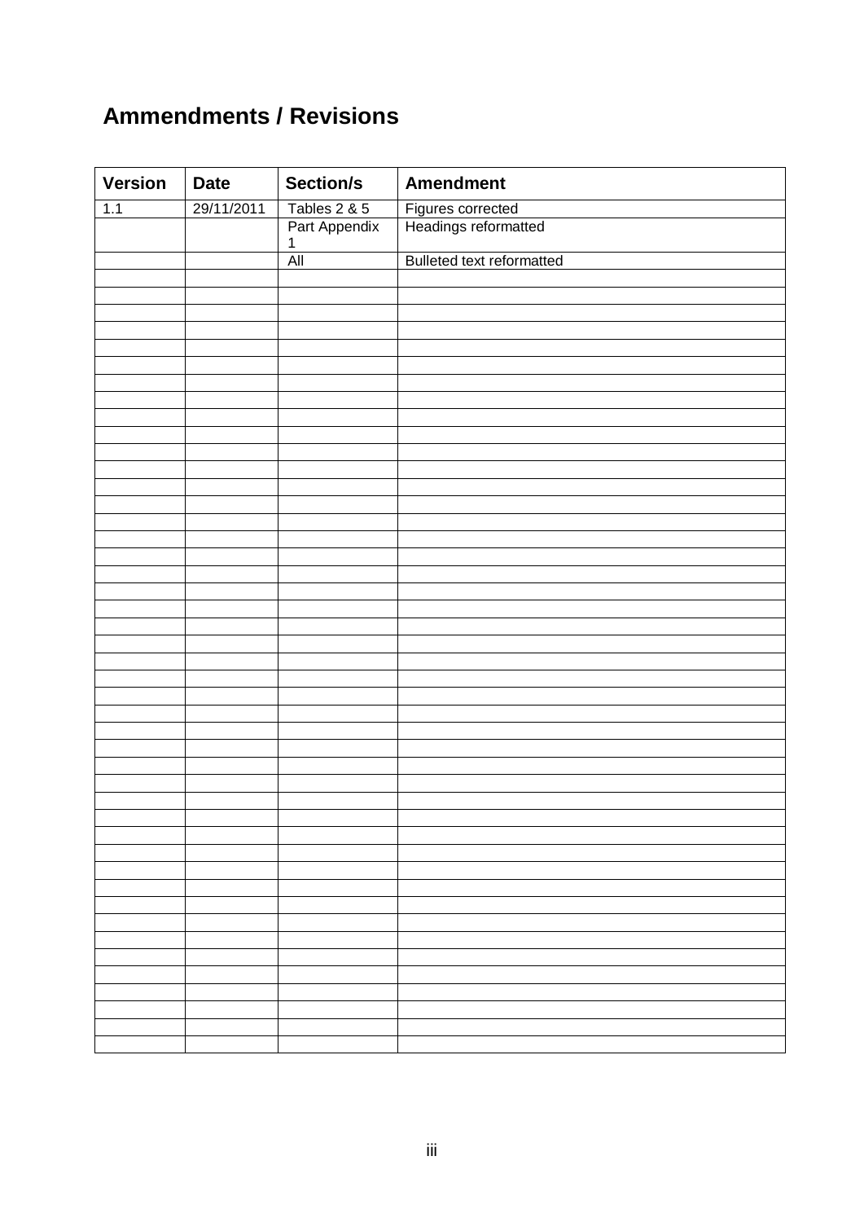## Ammendments / Revisions

| Version | Date | Section/s | Amendment |
|---|---|---|---|
| 1.1 | 29/11/2011 | Tables 2 & 5 | Figures corrected |
| | | Part Appendix 1 | Headings reformatted |
| | | All | Bulleted text reformatted |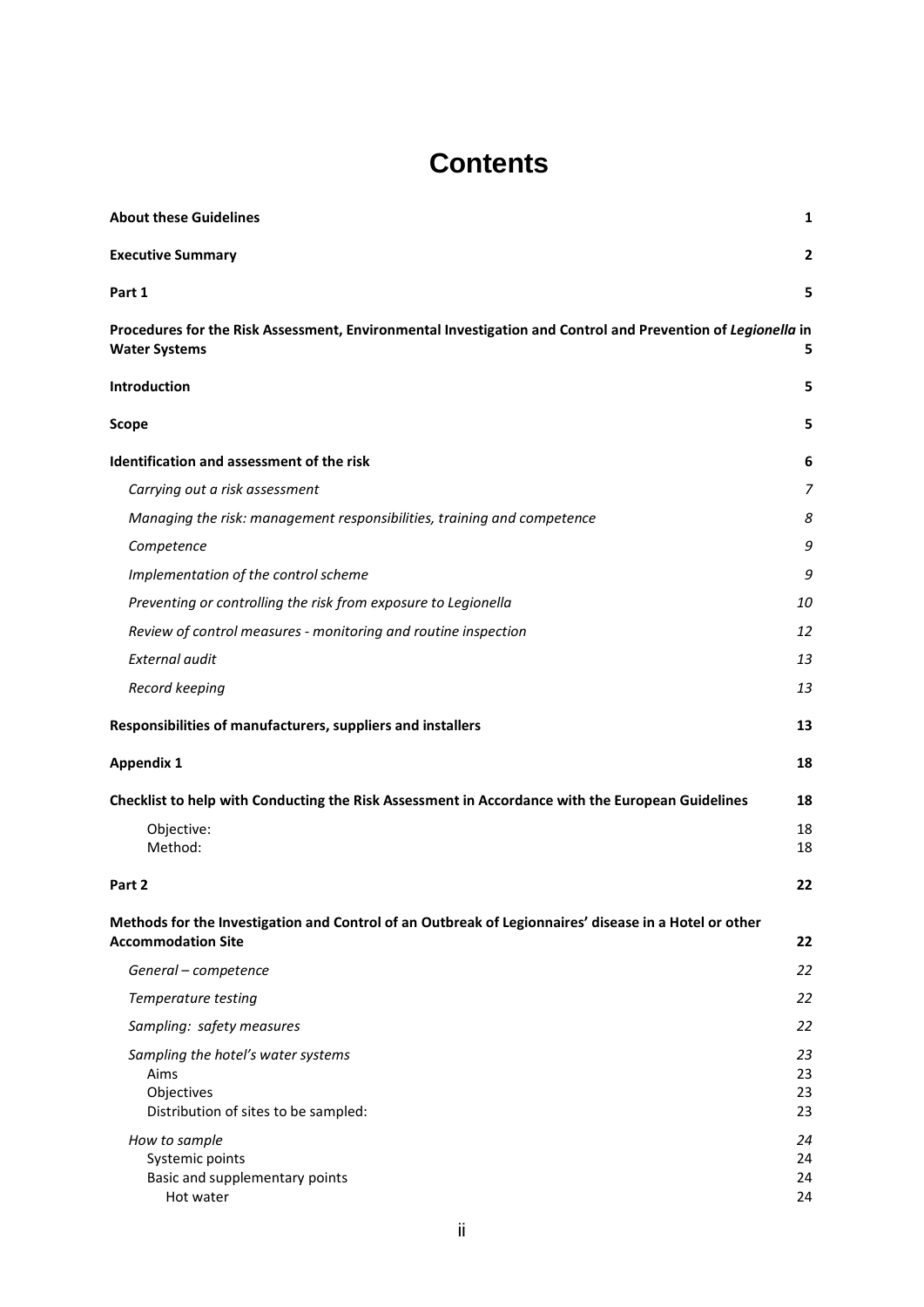# Contents

| | |
|---|---|
| **About these Guidelines** | **1** |
| **Executive Summary** | **2** |
| **Part 1** | **5** |
| **Procedures for the Risk Assessment, Environmental Investigation and Control and Prevention of *Legionella* in Water Systems** | **5** |
| **Introduction** | **5** |
| **Scope** | **5** |
| **Identification and assessment of the risk** | **6** |
| *Carrying out a risk assessment* | *7* |
| *Managing the risk: management responsibilities, training and competence* | *8* |
| *Competence* | *9* |
| *Implementation of the control scheme* | *9* |
| *Preventing or controlling the risk from exposure to Legionella* | *10* |
| *Review of control measures - monitoring and routine inspection* | *12* |
| *External audit* | *13* |
| *Record keeping* | *13* |
| **Responsibilities of manufacturers, suppliers and installers** | **13** |
| **Appendix 1** | **18** |
| **Checklist to help with Conducting the Risk Assessment in Accordance with the European Guidelines** | **18** |
| Objective: | 18 |
| Method: | 18 |
| **Part 2** | **22** |
| **Methods for the Investigation and Control of an Outbreak of Legionnaires' disease in a Hotel or other Accommodation Site** | **22** |
| *General – competence* | *22* |
| *Temperature testing* | *22* |
| *Sampling: safety measures* | *22* |
| *Sampling the hotel's water systems* | *23* |
| Aims | 23 |
| Objectives | 23 |
| Distribution of sites to be sampled: | 23 |
| *How to sample* | *24* |
| Systemic points | 24 |
| Basic and supplementary points | 24 |
| Hot water | 24 |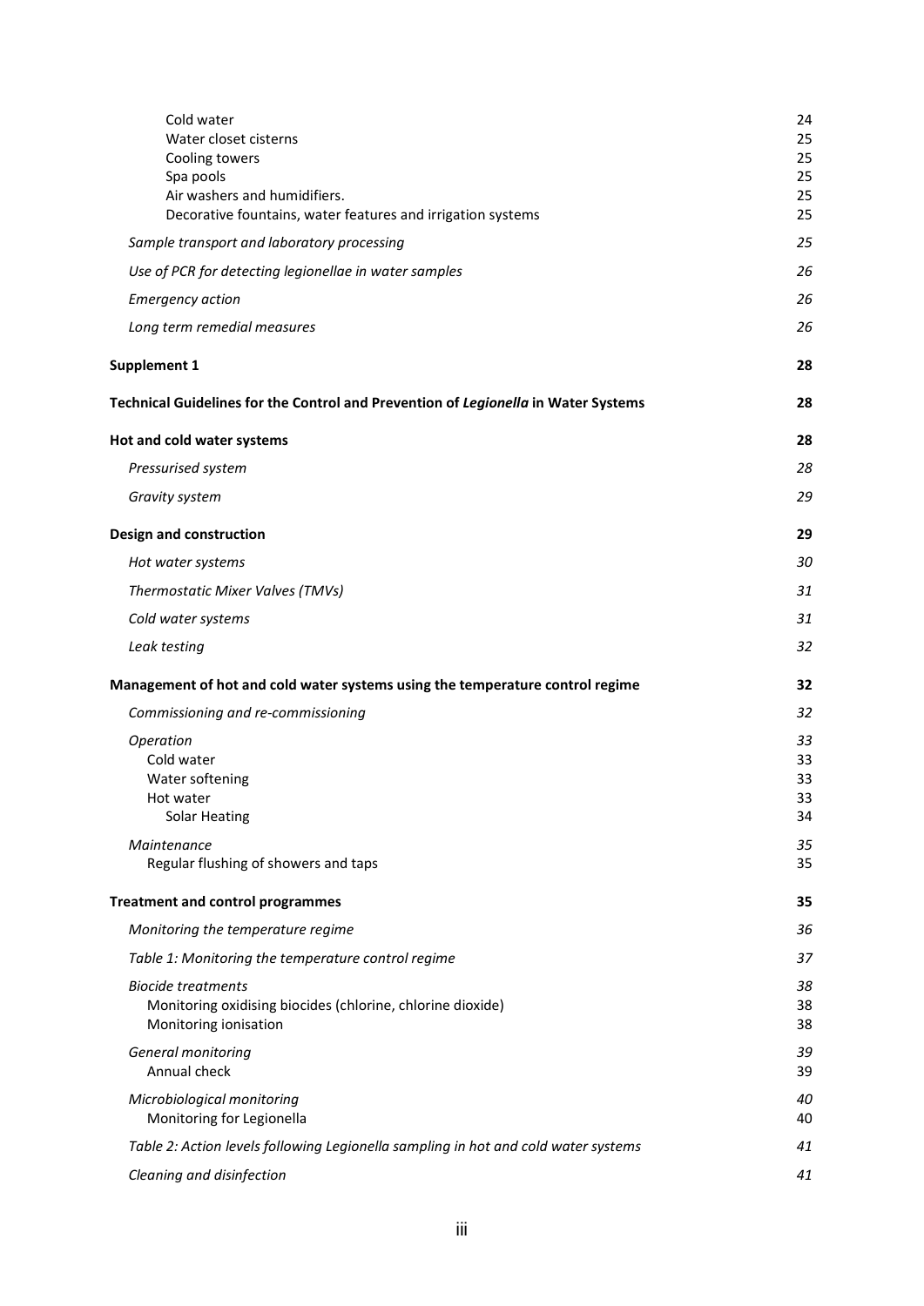Cold water 24
Water closet cisterns 25
Cooling towers 25
Spa pools 25
Air washers and humidifiers. 25
Decorative fountains, water features and irrigation systems 25

*Sample transport and laboratory processing* 25

*Use of PCR for detecting legionellae in water samples* 26

*Emergency action* 26

*Long term remedial measures* 26

**Supplement 1** 28

**Technical Guidelines for the Control and Prevention of *Legionella* in Water Systems** 28

**Hot and cold water systems** 28

*Pressurised system* 28

*Gravity system* 29

**Design and construction** 29

*Hot water systems* 30

*Thermostatic Mixer Valves (TMVs)* 31

*Cold water systems* 31

*Leak testing* 32

**Management of hot and cold water systems using the temperature control regime** 32

*Commissioning and re-commissioning* 32

*Operation* 33
Cold water 33
Water softening 33
Hot water 33
Solar Heating 34

*Maintenance* 35
Regular flushing of showers and taps 35

**Treatment and control programmes** 35

*Monitoring the temperature regime* 36

*Table 1: Monitoring the temperature control regime* 37

*Biocide treatments* 38
Monitoring oxidising biocides (chlorine, chlorine dioxide) 38
Monitoring ionisation 38

*General monitoring* 39
Annual check 39

*Microbiological monitoring* 40
Monitoring for Legionella 40

*Table 2: Action levels following Legionella sampling in hot and cold water systems* 41

*Cleaning and disinfection* 41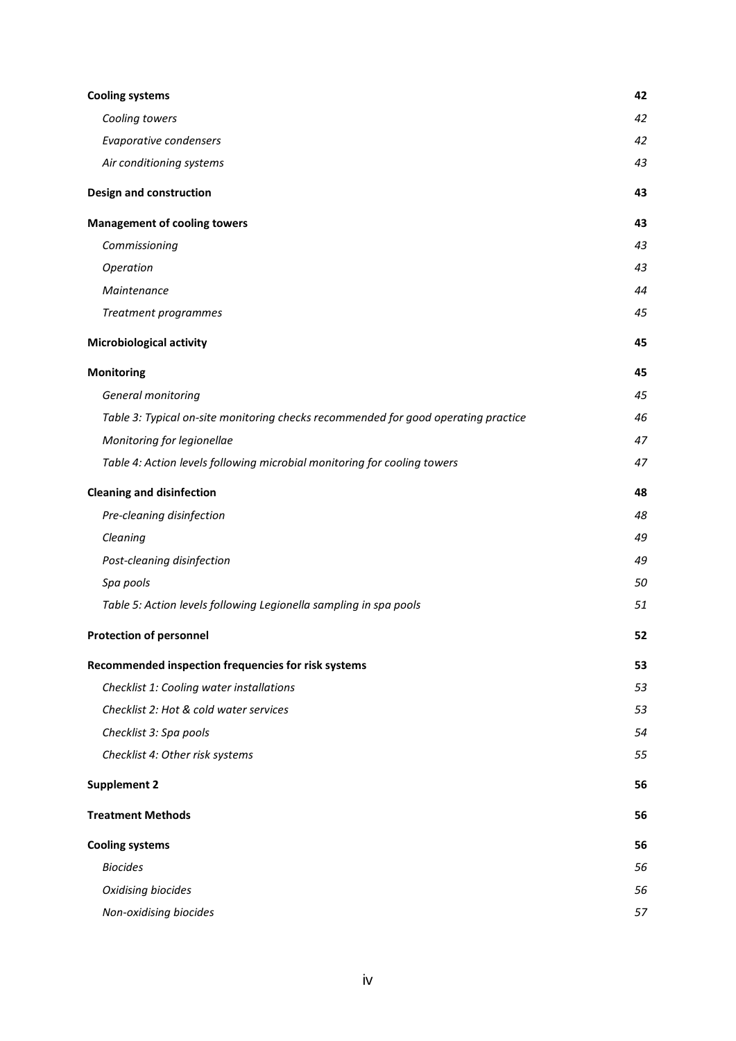| | |
|---|---|
| **Cooling systems** | **42** |
| *Cooling towers* | *42* |
| *Evaporative condensers* | *42* |
| *Air conditioning systems* | *43* |
| **Design and construction** | **43** |
| **Management of cooling towers** | **43** |
| *Commissioning* | *43* |
| *Operation* | *43* |
| *Maintenance* | *44* |
| *Treatment programmes* | *45* |
| **Microbiological activity** | **45** |
| **Monitoring** | **45** |
| *General monitoring* | *45* |
| *Table 3: Typical on-site monitoring checks recommended for good operating practice* | *46* |
| *Monitoring for legionellae* | *47* |
| *Table 4: Action levels following microbial monitoring for cooling towers* | *47* |
| **Cleaning and disinfection** | **48** |
| *Pre-cleaning disinfection* | *48* |
| *Cleaning* | *49* |
| *Post-cleaning disinfection* | *49* |
| *Spa pools* | *50* |
| *Table 5: Action levels following Legionella sampling in spa pools* | *51* |
| **Protection of personnel** | **52** |
| **Recommended inspection frequencies for risk systems** | **53** |
| *Checklist 1: Cooling water installations* | *53* |
| *Checklist 2: Hot & cold water services* | *53* |
| *Checklist 3: Spa pools* | *54* |
| *Checklist 4: Other risk systems* | *55* |
| **Supplement 2** | **56** |
| **Treatment Methods** | **56** |
| **Cooling systems** | **56** |
| *Biocides* | *56* |
| *Oxidising biocides* | *56* |
| *Non-oxidising biocides* | *57* |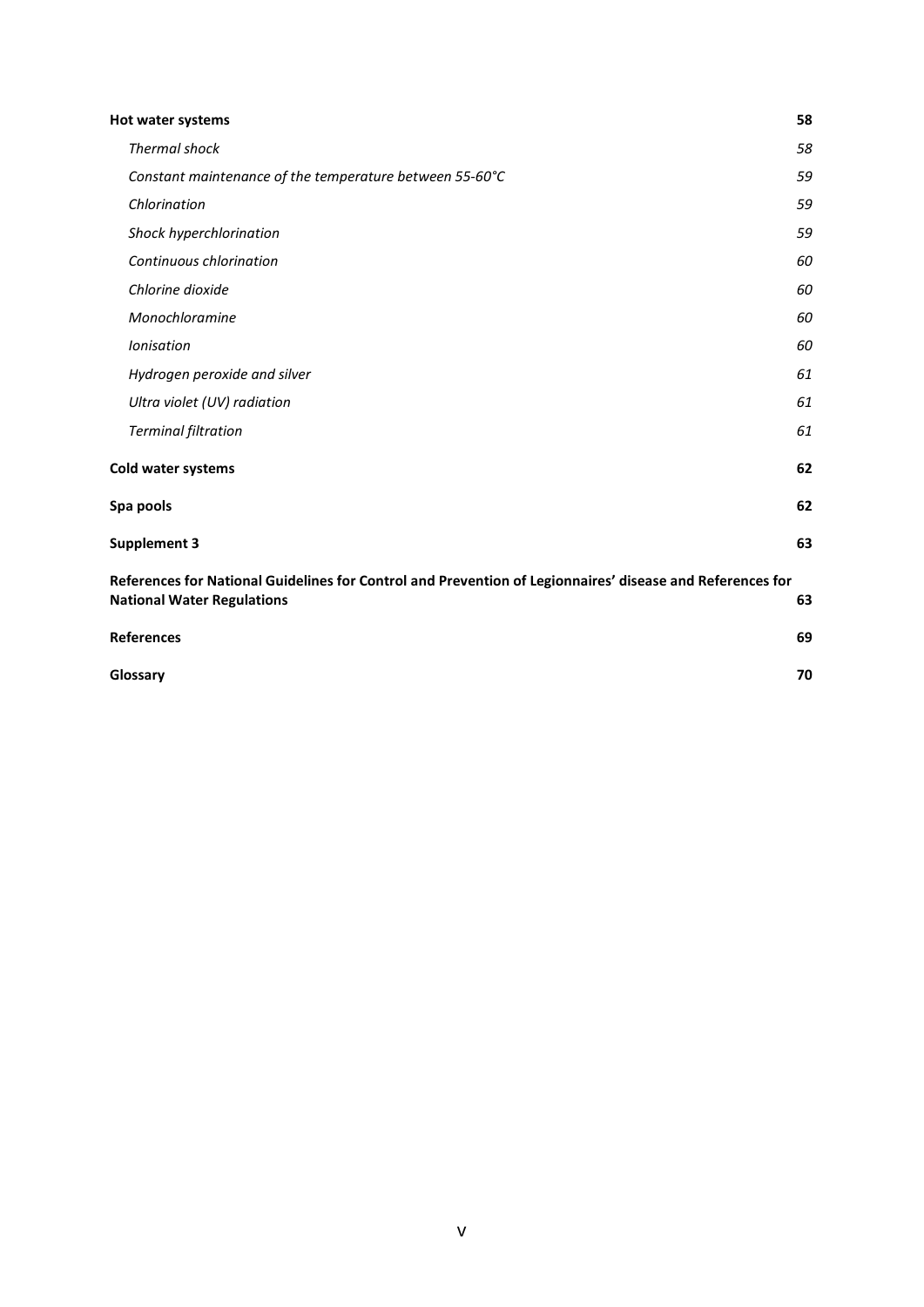**Hot water systems** **58**

*Thermal shock* *58*

*Constant maintenance of the temperature between 55-60°C* *59*

*Chlorination* *59*

*Shock hyperchlorination* *59*

*Continuous chlorination* *60*

*Chlorine dioxide* *60*

*Monochloramine* *60*

*Ionisation* *60*

*Hydrogen peroxide and silver* *61*

*Ultra violet (UV) radiation* *61*

*Terminal filtration* *61*

**Cold water systems** **62**

**Spa pools** **62**

**Supplement 3** **63**

**References for National Guidelines for Control and Prevention of Legionnaires' disease and References for National Water Regulations** **63**

**References** **69**

**Glossary** **70**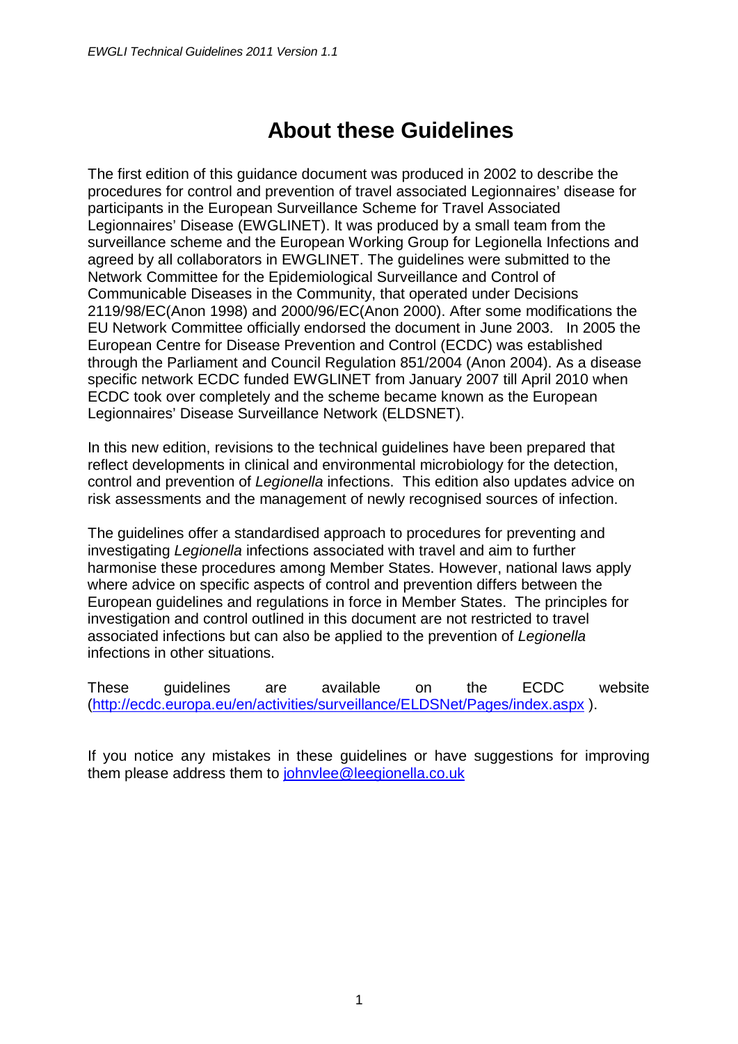# About these Guidelines

The first edition of this guidance document was produced in 2002 to describe the procedures for control and prevention of travel associated Legionnaires' disease for participants in the European Surveillance Scheme for Travel Associated Legionnaires' Disease (EWGLINET). It was produced by a small team from the surveillance scheme and the European Working Group for Legionella Infections and agreed by all collaborators in EWGLINET. The guidelines were submitted to the Network Committee for the Epidemiological Surveillance and Control of Communicable Diseases in the Community, that operated under Decisions 2119/98/EC(Anon 1998) and 2000/96/EC(Anon 2000). After some modifications the EU Network Committee officially endorsed the document in June 2003. In 2005 the European Centre for Disease Prevention and Control (ECDC) was established through the Parliament and Council Regulation 851/2004 (Anon 2004). As a disease specific network ECDC funded EWGLINET from January 2007 till April 2010 when ECDC took over completely and the scheme became known as the European Legionnaires' Disease Surveillance Network (ELDSNET).

In this new edition, revisions to the technical guidelines have been prepared that reflect developments in clinical and environmental microbiology for the detection, control and prevention of *Legionella* infections. This edition also updates advice on risk assessments and the management of newly recognised sources of infection.

The guidelines offer a standardised approach to procedures for preventing and investigating *Legionella* infections associated with travel and aim to further harmonise these procedures among Member States. However, national laws apply where advice on specific aspects of control and prevention differs between the European guidelines and regulations in force in Member States. The principles for investigation and control outlined in this document are not restricted to travel associated infections but can also be applied to the prevention of *Legionella* infections in other situations.

These guidelines are available on the ECDC website (http://ecdc.europa.eu/en/activities/surveillance/ELDSNet/Pages/index.aspx ).

If you notice any mistakes in these guidelines or have suggestions for improving them please address them to johnvlee@leegionella.co.uk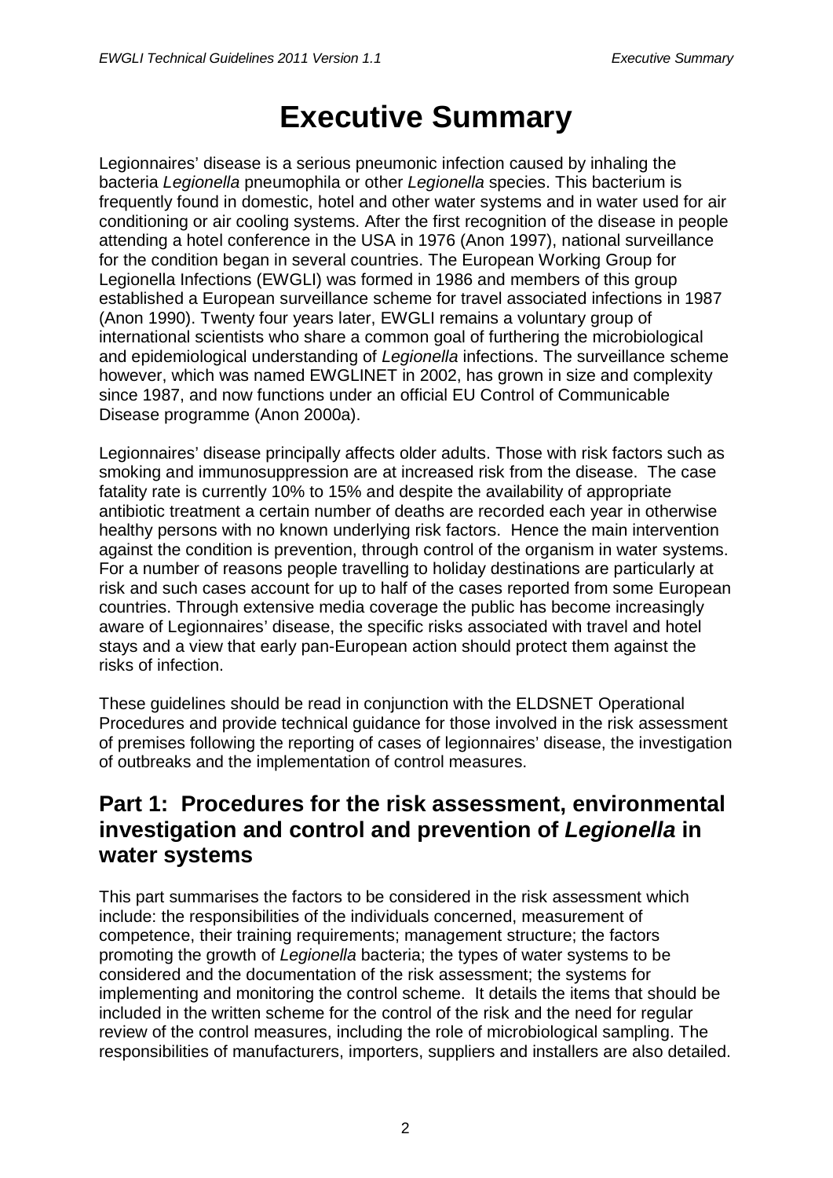# Executive Summary

Legionnaires' disease is a serious pneumonic infection caused by inhaling the bacteria *Legionella* pneumophila or other *Legionella* species. This bacterium is frequently found in domestic, hotel and other water systems and in water used for air conditioning or air cooling systems. After the first recognition of the disease in people attending a hotel conference in the USA in 1976 (Anon 1997), national surveillance for the condition began in several countries. The European Working Group for Legionella Infections (EWGLI) was formed in 1986 and members of this group established a European surveillance scheme for travel associated infections in 1987 (Anon 1990). Twenty four years later, EWGLI remains a voluntary group of international scientists who share a common goal of furthering the microbiological and epidemiological understanding of *Legionella* infections. The surveillance scheme however, which was named EWGLINET in 2002, has grown in size and complexity since 1987, and now functions under an official EU Control of Communicable Disease programme (Anon 2000a).

Legionnaires' disease principally affects older adults. Those with risk factors such as smoking and immunosuppression are at increased risk from the disease. The case fatality rate is currently 10% to 15% and despite the availability of appropriate antibiotic treatment a certain number of deaths are recorded each year in otherwise healthy persons with no known underlying risk factors. Hence the main intervention against the condition is prevention, through control of the organism in water systems. For a number of reasons people travelling to holiday destinations are particularly at risk and such cases account for up to half of the cases reported from some European countries. Through extensive media coverage the public has become increasingly aware of Legionnaires' disease, the specific risks associated with travel and hotel stays and a view that early pan-European action should protect them against the risks of infection.

These guidelines should be read in conjunction with the ELDSNET Operational Procedures and provide technical guidance for those involved in the risk assessment of premises following the reporting of cases of legionnaires' disease, the investigation of outbreaks and the implementation of control measures.

## Part 1: Procedures for the risk assessment, environmental investigation and control and prevention of *Legionella* in water systems

This part summarises the factors to be considered in the risk assessment which include: the responsibilities of the individuals concerned, measurement of competence, their training requirements; management structure; the factors promoting the growth of *Legionella* bacteria; the types of water systems to be considered and the documentation of the risk assessment; the systems for implementing and monitoring the control scheme. It details the items that should be included in the written scheme for the control of the risk and the need for regular review of the control measures, including the role of microbiological sampling. The responsibilities of manufacturers, importers, suppliers and installers are also detailed.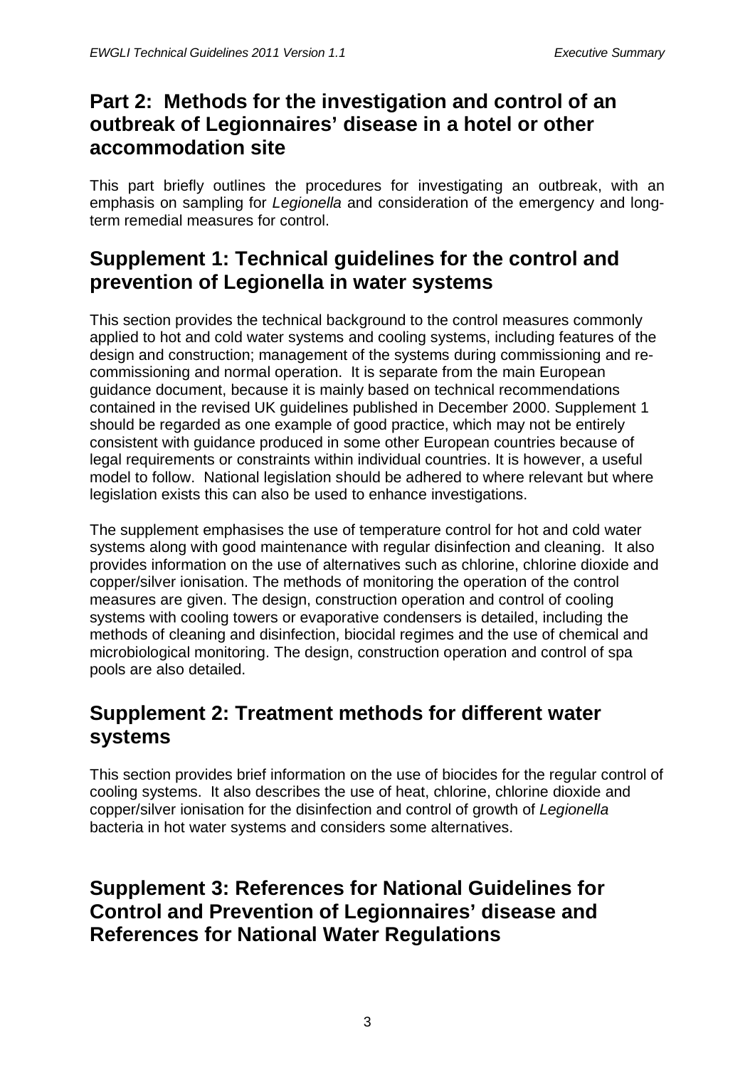## Part 2: Methods for the investigation and control of an outbreak of Legionnaires' disease in a hotel or other accommodation site

This part briefly outlines the procedures for investigating an outbreak, with an emphasis on sampling for *Legionella* and consideration of the emergency and long-term remedial measures for control.

## Supplement 1: Technical guidelines for the control and prevention of Legionella in water systems

This section provides the technical background to the control measures commonly applied to hot and cold water systems and cooling systems, including features of the design and construction; management of the systems during commissioning and re-commissioning and normal operation. It is separate from the main European guidance document, because it is mainly based on technical recommendations contained in the revised UK guidelines published in December 2000. Supplement 1 should be regarded as one example of good practice, which may not be entirely consistent with guidance produced in some other European countries because of legal requirements or constraints within individual countries. It is however, a useful model to follow. National legislation should be adhered to where relevant but where legislation exists this can also be used to enhance investigations.

The supplement emphasises the use of temperature control for hot and cold water systems along with good maintenance with regular disinfection and cleaning. It also provides information on the use of alternatives such as chlorine, chlorine dioxide and copper/silver ionisation. The methods of monitoring the operation of the control measures are given. The design, construction operation and control of cooling systems with cooling towers or evaporative condensers is detailed, including the methods of cleaning and disinfection, biocidal regimes and the use of chemical and microbiological monitoring. The design, construction operation and control of spa pools are also detailed.

## Supplement 2: Treatment methods for different water systems

This section provides brief information on the use of biocides for the regular control of cooling systems. It also describes the use of heat, chlorine, chlorine dioxide and copper/silver ionisation for the disinfection and control of growth of *Legionella* bacteria in hot water systems and considers some alternatives.

## Supplement 3: References for National Guidelines for Control and Prevention of Legionnaires' disease and References for National Water Regulations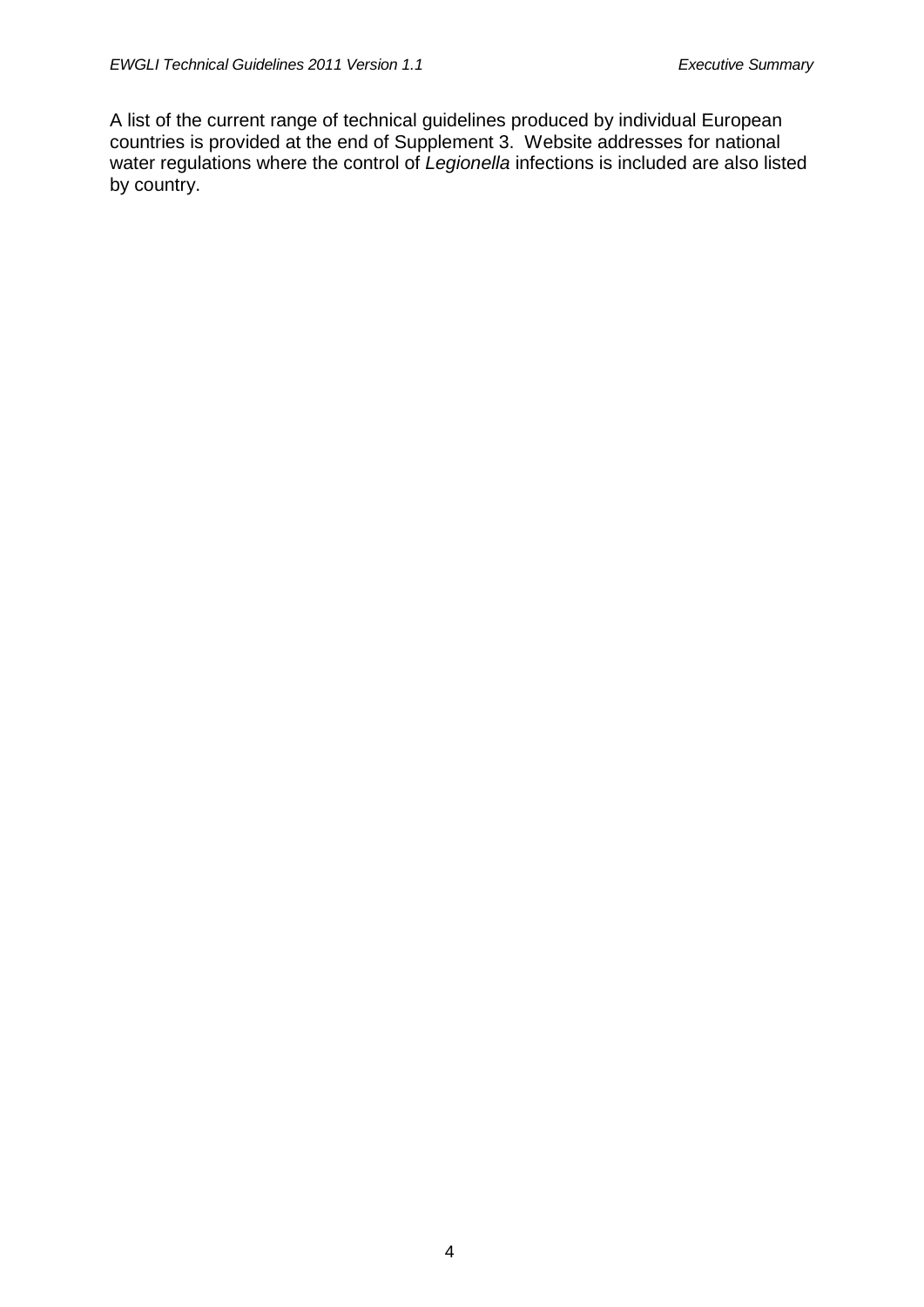A list of the current range of technical guidelines produced by individual European countries is provided at the end of Supplement 3. Website addresses for national water regulations where the control of *Legionella* infections is included are also listed by country.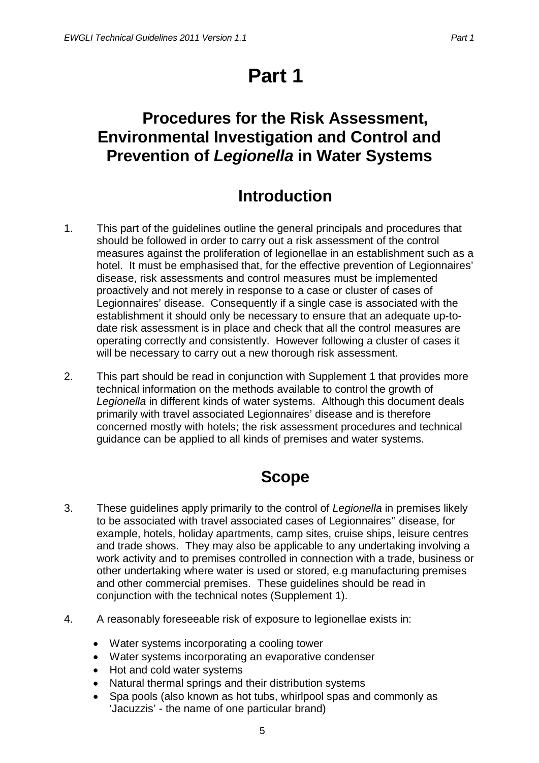# Part 1

## Procedures for the Risk Assessment, Environmental Investigation and Control and Prevention of *Legionella* in Water Systems

## Introduction

1. This part of the guidelines outline the general principals and procedures that should be followed in order to carry out a risk assessment of the control measures against the proliferation of legionellae in an establishment such as a hotel. It must be emphasised that, for the effective prevention of Legionnaires' disease, risk assessments and control measures must be implemented proactively and not merely in response to a case or cluster of cases of Legionnaires' disease. Consequently if a single case is associated with the establishment it should only be necessary to ensure that an adequate up-to-date risk assessment is in place and check that all the control measures are operating correctly and consistently. However following a cluster of cases it will be necessary to carry out a new thorough risk assessment.

2. This part should be read in conjunction with Supplement 1 that provides more technical information on the methods available to control the growth of *Legionella* in different kinds of water systems. Although this document deals primarily with travel associated Legionnaires' disease and is therefore concerned mostly with hotels; the risk assessment procedures and technical guidance can be applied to all kinds of premises and water systems.

## Scope

3. These guidelines apply primarily to the control of *Legionella* in premises likely to be associated with travel associated cases of Legionnaires'' disease, for example, hotels, holiday apartments, camp sites, cruise ships, leisure centres and trade shows. They may also be applicable to any undertaking involving a work activity and to premises controlled in connection with a trade, business or other undertaking where water is used or stored, e.g manufacturing premises and other commercial premises. These guidelines should be read in conjunction with the technical notes (Supplement 1).

4. A reasonably foreseeable risk of exposure to legionellae exists in:

   - Water systems incorporating a cooling tower
   - Water systems incorporating an evaporative condenser
   - Hot and cold water systems
   - Natural thermal springs and their distribution systems
   - Spa pools (also known as hot tubs, whirlpool spas and commonly as 'Jacuzzis' - the name of one particular brand)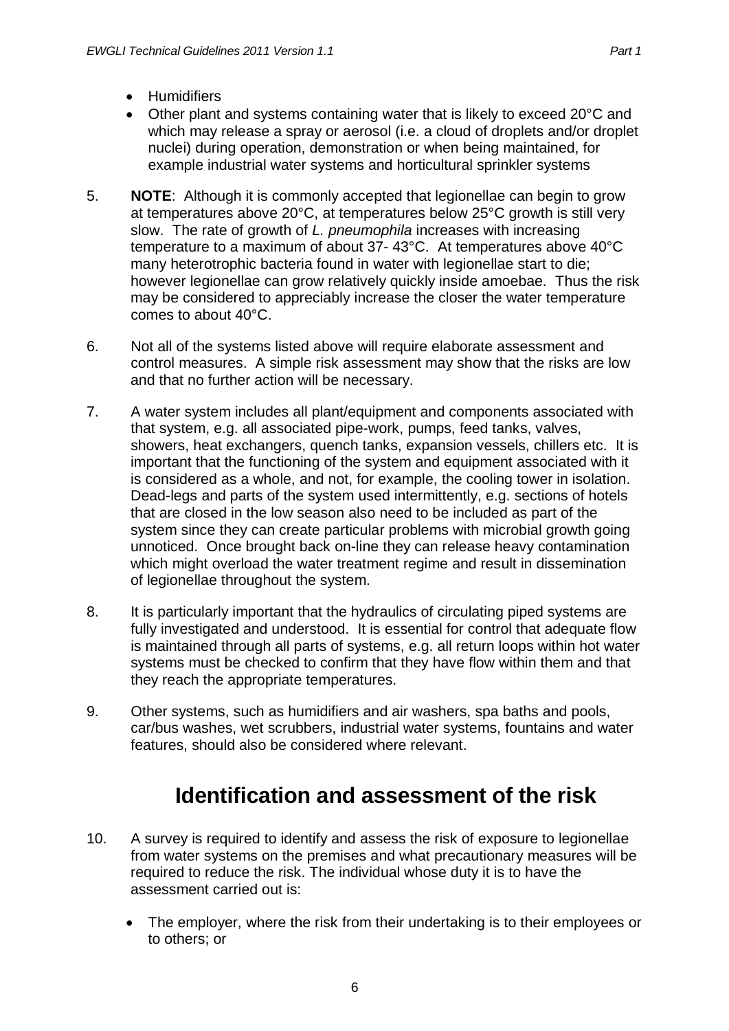- Humidifiers
- Other plant and systems containing water that is likely to exceed 20°C and which may release a spray or aerosol (i.e. a cloud of droplets and/or droplet nuclei) during operation, demonstration or when being maintained, for example industrial water systems and horticultural sprinkler systems

5. **NOTE**: Although it is commonly accepted that legionellae can begin to grow at temperatures above 20°C, at temperatures below 25°C growth is still very slow. The rate of growth of *L. pneumophila* increases with increasing temperature to a maximum of about 37- 43°C. At temperatures above 40°C many heterotrophic bacteria found in water with legionellae start to die; however legionellae can grow relatively quickly inside amoebae. Thus the risk may be considered to appreciably increase the closer the water temperature comes to about 40°C.

6. Not all of the systems listed above will require elaborate assessment and control measures. A simple risk assessment may show that the risks are low and that no further action will be necessary.

7. A water system includes all plant/equipment and components associated with that system, e.g. all associated pipe-work, pumps, feed tanks, valves, showers, heat exchangers, quench tanks, expansion vessels, chillers etc. It is important that the functioning of the system and equipment associated with it is considered as a whole, and not, for example, the cooling tower in isolation. Dead-legs and parts of the system used intermittently, e.g. sections of hotels that are closed in the low season also need to be included as part of the system since they can create particular problems with microbial growth going unnoticed. Once brought back on-line they can release heavy contamination which might overload the water treatment regime and result in dissemination of legionellae throughout the system.

8. It is particularly important that the hydraulics of circulating piped systems are fully investigated and understood. It is essential for control that adequate flow is maintained through all parts of systems, e.g. all return loops within hot water systems must be checked to confirm that they have flow within them and that they reach the appropriate temperatures.

9. Other systems, such as humidifiers and air washers, spa baths and pools, car/bus washes, wet scrubbers, industrial water systems, fountains and water features, should also be considered where relevant.

## Identification and assessment of the risk

10. A survey is required to identify and assess the risk of exposure to legionellae from water systems on the premises and what precautionary measures will be required to reduce the risk. The individual whose duty it is to have the assessment carried out is:

    - The employer, where the risk from their undertaking is to their employees or to others; or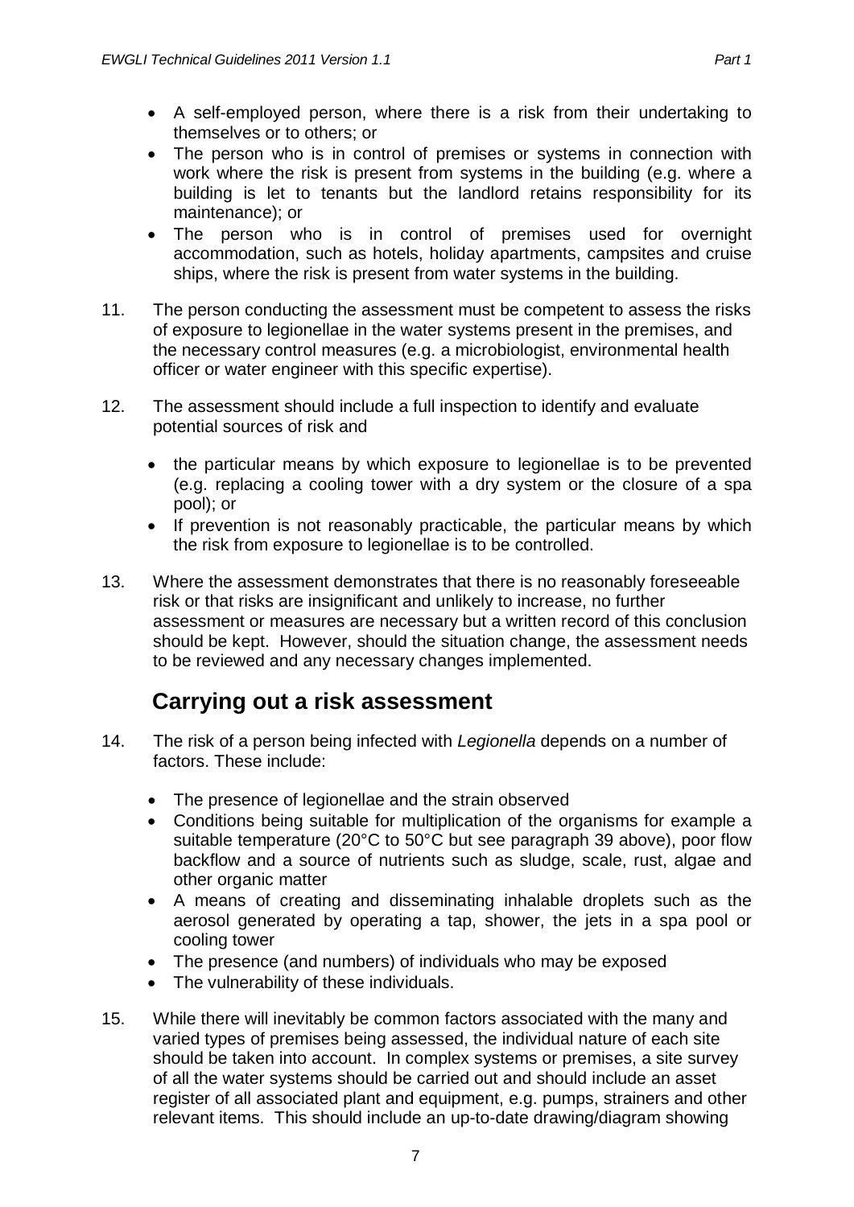- A self-employed person, where there is a risk from their undertaking to themselves or to others; or
- The person who is in control of premises or systems in connection with work where the risk is present from systems in the building (e.g. where a building is let to tenants but the landlord retains responsibility for its maintenance); or
- The person who is in control of premises used for overnight accommodation, such as hotels, holiday apartments, campsites and cruise ships, where the risk is present from water systems in the building.

11. The person conducting the assessment must be competent to assess the risks of exposure to legionellae in the water systems present in the premises, and the necessary control measures (e.g. a microbiologist, environmental health officer or water engineer with this specific expertise).

12. The assessment should include a full inspection to identify and evaluate potential sources of risk and

    - the particular means by which exposure to legionellae is to be prevented (e.g. replacing a cooling tower with a dry system or the closure of a spa pool); or
    - If prevention is not reasonably practicable, the particular means by which the risk from exposure to legionellae is to be controlled.

13. Where the assessment demonstrates that there is no reasonably foreseeable risk or that risks are insignificant and unlikely to increase, no further assessment or measures are necessary but a written record of this conclusion should be kept. However, should the situation change, the assessment needs to be reviewed and any necessary changes implemented.

## Carrying out a risk assessment

14. The risk of a person being infected with *Legionella* depends on a number of factors. These include:

    - The presence of legionellae and the strain observed
    - Conditions being suitable for multiplication of the organisms for example a suitable temperature (20°C to 50°C but see paragraph 39 above), poor flow backflow and a source of nutrients such as sludge, scale, rust, algae and other organic matter
    - A means of creating and disseminating inhalable droplets such as the aerosol generated by operating a tap, shower, the jets in a spa pool or cooling tower
    - The presence (and numbers) of individuals who may be exposed
    - The vulnerability of these individuals.

15. While there will inevitably be common factors associated with the many and varied types of premises being assessed, the individual nature of each site should be taken into account. In complex systems or premises, a site survey of all the water systems should be carried out and should include an asset register of all associated plant and equipment, e.g. pumps, strainers and other relevant items. This should include an up-to-date drawing/diagram showing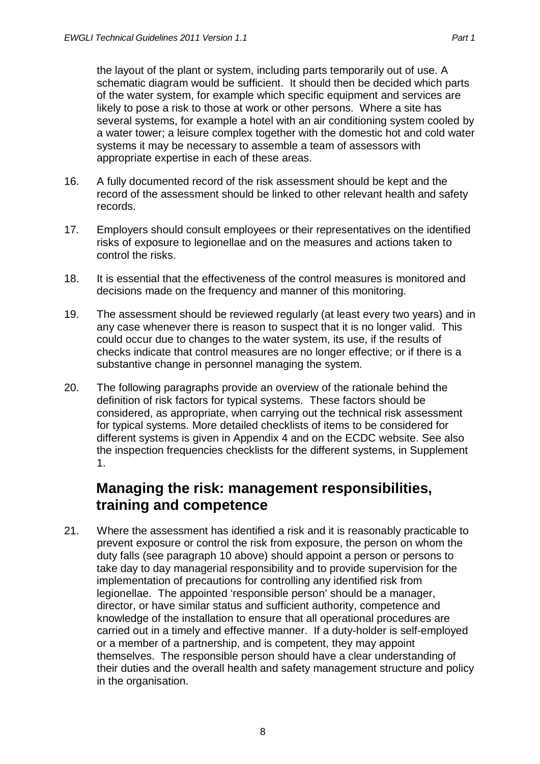the layout of the plant or system, including parts temporarily out of use. A schematic diagram would be sufficient. It should then be decided which parts of the water system, for example which specific equipment and services are likely to pose a risk to those at work or other persons. Where a site has several systems, for example a hotel with an air conditioning system cooled by a water tower; a leisure complex together with the domestic hot and cold water systems it may be necessary to assemble a team of assessors with appropriate expertise in each of these areas.

16. A fully documented record of the risk assessment should be kept and the record of the assessment should be linked to other relevant health and safety records.

17. Employers should consult employees or their representatives on the identified risks of exposure to legionellae and on the measures and actions taken to control the risks.

18. It is essential that the effectiveness of the control measures is monitored and decisions made on the frequency and manner of this monitoring.

19. The assessment should be reviewed regularly (at least every two years) and in any case whenever there is reason to suspect that it is no longer valid. This could occur due to changes to the water system, its use, if the results of checks indicate that control measures are no longer effective; or if there is a substantive change in personnel managing the system.

20. The following paragraphs provide an overview of the rationale behind the definition of risk factors for typical systems. These factors should be considered, as appropriate, when carrying out the technical risk assessment for typical systems. More detailed checklists of items to be considered for different systems is given in Appendix 4 and on the ECDC website. See also the inspection frequencies checklists for the different systems, in Supplement 1.

## Managing the risk: management responsibilities, training and competence

21. Where the assessment has identified a risk and it is reasonably practicable to prevent exposure or control the risk from exposure, the person on whom the duty falls (see paragraph 10 above) should appoint a person or persons to take day to day managerial responsibility and to provide supervision for the implementation of precautions for controlling any identified risk from legionellae. The appointed 'responsible person' should be a manager, director, or have similar status and sufficient authority, competence and knowledge of the installation to ensure that all operational procedures are carried out in a timely and effective manner. If a duty-holder is self-employed or a member of a partnership, and is competent, they may appoint themselves. The responsible person should have a clear understanding of their duties and the overall health and safety management structure and policy in the organisation.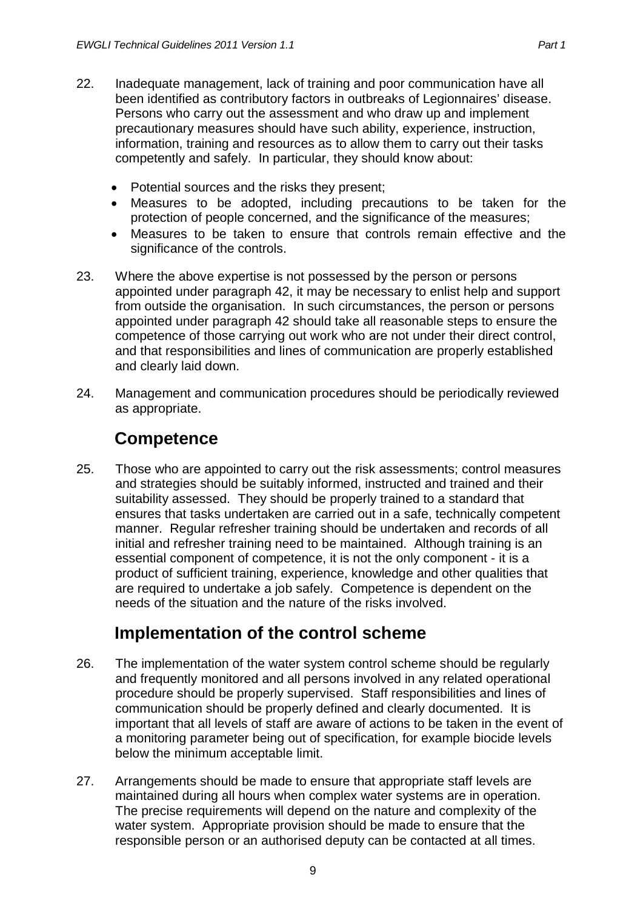22. Inadequate management, lack of training and poor communication have all been identified as contributory factors in outbreaks of Legionnaires' disease. Persons who carry out the assessment and who draw up and implement precautionary measures should have such ability, experience, instruction, information, training and resources as to allow them to carry out their tasks competently and safely. In particular, they should know about:

    - Potential sources and the risks they present;
    - Measures to be adopted, including precautions to be taken for the protection of people concerned, and the significance of the measures;
    - Measures to be taken to ensure that controls remain effective and the significance of the controls.

23. Where the above expertise is not possessed by the person or persons appointed under paragraph 42, it may be necessary to enlist help and support from outside the organisation. In such circumstances, the person or persons appointed under paragraph 42 should take all reasonable steps to ensure the competence of those carrying out work who are not under their direct control, and that responsibilities and lines of communication are properly established and clearly laid down.

24. Management and communication procedures should be periodically reviewed as appropriate.

## Competence

25. Those who are appointed to carry out the risk assessments; control measures and strategies should be suitably informed, instructed and trained and their suitability assessed. They should be properly trained to a standard that ensures that tasks undertaken are carried out in a safe, technically competent manner. Regular refresher training should be undertaken and records of all initial and refresher training need to be maintained. Although training is an essential component of competence, it is not the only component - it is a product of sufficient training, experience, knowledge and other qualities that are required to undertake a job safely. Competence is dependent on the needs of the situation and the nature of the risks involved.

## Implementation of the control scheme

26. The implementation of the water system control scheme should be regularly and frequently monitored and all persons involved in any related operational procedure should be properly supervised. Staff responsibilities and lines of communication should be properly defined and clearly documented. It is important that all levels of staff are aware of actions to be taken in the event of a monitoring parameter being out of specification, for example biocide levels below the minimum acceptable limit.

27. Arrangements should be made to ensure that appropriate staff levels are maintained during all hours when complex water systems are in operation. The precise requirements will depend on the nature and complexity of the water system. Appropriate provision should be made to ensure that the responsible person or an authorised deputy can be contacted at all times.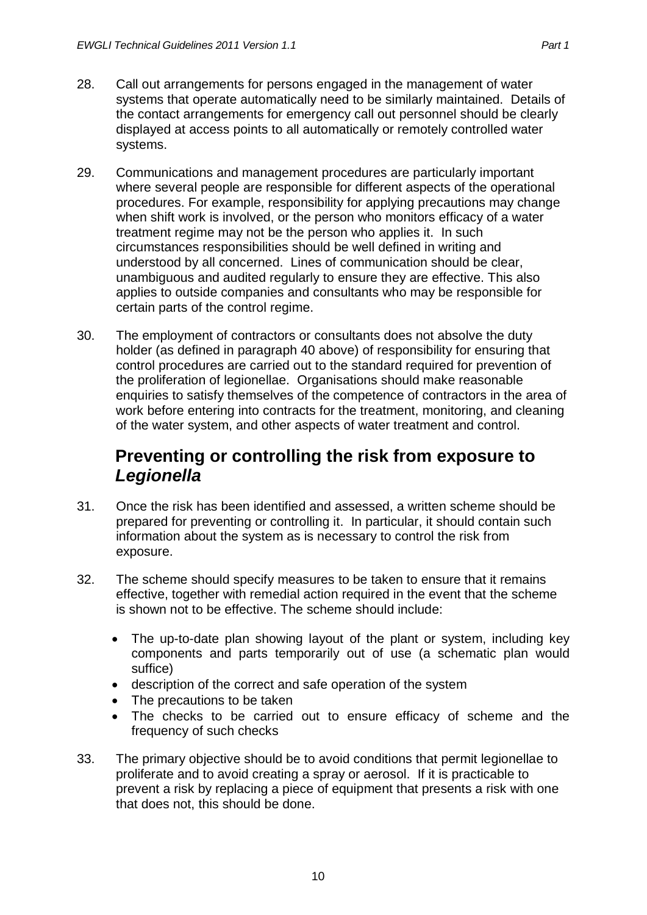28. Call out arrangements for persons engaged in the management of water systems that operate automatically need to be similarly maintained. Details of the contact arrangements for emergency call out personnel should be clearly displayed at access points to all automatically or remotely controlled water systems.

29. Communications and management procedures are particularly important where several people are responsible for different aspects of the operational procedures. For example, responsibility for applying precautions may change when shift work is involved, or the person who monitors efficacy of a water treatment regime may not be the person who applies it. In such circumstances responsibilities should be well defined in writing and understood by all concerned. Lines of communication should be clear, unambiguous and audited regularly to ensure they are effective. This also applies to outside companies and consultants who may be responsible for certain parts of the control regime.

30. The employment of contractors or consultants does not absolve the duty holder (as defined in paragraph 40 above) of responsibility for ensuring that control procedures are carried out to the standard required for prevention of the proliferation of legionellae. Organisations should make reasonable enquiries to satisfy themselves of the competence of contractors in the area of work before entering into contracts for the treatment, monitoring, and cleaning of the water system, and other aspects of water treatment and control.

## Preventing or controlling the risk from exposure to *Legionella*

31. Once the risk has been identified and assessed, a written scheme should be prepared for preventing or controlling it. In particular, it should contain such information about the system as is necessary to control the risk from exposure.

32. The scheme should specify measures to be taken to ensure that it remains effective, together with remedial action required in the event that the scheme is shown not to be effective. The scheme should include:

    - The up-to-date plan showing layout of the plant or system, including key components and parts temporarily out of use (a schematic plan would suffice)
    - description of the correct and safe operation of the system
    - The precautions to be taken
    - The checks to be carried out to ensure efficacy of scheme and the frequency of such checks

33. The primary objective should be to avoid conditions that permit legionellae to proliferate and to avoid creating a spray or aerosol. If it is practicable to prevent a risk by replacing a piece of equipment that presents a risk with one that does not, this should be done.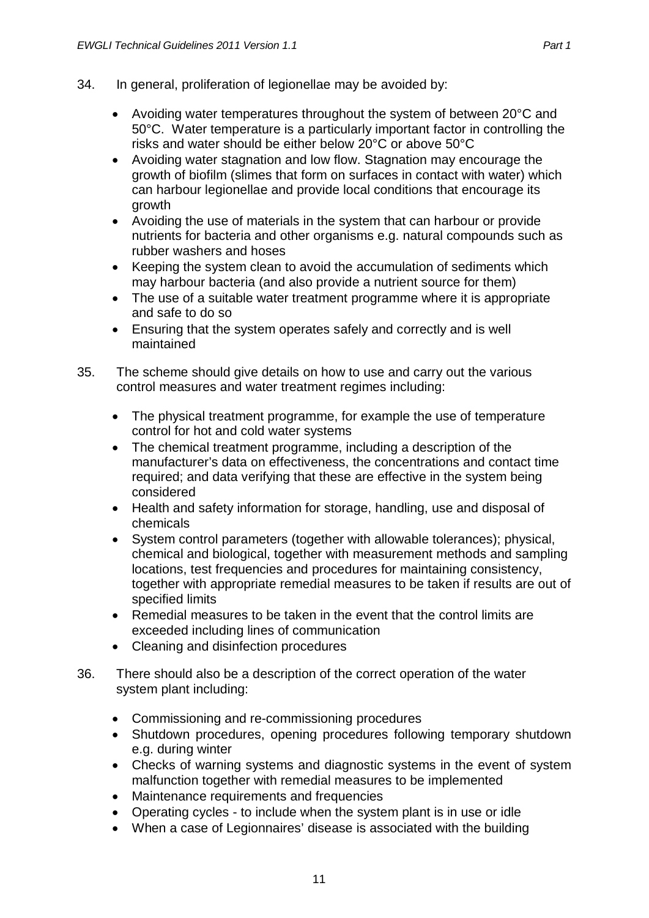34. In general, proliferation of legionellae may be avoided by:

   - Avoiding water temperatures throughout the system of between 20°C and 50°C. Water temperature is a particularly important factor in controlling the risks and water should be either below 20°C or above 50°C
   - Avoiding water stagnation and low flow. Stagnation may encourage the growth of biofilm (slimes that form on surfaces in contact with water) which can harbour legionellae and provide local conditions that encourage its growth
   - Avoiding the use of materials in the system that can harbour or provide nutrients for bacteria and other organisms e.g. natural compounds such as rubber washers and hoses
   - Keeping the system clean to avoid the accumulation of sediments which may harbour bacteria (and also provide a nutrient source for them)
   - The use of a suitable water treatment programme where it is appropriate and safe to do so
   - Ensuring that the system operates safely and correctly and is well maintained

35. The scheme should give details on how to use and carry out the various control measures and water treatment regimes including:

   - The physical treatment programme, for example the use of temperature control for hot and cold water systems
   - The chemical treatment programme, including a description of the manufacturer's data on effectiveness, the concentrations and contact time required; and data verifying that these are effective in the system being considered
   - Health and safety information for storage, handling, use and disposal of chemicals
   - System control parameters (together with allowable tolerances); physical, chemical and biological, together with measurement methods and sampling locations, test frequencies and procedures for maintaining consistency, together with appropriate remedial measures to be taken if results are out of specified limits
   - Remedial measures to be taken in the event that the control limits are exceeded including lines of communication
   - Cleaning and disinfection procedures

36. There should also be a description of the correct operation of the water system plant including:

   - Commissioning and re-commissioning procedures
   - Shutdown procedures, opening procedures following temporary shutdown e.g. during winter
   - Checks of warning systems and diagnostic systems in the event of system malfunction together with remedial measures to be implemented
   - Maintenance requirements and frequencies
   - Operating cycles - to include when the system plant is in use or idle
   - When a case of Legionnaires' disease is associated with the building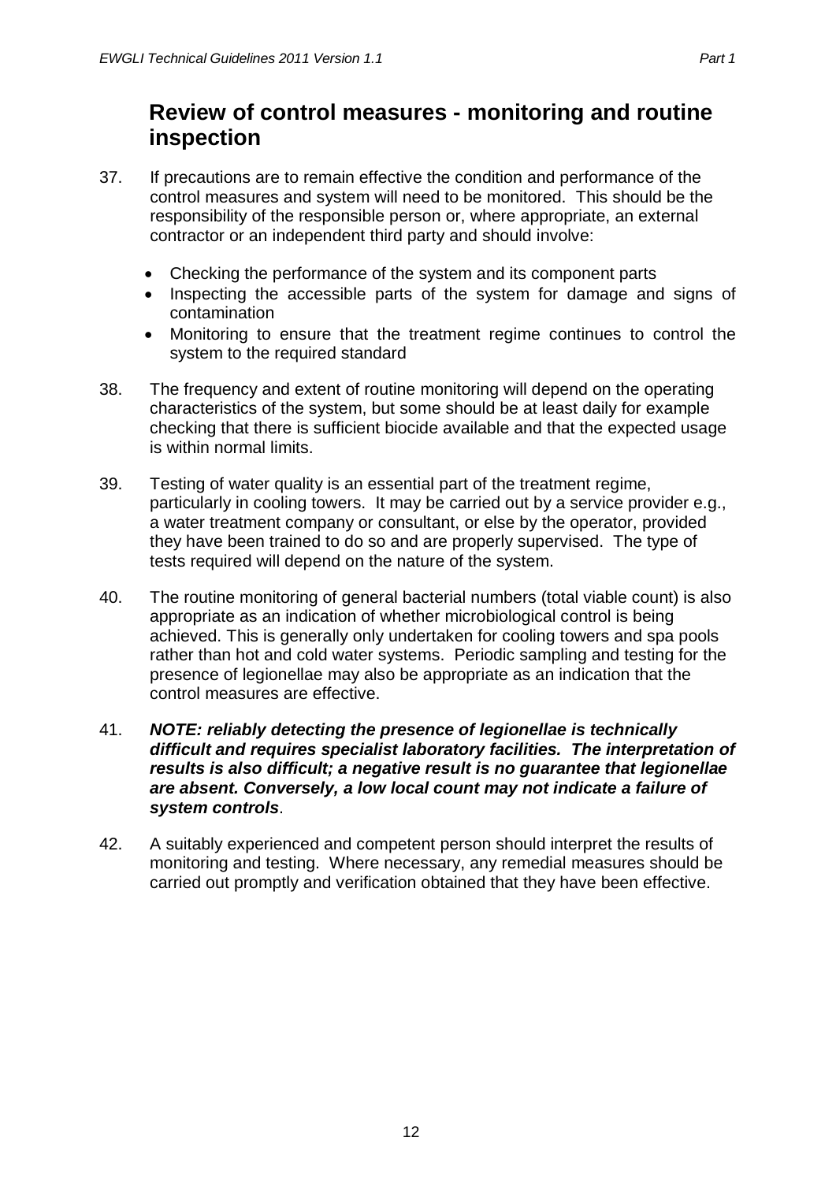## Review of control measures - monitoring and routine inspection

37. If precautions are to remain effective the condition and performance of the control measures and system will need to be monitored. This should be the responsibility of the responsible person or, where appropriate, an external contractor or an independent third party and should involve:

    - Checking the performance of the system and its component parts
    - Inspecting the accessible parts of the system for damage and signs of contamination
    - Monitoring to ensure that the treatment regime continues to control the system to the required standard

38. The frequency and extent of routine monitoring will depend on the operating characteristics of the system, but some should be at least daily for example checking that there is sufficient biocide available and that the expected usage is within normal limits.

39. Testing of water quality is an essential part of the treatment regime, particularly in cooling towers. It may be carried out by a service provider e.g., a water treatment company or consultant, or else by the operator, provided they have been trained to do so and are properly supervised. The type of tests required will depend on the nature of the system.

40. The routine monitoring of general bacterial numbers (total viable count) is also appropriate as an indication of whether microbiological control is being achieved. This is generally only undertaken for cooling towers and spa pools rather than hot and cold water systems. Periodic sampling and testing for the presence of legionellae may also be appropriate as an indication that the control measures are effective.

41. ***NOTE: reliably detecting the presence of legionellae is technically difficult and requires specialist laboratory facilities. The interpretation of results is also difficult; a negative result is no guarantee that legionellae are absent. Conversely, a low local count may not indicate a failure of system controls***.

42. A suitably experienced and competent person should interpret the results of monitoring and testing. Where necessary, any remedial measures should be carried out promptly and verification obtained that they have been effective.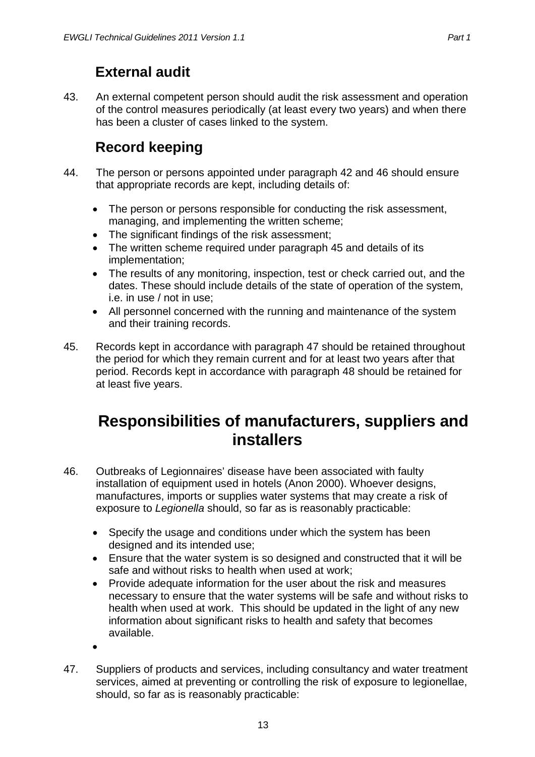## External audit

43. An external competent person should audit the risk assessment and operation of the control measures periodically (at least every two years) and when there has been a cluster of cases linked to the system.

## Record keeping

44. The person or persons appointed under paragraph 42 and 46 should ensure that appropriate records are kept, including details of:

    - The person or persons responsible for conducting the risk assessment, managing, and implementing the written scheme;
    - The significant findings of the risk assessment;
    - The written scheme required under paragraph 45 and details of its implementation;
    - The results of any monitoring, inspection, test or check carried out, and the dates. These should include details of the state of operation of the system, i.e. in use / not in use;
    - All personnel concerned with the running and maintenance of the system and their training records.

45. Records kept in accordance with paragraph 47 should be retained throughout the period for which they remain current and for at least two years after that period. Records kept in accordance with paragraph 48 should be retained for at least five years.

# Responsibilities of manufacturers, suppliers and installers

46. Outbreaks of Legionnaires' disease have been associated with faulty installation of equipment used in hotels (Anon 2000). Whoever designs, manufactures, imports or supplies water systems that may create a risk of exposure to *Legionella* should, so far as is reasonably practicable:

    - Specify the usage and conditions under which the system has been designed and its intended use;
    - Ensure that the water system is so designed and constructed that it will be safe and without risks to health when used at work;
    - Provide adequate information for the user about the risk and measures necessary to ensure that the water systems will be safe and without risks to health when used at work. This should be updated in the light of any new information about significant risks to health and safety that becomes available.
    -

47. Suppliers of products and services, including consultancy and water treatment services, aimed at preventing or controlling the risk of exposure to legionellae, should, so far as is reasonably practicable: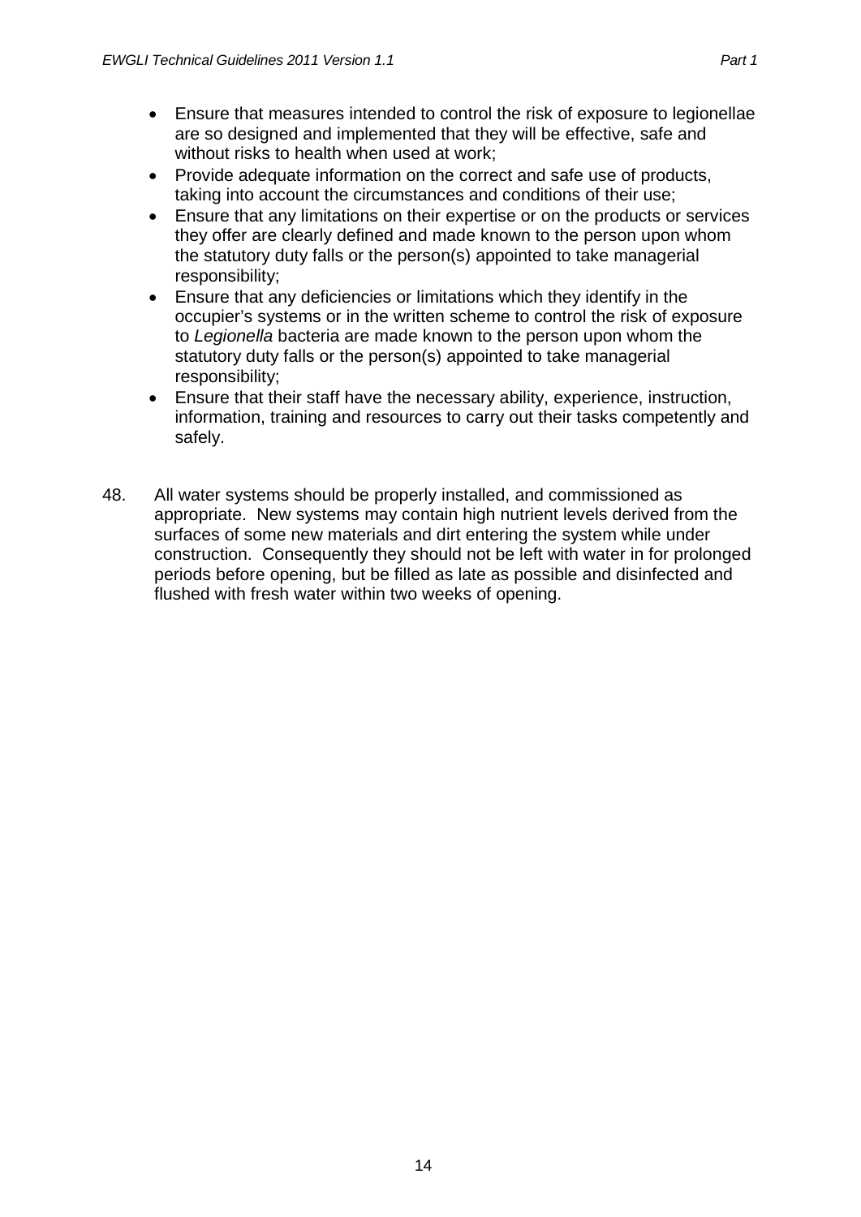- Ensure that measures intended to control the risk of exposure to legionellae are so designed and implemented that they will be effective, safe and without risks to health when used at work;
- Provide adequate information on the correct and safe use of products, taking into account the circumstances and conditions of their use;
- Ensure that any limitations on their expertise or on the products or services they offer are clearly defined and made known to the person upon whom the statutory duty falls or the person(s) appointed to take managerial responsibility;
- Ensure that any deficiencies or limitations which they identify in the occupier's systems or in the written scheme to control the risk of exposure to *Legionella* bacteria are made known to the person upon whom the statutory duty falls or the person(s) appointed to take managerial responsibility;
- Ensure that their staff have the necessary ability, experience, instruction, information, training and resources to carry out their tasks competently and safely.

48. All water systems should be properly installed, and commissioned as appropriate. New systems may contain high nutrient levels derived from the surfaces of some new materials and dirt entering the system while under construction. Consequently they should not be left with water in for prolonged periods before opening, but be filled as late as possible and disinfected and flushed with fresh water within two weeks of opening.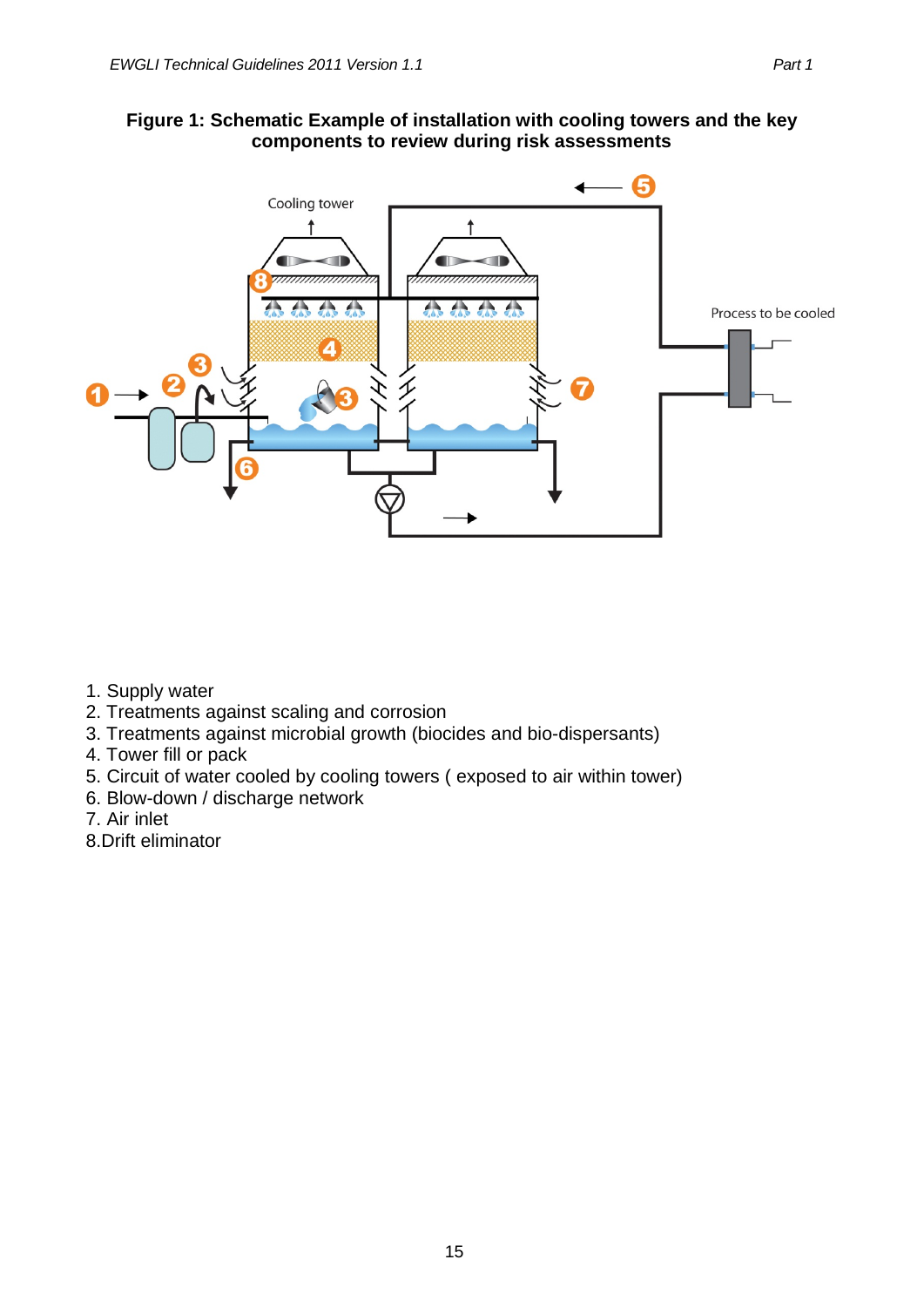**Figure 1: Schematic Example of installation with cooling towers and the key components to review during risk assessments**

1. Supply water
2. Treatments against scaling and corrosion
3. Treatments against microbial growth (biocides and bio-dispersants)
4. Tower fill or pack
5. Circuit of water cooled by cooling towers ( exposed to air within tower)
6. Blow-down / discharge network
7. Air inlet
8. Drift eliminator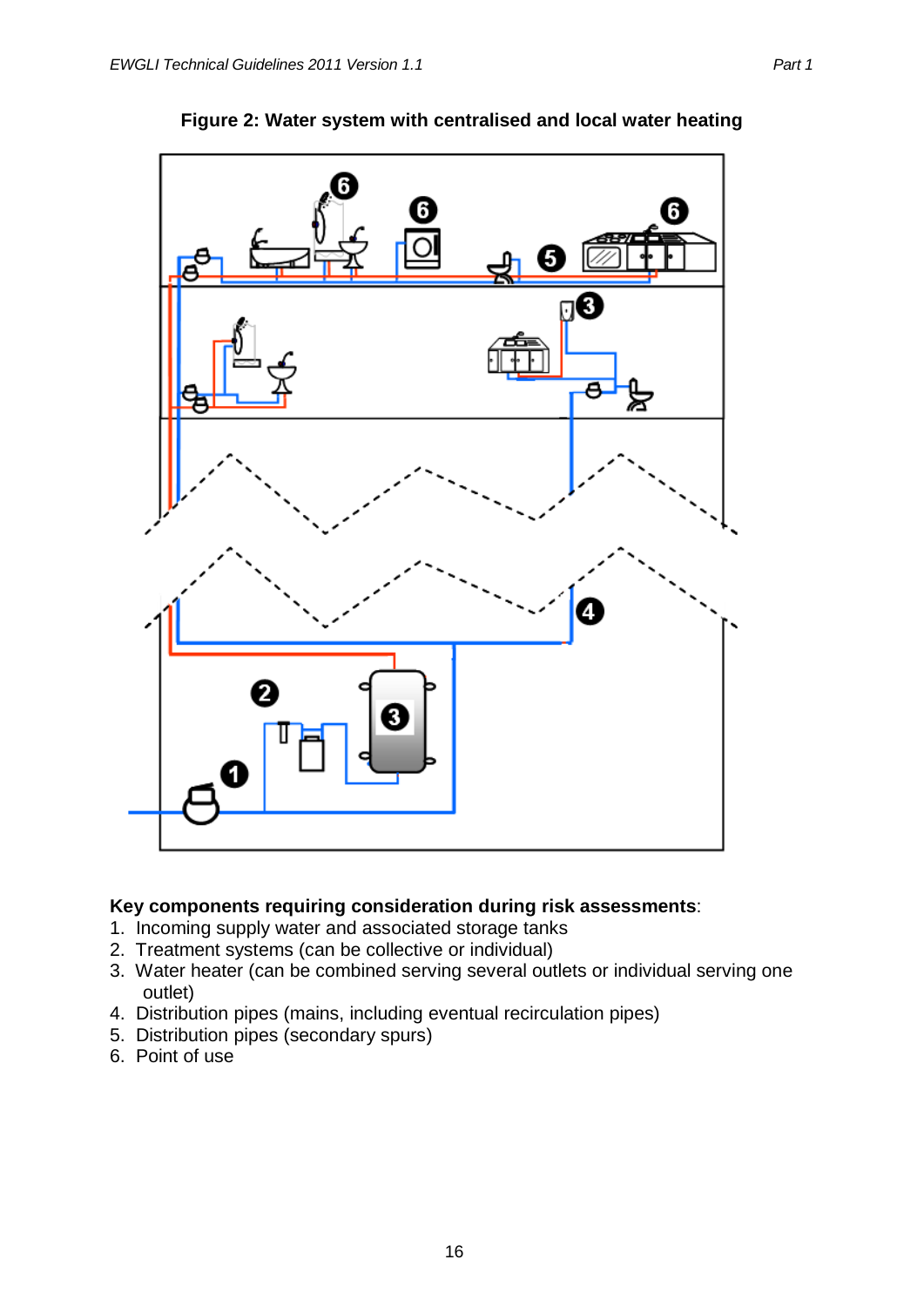**Figure 2: Water system with centralised and local water heating**

**Key components requiring consideration during risk assessments**:

1. Incoming supply water and associated storage tanks
2. Treatment systems (can be collective or individual)
3. Water heater (can be combined serving several outlets or individual serving one outlet)
4. Distribution pipes (mains, including eventual recirculation pipes)
5. Distribution pipes (secondary spurs)
6. Point of use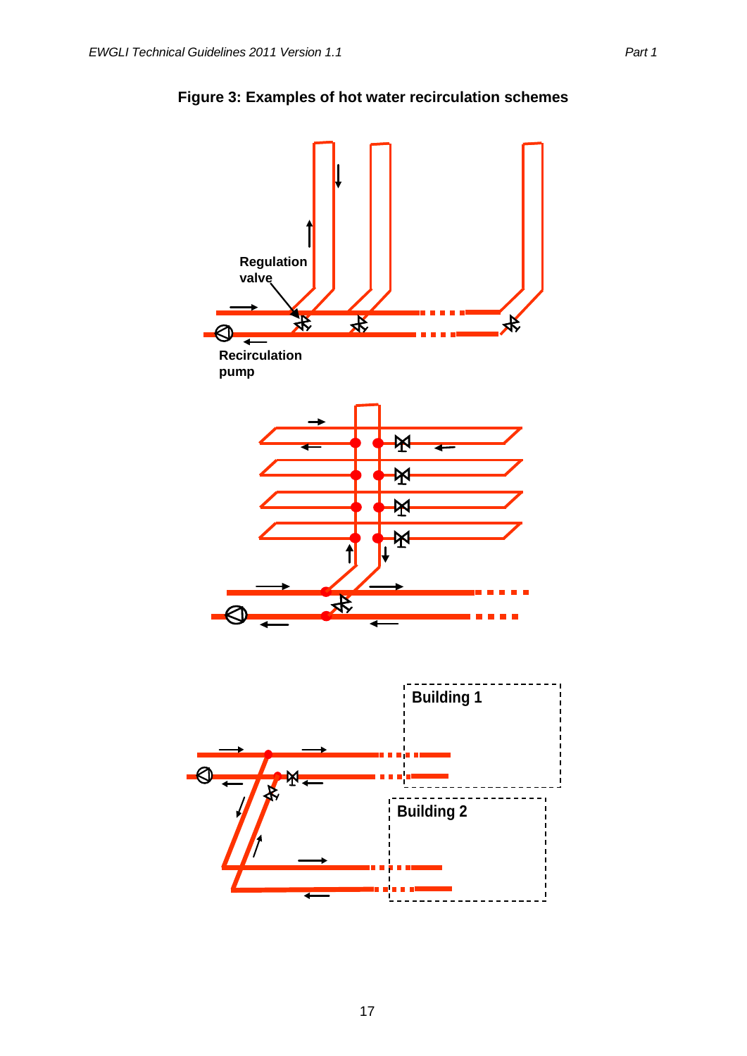**Figure 3: Examples of hot water recirculation schemes**

Regulation valve

Recirculation pump

Building 1

Building 2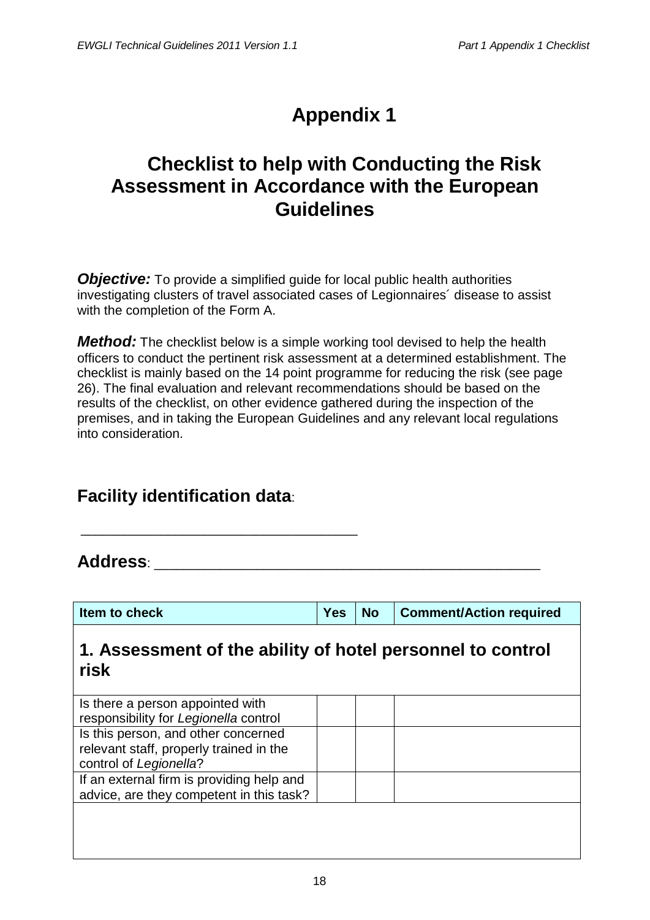# Appendix 1

## Checklist to help with Conducting the Risk Assessment in Accordance with the European Guidelines

***Objective:*** To provide a simplified guide for local public health authorities investigating clusters of travel associated cases of Legionnaires´ disease to assist with the completion of the Form A.

***Method:*** The checklist below is a simple working tool devised to help the health officers to conduct the pertinent risk assessment at a determined establishment. The checklist is mainly based on the 14 point programme for reducing the risk (see page 26). The final evaluation and relevant recommendations should be based on the results of the checklist, on other evidence gathered during the inspection of the premises, and in taking the European Guidelines and any relevant local regulations into consideration.

## Facility identification data:

________________________________

**Address**: ____________________________________________

| Item to check | Yes | No | Comment/Action required |
|---|---|---|---|
| **1. Assessment of the ability of hotel personnel to control risk** | | | |
| Is there a person appointed with responsibility for *Legionella* control | | | |
| Is this person, and other concerned relevant staff, properly trained in the control of *Legionella*? | | | |
| If an external firm is providing help and advice, are they competent in this task? | | | |
| | | | |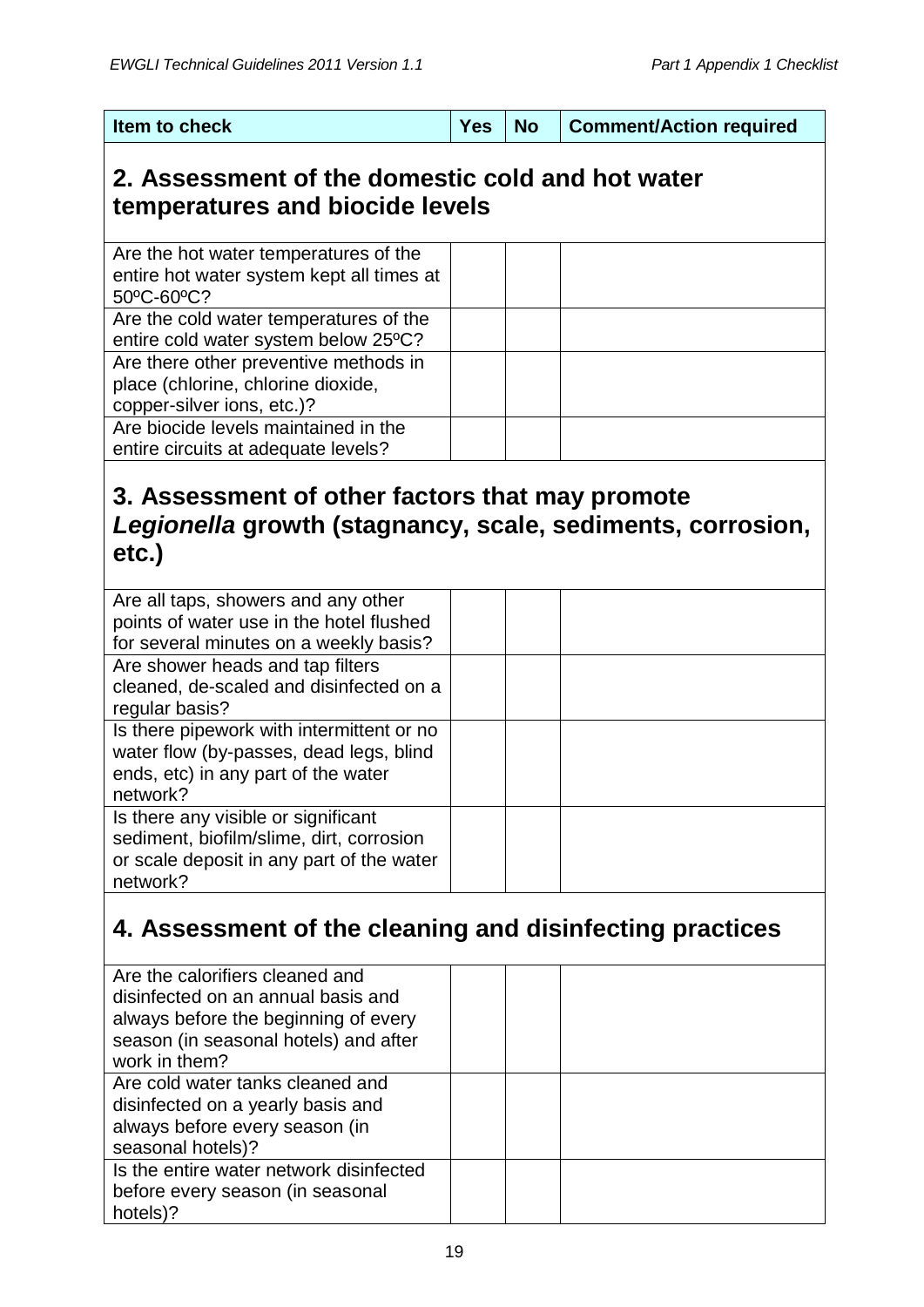| Item to check | Yes | No | Comment/Action required |
| --- | --- | --- | --- |

## 2. Assessment of the domestic cold and hot water temperatures and biocide levels

| Item to check | Yes | No | Comment/Action required |
| --- | --- | --- | --- |
| Are the hot water temperatures of the entire hot water system kept all times at 50ºC-60ºC? | | | |
| Are the cold water temperatures of the entire cold water system below 25ºC? | | | |
| Are there other preventive methods in place (chlorine, chlorine dioxide, copper-silver ions, etc.)? | | | |
| Are biocide levels maintained in the entire circuits at adequate levels? | | | |

## 3. Assessment of other factors that may promote *Legionella* growth (stagnancy, scale, sediments, corrosion, etc.)

| Item to check | Yes | No | Comment/Action required |
| --- | --- | --- | --- |
| Are all taps, showers and any other points of water use in the hotel flushed for several minutes on a weekly basis? | | | |
| Are shower heads and tap filters cleaned, de-scaled and disinfected on a regular basis? | | | |
| Is there pipework with intermittent or no water flow (by-passes, dead legs, blind ends, etc) in any part of the water network? | | | |
| Is there any visible or significant sediment, biofilm/slime, dirt, corrosion or scale deposit in any part of the water network? | | | |

## 4. Assessment of the cleaning and disinfecting practices

| Item to check | Yes | No | Comment/Action required |
| --- | --- | --- | --- |
| Are the calorifiers cleaned and disinfected on an annual basis and always before the beginning of every season (in seasonal hotels) and after work in them? | | | |
| Are cold water tanks cleaned and disinfected on a yearly basis and always before every season (in seasonal hotels)? | | | |
| Is the entire water network disinfected before every season (in seasonal hotels)? | | | |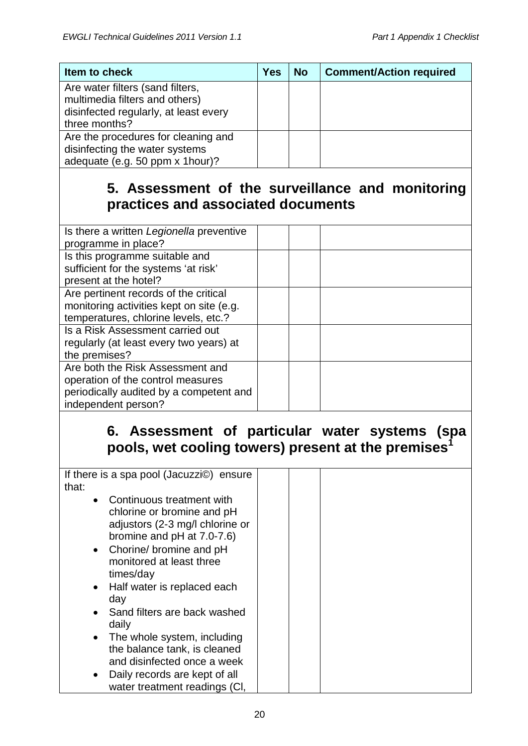| Item to check | Yes | No | Comment/Action required |
|---|---|---|---|
| Are water filters (sand filters, multimedia filters and others) disinfected regularly, at least every three months? | | | |
| Are the procedures for cleaning and disinfecting the water systems adequate (e.g. 50 ppm x 1hour)? | | | |

## 5. Assessment of the surveillance and monitoring practices and associated documents

| Item to check | Yes | No | Comment/Action required |
|---|---|---|---|
| Is there a written *Legionella* preventive programme in place? | | | |
| Is this programme suitable and sufficient for the systems 'at risk' present at the hotel? | | | |
| Are pertinent records of the critical monitoring activities kept on site (e.g. temperatures, chlorine levels, etc.? | | | |
| Is a Risk Assessment carried out regularly (at least every two years) at the premises? | | | |
| Are both the Risk Assessment and operation of the control measures periodically audited by a competent and independent person? | | | |

## 6. Assessment of particular water systems (spa pools, wet cooling towers) present at the premises[1]

| Item to check | Yes | No | Comment/Action required |
|---|---|---|---|
| If there is a spa pool (Jacuzzi©) ensure that:<br>• Continuous treatment with chlorine or bromine and pH adjustors (2-3 mg/l chlorine or bromine and pH at 7.0-7.6)<br>• Chorine/ bromine and pH monitored at least three times/day<br>• Half water is replaced each day<br>• Sand filters are back washed daily<br>• The whole system, including the balance tank, is cleaned and disinfected once a week<br>• Daily records are kept of all water treatment readings (Cl, | | | |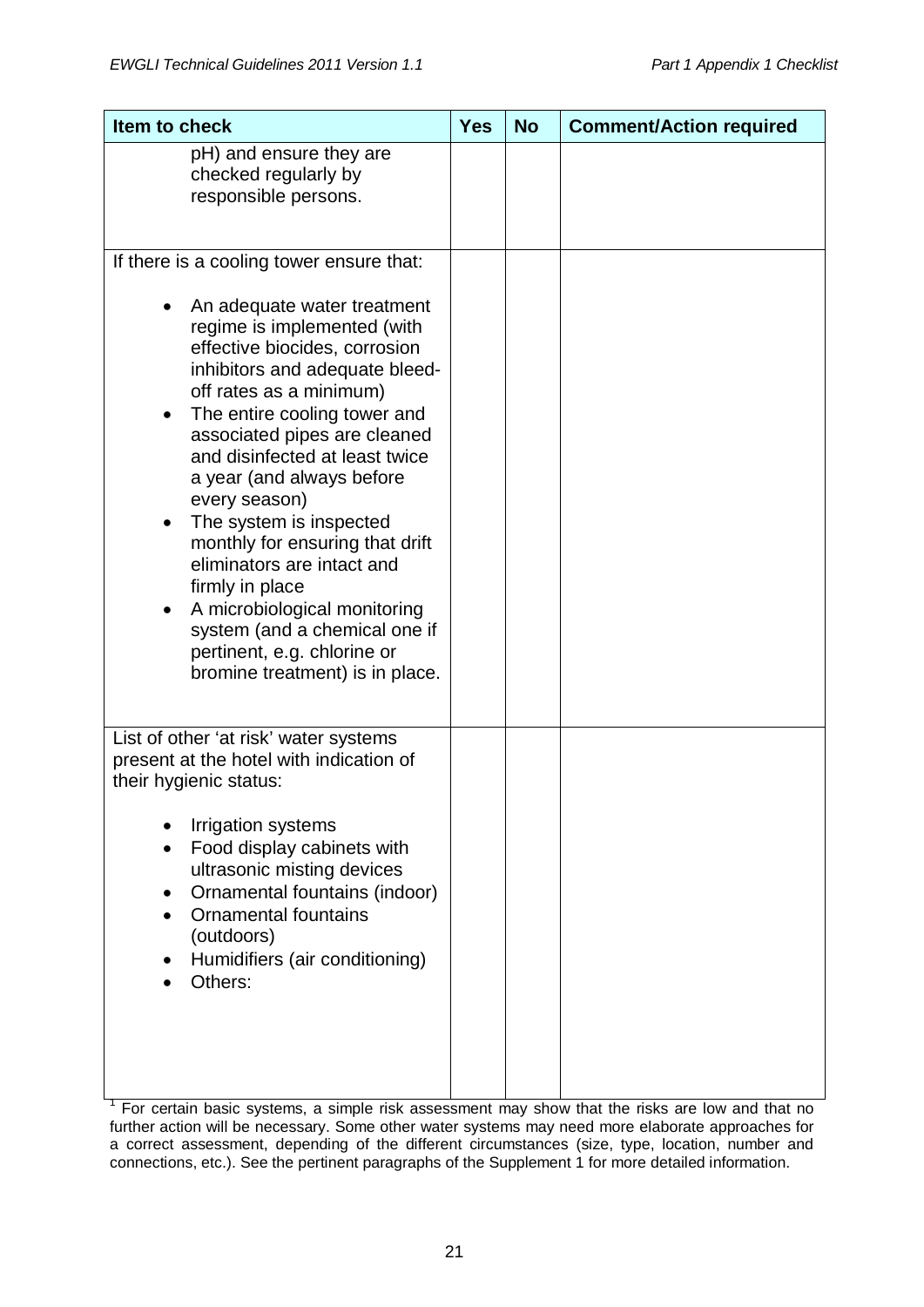| Item to check | Yes | No | Comment/Action required |
|---|---|---|---|
| pH) and ensure they are checked regularly by responsible persons. | | | |
| If there is a cooling tower ensure that:<br><br>• An adequate water treatment regime is implemented (with effective biocides, corrosion inhibitors and adequate bleed-off rates as a minimum)<br>• The entire cooling tower and associated pipes are cleaned and disinfected at least twice a year (and always before every season)<br>• The system is inspected monthly for ensuring that drift eliminators are intact and firmly in place<br>• A microbiological monitoring system (and a chemical one if pertinent, e.g. chlorine or bromine treatment) is in place. | | | |
| List of other 'at risk' water systems present at the hotel with indication of their hygienic status:<br><br>• Irrigation systems<br>• Food display cabinets with ultrasonic misting devices<br>• Ornamental fountains (indoor)<br>• Ornamental fountains (outdoors)<br>• Humidifiers (air conditioning)<br>• Others: | | | |

[1] For certain basic systems, a simple risk assessment may show that the risks are low and that no further action will be necessary. Some other water systems may need more elaborate approaches for a correct assessment, depending of the different circumstances (size, type, location, number and connections, etc.). See the pertinent paragraphs of the Supplement 1 for more detailed information.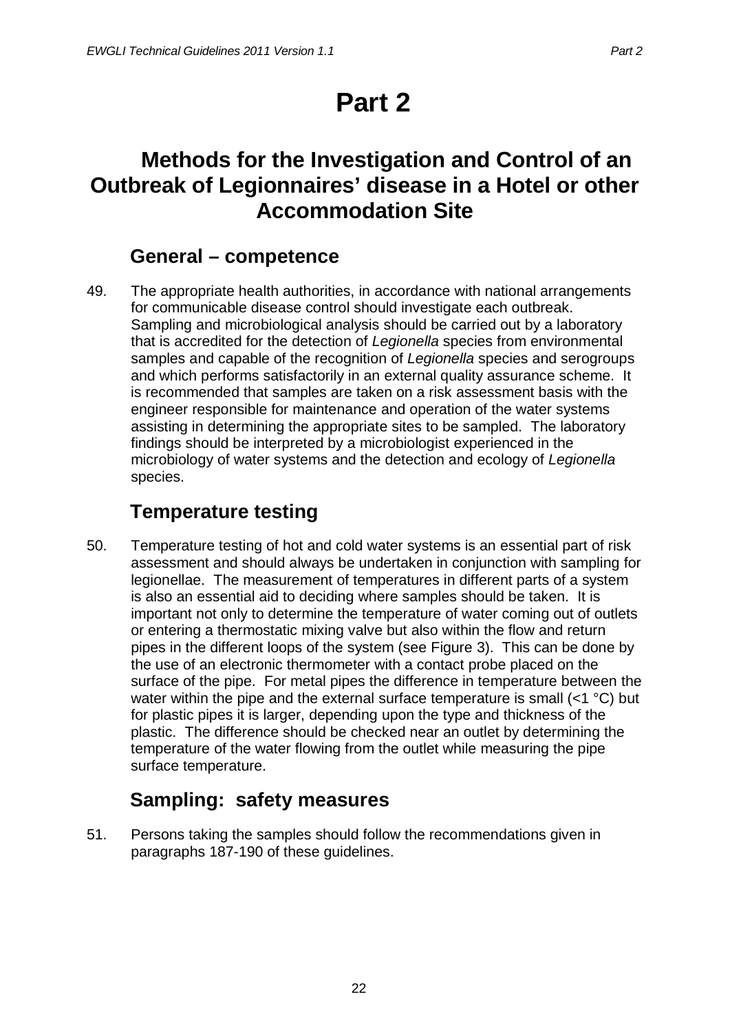# Part 2

## Methods for the Investigation and Control of an Outbreak of Legionnaires' disease in a Hotel or other Accommodation Site

### General – competence

49. The appropriate health authorities, in accordance with national arrangements for communicable disease control should investigate each outbreak. Sampling and microbiological analysis should be carried out by a laboratory that is accredited for the detection of *Legionella* species from environmental samples and capable of the recognition of *Legionella* species and serogroups and which performs satisfactorily in an external quality assurance scheme. It is recommended that samples are taken on a risk assessment basis with the engineer responsible for maintenance and operation of the water systems assisting in determining the appropriate sites to be sampled. The laboratory findings should be interpreted by a microbiologist experienced in the microbiology of water systems and the detection and ecology of *Legionella* species.

### Temperature testing

50. Temperature testing of hot and cold water systems is an essential part of risk assessment and should always be undertaken in conjunction with sampling for legionellae. The measurement of temperatures in different parts of a system is also an essential aid to deciding where samples should be taken. It is important not only to determine the temperature of water coming out of outlets or entering a thermostatic mixing valve but also within the flow and return pipes in the different loops of the system (see Figure 3). This can be done by the use of an electronic thermometer with a contact probe placed on the surface of the pipe. For metal pipes the difference in temperature between the water within the pipe and the external surface temperature is small (<1 °C) but for plastic pipes it is larger, depending upon the type and thickness of the plastic. The difference should be checked near an outlet by determining the temperature of the water flowing from the outlet while measuring the pipe surface temperature.

### Sampling: safety measures

51. Persons taking the samples should follow the recommendations given in paragraphs 187-190 of these guidelines.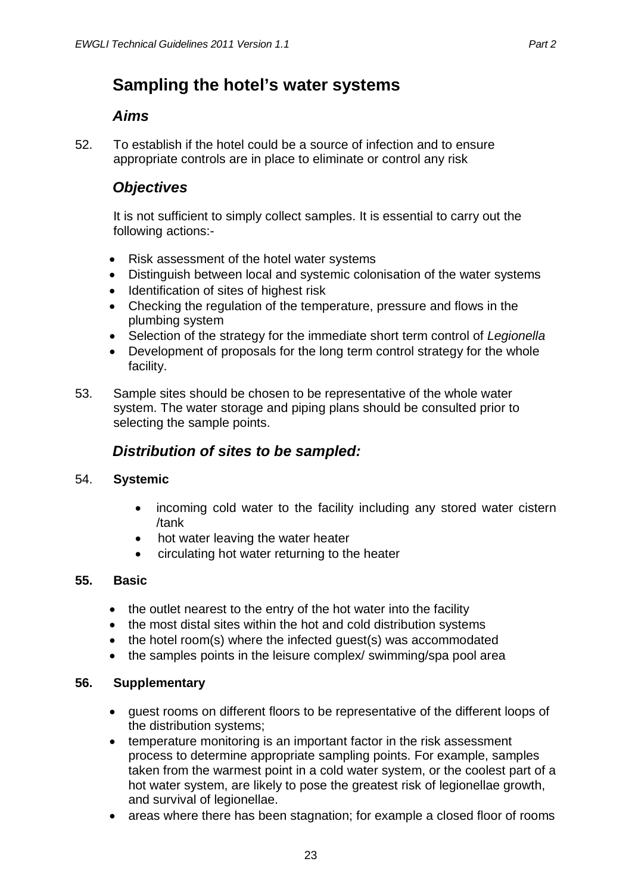## Sampling the hotel's water systems

### *Aims*

52. To establish if the hotel could be a source of infection and to ensure appropriate controls are in place to eliminate or control any risk

### *Objectives*

It is not sufficient to simply collect samples. It is essential to carry out the following actions:-

- Risk assessment of the hotel water systems
- Distinguish between local and systemic colonisation of the water systems
- Identification of sites of highest risk
- Checking the regulation of the temperature, pressure and flows in the plumbing system
- Selection of the strategy for the immediate short term control of *Legionella*
- Development of proposals for the long term control strategy for the whole facility.

53. Sample sites should be chosen to be representative of the whole water system. The water storage and piping plans should be consulted prior to selecting the sample points.

### *Distribution of sites to be sampled:*

54. **Systemic**

- incoming cold water to the facility including any stored water cistern /tank
- hot water leaving the water heater
- circulating hot water returning to the heater

**55. Basic**

- the outlet nearest to the entry of the hot water into the facility
- the most distal sites within the hot and cold distribution systems
- the hotel room(s) where the infected guest(s) was accommodated
- the samples points in the leisure complex/ swimming/spa pool area

**56. Supplementary**

- guest rooms on different floors to be representative of the different loops of the distribution systems;
- temperature monitoring is an important factor in the risk assessment process to determine appropriate sampling points. For example, samples taken from the warmest point in a cold water system, or the coolest part of a hot water system, are likely to pose the greatest risk of legionellae growth, and survival of legionellae.
- areas where there has been stagnation; for example a closed floor of rooms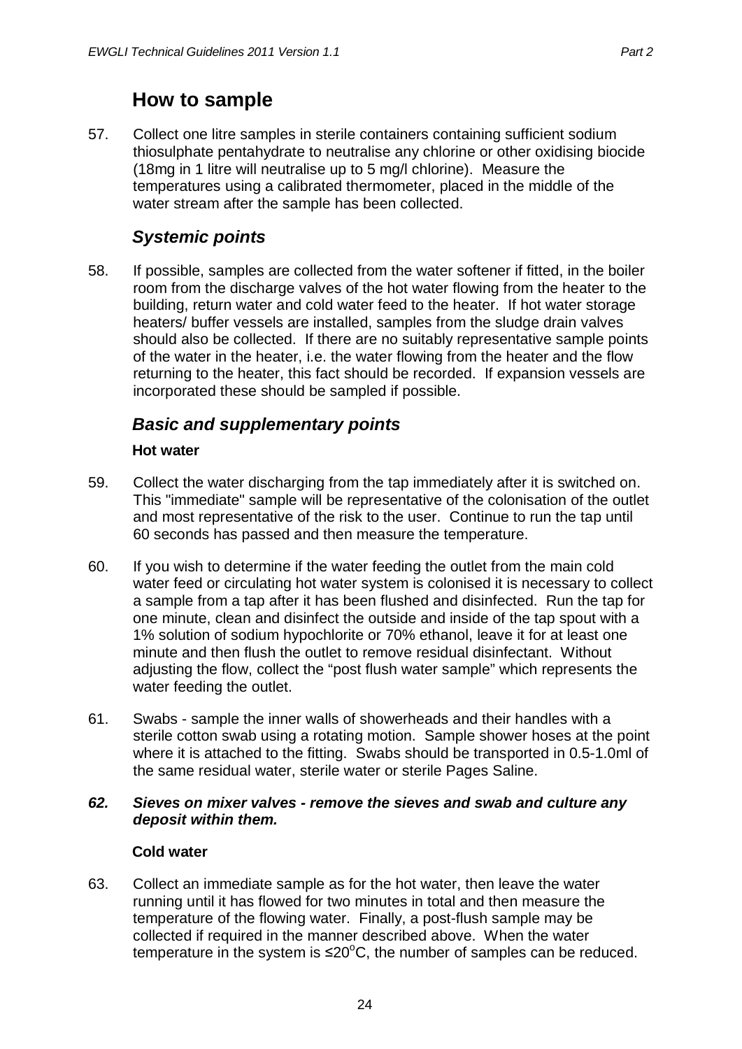## How to sample

57. Collect one litre samples in sterile containers containing sufficient sodium thiosulphate pentahydrate to neutralise any chlorine or other oxidising biocide (18mg in 1 litre will neutralise up to 5 mg/l chlorine). Measure the temperatures using a calibrated thermometer, placed in the middle of the water stream after the sample has been collected.

### *Systemic points*

58. If possible, samples are collected from the water softener if fitted, in the boiler room from the discharge valves of the hot water flowing from the heater to the building, return water and cold water feed to the heater. If hot water storage heaters/ buffer vessels are installed, samples from the sludge drain valves should also be collected. If there are no suitably representative sample points of the water in the heater, i.e. the water flowing from the heater and the flow returning to the heater, this fact should be recorded. If expansion vessels are incorporated these should be sampled if possible.

### *Basic and supplementary points*

#### Hot water

59. Collect the water discharging from the tap immediately after it is switched on. This "immediate" sample will be representative of the colonisation of the outlet and most representative of the risk to the user. Continue to run the tap until 60 seconds has passed and then measure the temperature.

60. If you wish to determine if the water feeding the outlet from the main cold water feed or circulating hot water system is colonised it is necessary to collect a sample from a tap after it has been flushed and disinfected. Run the tap for one minute, clean and disinfect the outside and inside of the tap spout with a 1% solution of sodium hypochlorite or 70% ethanol, leave it for at least one minute and then flush the outlet to remove residual disinfectant. Without adjusting the flow, collect the "post flush water sample" which represents the water feeding the outlet.

61. Swabs - sample the inner walls of showerheads and their handles with a sterile cotton swab using a rotating motion. Sample shower hoses at the point where it is attached to the fitting. Swabs should be transported in 0.5-1.0ml of the same residual water, sterile water or sterile Pages Saline.

***62. Sieves on mixer valves - remove the sieves and swab and culture any deposit within them.***

#### Cold water

63. Collect an immediate sample as for the hot water, then leave the water running until it has flowed for two minutes in total and then measure the temperature of the flowing water. Finally, a post-flush sample may be collected if required in the manner described above. When the water temperature in the system is ≤20$^{o}$C, the number of samples can be reduced.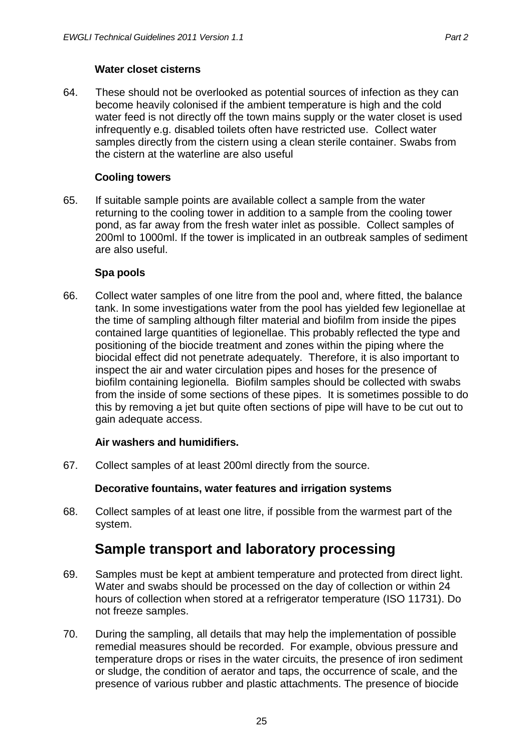### Water closet cisterns

64. These should not be overlooked as potential sources of infection as they can become heavily colonised if the ambient temperature is high and the cold water feed is not directly off the town mains supply or the water closet is used infrequently e.g. disabled toilets often have restricted use. Collect water samples directly from the cistern using a clean sterile container. Swabs from the cistern at the waterline are also useful

### Cooling towers

65. If suitable sample points are available collect a sample from the water returning to the cooling tower in addition to a sample from the cooling tower pond, as far away from the fresh water inlet as possible. Collect samples of 200ml to 1000ml. If the tower is implicated in an outbreak samples of sediment are also useful.

### Spa pools

66. Collect water samples of one litre from the pool and, where fitted, the balance tank. In some investigations water from the pool has yielded few legionellae at the time of sampling although filter material and biofilm from inside the pipes contained large quantities of legionellae. This probably reflected the type and positioning of the biocide treatment and zones within the piping where the biocidal effect did not penetrate adequately. Therefore, it is also important to inspect the air and water circulation pipes and hoses for the presence of biofilm containing legionella. Biofilm samples should be collected with swabs from the inside of some sections of these pipes. It is sometimes possible to do this by removing a jet but quite often sections of pipe will have to be cut out to gain adequate access.

### Air washers and humidifiers.

67. Collect samples of at least 200ml directly from the source.

### Decorative fountains, water features and irrigation systems

68. Collect samples of at least one litre, if possible from the warmest part of the system.

## Sample transport and laboratory processing

69. Samples must be kept at ambient temperature and protected from direct light. Water and swabs should be processed on the day of collection or within 24 hours of collection when stored at a refrigerator temperature (ISO 11731). Do not freeze samples.

70. During the sampling, all details that may help the implementation of possible remedial measures should be recorded. For example, obvious pressure and temperature drops or rises in the water circuits, the presence of iron sediment or sludge, the condition of aerator and taps, the occurrence of scale, and the presence of various rubber and plastic attachments. The presence of biocide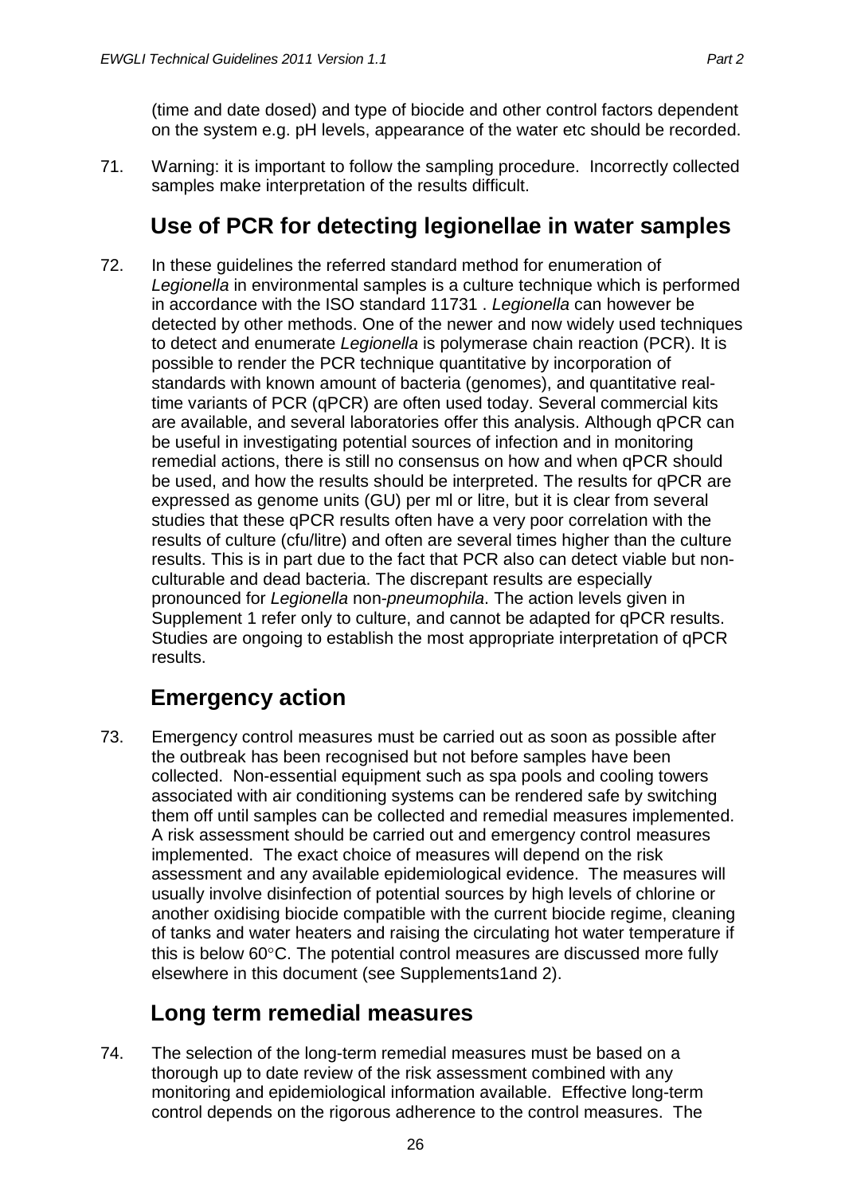(time and date dosed) and type of biocide and other control factors dependent on the system e.g. pH levels, appearance of the water etc should be recorded.

71. Warning: it is important to follow the sampling procedure. Incorrectly collected samples make interpretation of the results difficult.

## Use of PCR for detecting legionellae in water samples

72. In these guidelines the referred standard method for enumeration of *Legionella* in environmental samples is a culture technique which is performed in accordance with the ISO standard 11731 . *Legionella* can however be detected by other methods. One of the newer and now widely used techniques to detect and enumerate *Legionella* is polymerase chain reaction (PCR). It is possible to render the PCR technique quantitative by incorporation of standards with known amount of bacteria (genomes), and quantitative real-time variants of PCR (qPCR) are often used today. Several commercial kits are available, and several laboratories offer this analysis. Although qPCR can be useful in investigating potential sources of infection and in monitoring remedial actions, there is still no consensus on how and when qPCR should be used, and how the results should be interpreted. The results for qPCR are expressed as genome units (GU) per ml or litre, but it is clear from several studies that these qPCR results often have a very poor correlation with the results of culture (cfu/litre) and often are several times higher than the culture results. This is in part due to the fact that PCR also can detect viable but non-culturable and dead bacteria. The discrepant results are especially pronounced for *Legionella* non-*pneumophila*. The action levels given in Supplement 1 refer only to culture, and cannot be adapted for qPCR results. Studies are ongoing to establish the most appropriate interpretation of qPCR results.

## Emergency action

73. Emergency control measures must be carried out as soon as possible after the outbreak has been recognised but not before samples have been collected. Non-essential equipment such as spa pools and cooling towers associated with air conditioning systems can be rendered safe by switching them off until samples can be collected and remedial measures implemented. A risk assessment should be carried out and emergency control measures implemented. The exact choice of measures will depend on the risk assessment and any available epidemiological evidence. The measures will usually involve disinfection of potential sources by high levels of chlorine or another oxidising biocide compatible with the current biocide regime, cleaning of tanks and water heaters and raising the circulating hot water temperature if this is below 60°C. The potential control measures are discussed more fully elsewhere in this document (see Supplements1and 2).

## Long term remedial measures

74. The selection of the long-term remedial measures must be based on a thorough up to date review of the risk assessment combined with any monitoring and epidemiological information available. Effective long-term control depends on the rigorous adherence to the control measures. The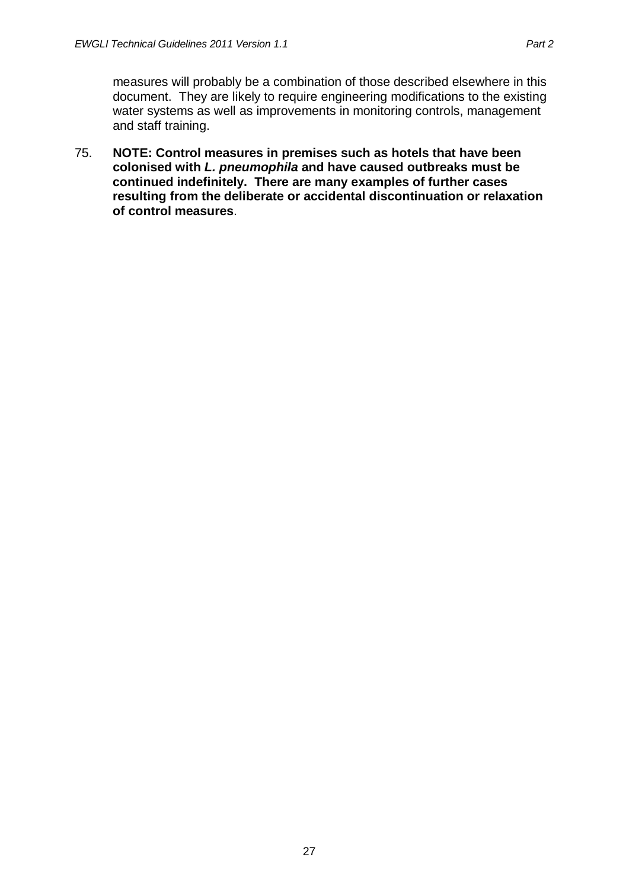measures will probably be a combination of those described elsewhere in this document. They are likely to require engineering modifications to the existing water systems as well as improvements in monitoring controls, management and staff training.

75. **NOTE: Control measures in premises such as hotels that have been colonised with *L. pneumophila* and have caused outbreaks must be continued indefinitely. There are many examples of further cases resulting from the deliberate or accidental discontinuation or relaxation of control measures**.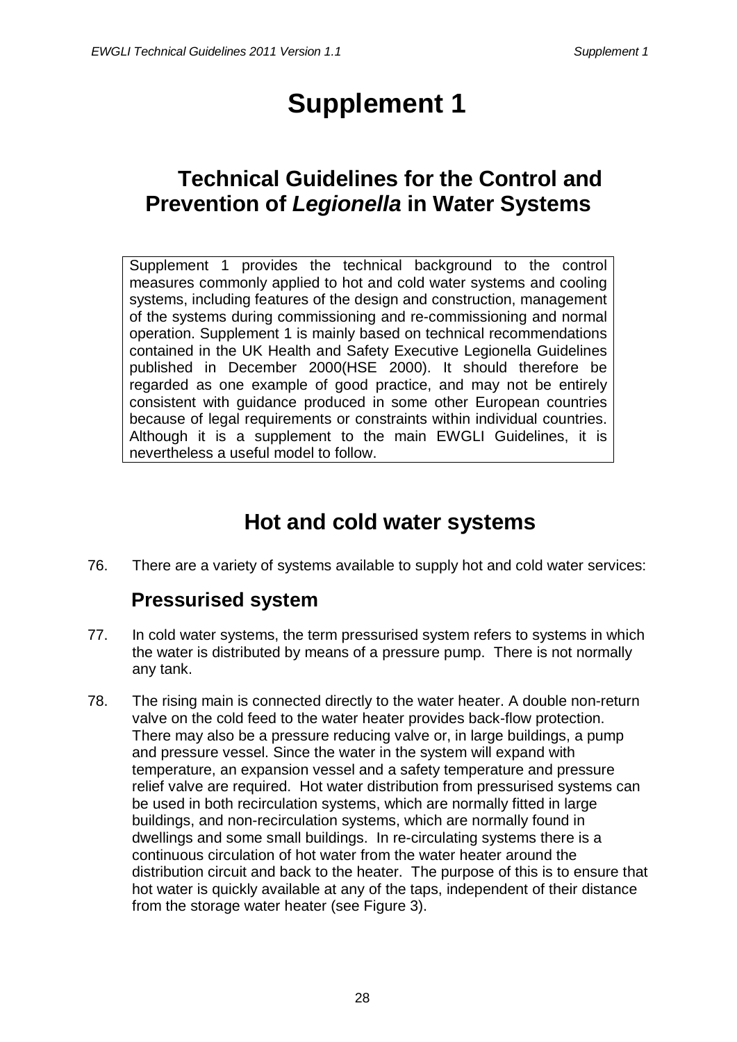# Supplement 1

## Technical Guidelines for the Control and Prevention of *Legionella* in Water Systems

Supplement 1 provides the technical background to the control measures commonly applied to hot and cold water systems and cooling systems, including features of the design and construction, management of the systems during commissioning and re-commissioning and normal operation. Supplement 1 is mainly based on technical recommendations contained in the UK Health and Safety Executive Legionella Guidelines published in December 2000(HSE 2000). It should therefore be regarded as one example of good practice, and may not be entirely consistent with guidance produced in some other European countries because of legal requirements or constraints within individual countries. Although it is a supplement to the main EWGLI Guidelines, it is nevertheless a useful model to follow.

## Hot and cold water systems

76. There are a variety of systems available to supply hot and cold water services:

### Pressurised system

77. In cold water systems, the term pressurised system refers to systems in which the water is distributed by means of a pressure pump. There is not normally any tank.

78. The rising main is connected directly to the water heater. A double non-return valve on the cold feed to the water heater provides back-flow protection. There may also be a pressure reducing valve or, in large buildings, a pump and pressure vessel. Since the water in the system will expand with temperature, an expansion vessel and a safety temperature and pressure relief valve are required. Hot water distribution from pressurised systems can be used in both recirculation systems, which are normally fitted in large buildings, and non-recirculation systems, which are normally found in dwellings and some small buildings. In re-circulating systems there is a continuous circulation of hot water from the water heater around the distribution circuit and back to the heater. The purpose of this is to ensure that hot water is quickly available at any of the taps, independent of their distance from the storage water heater (see Figure 3).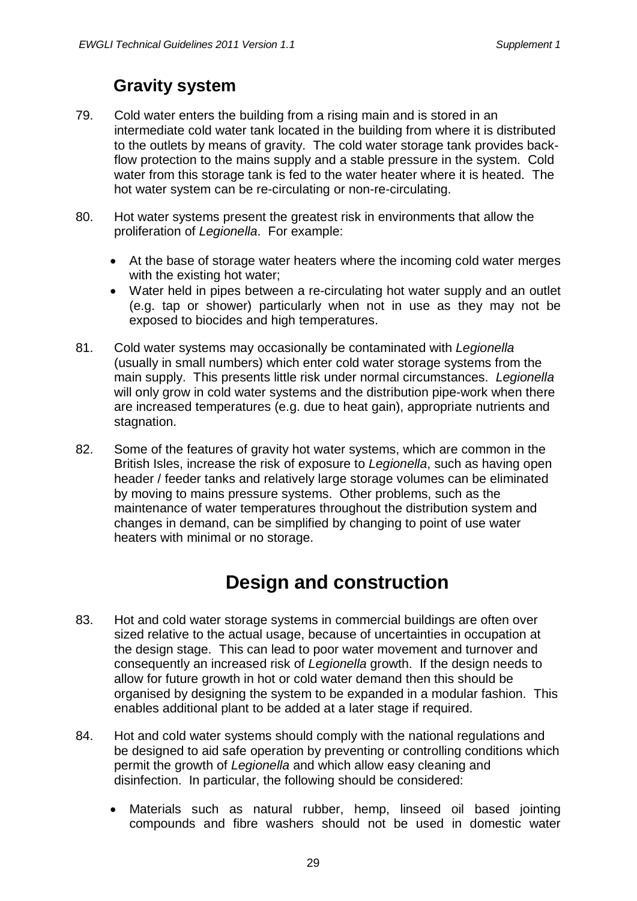## Gravity system

79. Cold water enters the building from a rising main and is stored in an intermediate cold water tank located in the building from where it is distributed to the outlets by means of gravity. The cold water storage tank provides back-flow protection to the mains supply and a stable pressure in the system. Cold water from this storage tank is fed to the water heater where it is heated. The hot water system can be re-circulating or non-re-circulating.

80. Hot water systems present the greatest risk in environments that allow the proliferation of *Legionella*. For example:

    - At the base of storage water heaters where the incoming cold water merges with the existing hot water;
    - Water held in pipes between a re-circulating hot water supply and an outlet (e.g. tap or shower) particularly when not in use as they may not be exposed to biocides and high temperatures.

81. Cold water systems may occasionally be contaminated with *Legionella* (usually in small numbers) which enter cold water storage systems from the main supply. This presents little risk under normal circumstances. *Legionella* will only grow in cold water systems and the distribution pipe-work when there are increased temperatures (e.g. due to heat gain), appropriate nutrients and stagnation.

82. Some of the features of gravity hot water systems, which are common in the British Isles, increase the risk of exposure to *Legionella*, such as having open header / feeder tanks and relatively large storage volumes can be eliminated by moving to mains pressure systems. Other problems, such as the maintenance of water temperatures throughout the distribution system and changes in demand, can be simplified by changing to point of use water heaters with minimal or no storage.

# Design and construction

83. Hot and cold water storage systems in commercial buildings are often over sized relative to the actual usage, because of uncertainties in occupation at the design stage. This can lead to poor water movement and turnover and consequently an increased risk of *Legionella* growth. If the design needs to allow for future growth in hot or cold water demand then this should be organised by designing the system to be expanded in a modular fashion. This enables additional plant to be added at a later stage if required.

84. Hot and cold water systems should comply with the national regulations and be designed to aid safe operation by preventing or controlling conditions which permit the growth of *Legionella* and which allow easy cleaning and disinfection. In particular, the following should be considered:

    - Materials such as natural rubber, hemp, linseed oil based jointing compounds and fibre washers should not be used in domestic water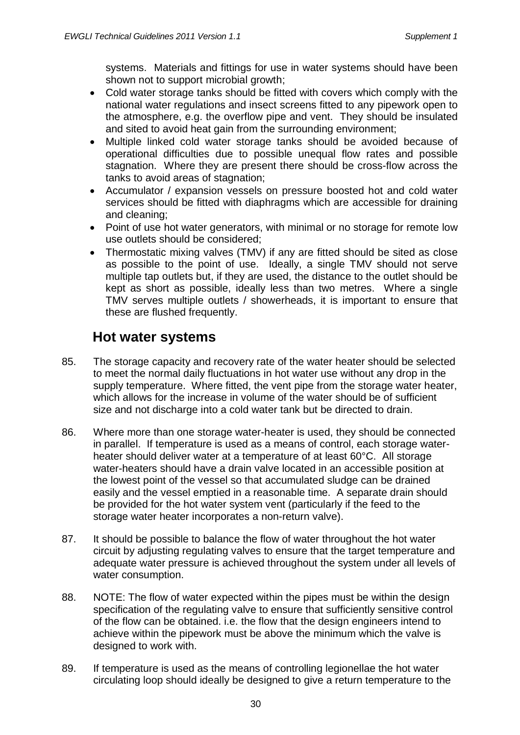systems. Materials and fittings for use in water systems should have been shown not to support microbial growth;

- Cold water storage tanks should be fitted with covers which comply with the national water regulations and insect screens fitted to any pipework open to the atmosphere, e.g. the overflow pipe and vent. They should be insulated and sited to avoid heat gain from the surrounding environment;
- Multiple linked cold water storage tanks should be avoided because of operational difficulties due to possible unequal flow rates and possible stagnation. Where they are present there should be cross-flow across the tanks to avoid areas of stagnation;
- Accumulator / expansion vessels on pressure boosted hot and cold water services should be fitted with diaphragms which are accessible for draining and cleaning;
- Point of use hot water generators, with minimal or no storage for remote low use outlets should be considered;
- Thermostatic mixing valves (TMV) if any are fitted should be sited as close as possible to the point of use. Ideally, a single TMV should not serve multiple tap outlets but, if they are used, the distance to the outlet should be kept as short as possible, ideally less than two metres. Where a single TMV serves multiple outlets / showerheads, it is important to ensure that these are flushed frequently.

## Hot water systems

85. The storage capacity and recovery rate of the water heater should be selected to meet the normal daily fluctuations in hot water use without any drop in the supply temperature. Where fitted, the vent pipe from the storage water heater, which allows for the increase in volume of the water should be of sufficient size and not discharge into a cold water tank but be directed to drain.

86. Where more than one storage water-heater is used, they should be connected in parallel. If temperature is used as a means of control, each storage water-heater should deliver water at a temperature of at least 60°C. All storage water-heaters should have a drain valve located in an accessible position at the lowest point of the vessel so that accumulated sludge can be drained easily and the vessel emptied in a reasonable time. A separate drain should be provided for the hot water system vent (particularly if the feed to the storage water heater incorporates a non-return valve).

87. It should be possible to balance the flow of water throughout the hot water circuit by adjusting regulating valves to ensure that the target temperature and adequate water pressure is achieved throughout the system under all levels of water consumption.

88. NOTE: The flow of water expected within the pipes must be within the design specification of the regulating valve to ensure that sufficiently sensitive control of the flow can be obtained. i.e. the flow that the design engineers intend to achieve within the pipework must be above the minimum which the valve is designed to work with.

89. If temperature is used as the means of controlling legionellae the hot water circulating loop should ideally be designed to give a return temperature to the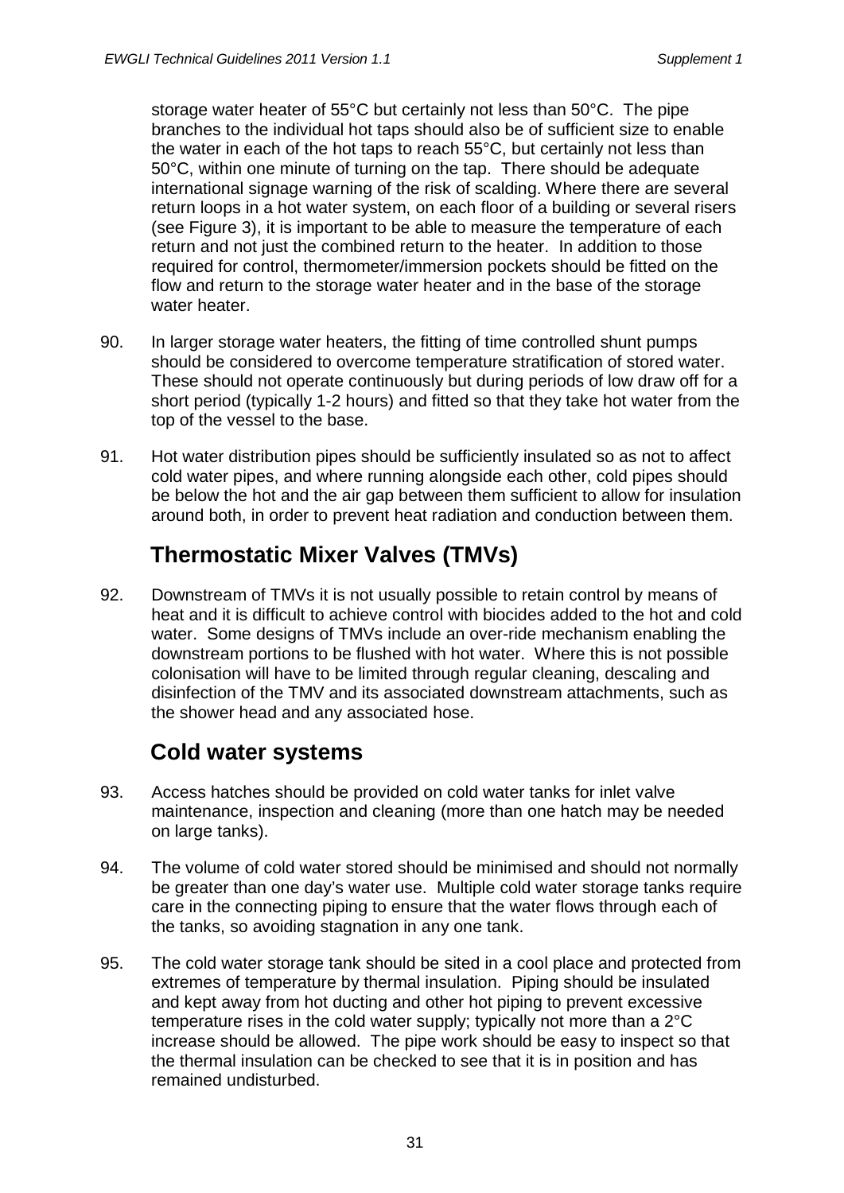storage water heater of 55°C but certainly not less than 50°C. The pipe branches to the individual hot taps should also be of sufficient size to enable the water in each of the hot taps to reach 55°C, but certainly not less than 50°C, within one minute of turning on the tap. There should be adequate international signage warning of the risk of scalding. Where there are several return loops in a hot water system, on each floor of a building or several risers (see Figure 3), it is important to be able to measure the temperature of each return and not just the combined return to the heater. In addition to those required for control, thermometer/immersion pockets should be fitted on the flow and return to the storage water heater and in the base of the storage water heater.

90. In larger storage water heaters, the fitting of time controlled shunt pumps should be considered to overcome temperature stratification of stored water. These should not operate continuously but during periods of low draw off for a short period (typically 1-2 hours) and fitted so that they take hot water from the top of the vessel to the base.

91. Hot water distribution pipes should be sufficiently insulated so as not to affect cold water pipes, and where running alongside each other, cold pipes should be below the hot and the air gap between them sufficient to allow for insulation around both, in order to prevent heat radiation and conduction between them.

## Thermostatic Mixer Valves (TMVs)

92. Downstream of TMVs it is not usually possible to retain control by means of heat and it is difficult to achieve control with biocides added to the hot and cold water. Some designs of TMVs include an over-ride mechanism enabling the downstream portions to be flushed with hot water. Where this is not possible colonisation will have to be limited through regular cleaning, descaling and disinfection of the TMV and its associated downstream attachments, such as the shower head and any associated hose.

## Cold water systems

93. Access hatches should be provided on cold water tanks for inlet valve maintenance, inspection and cleaning (more than one hatch may be needed on large tanks).

94. The volume of cold water stored should be minimised and should not normally be greater than one day's water use. Multiple cold water storage tanks require care in the connecting piping to ensure that the water flows through each of the tanks, so avoiding stagnation in any one tank.

95. The cold water storage tank should be sited in a cool place and protected from extremes of temperature by thermal insulation. Piping should be insulated and kept away from hot ducting and other hot piping to prevent excessive temperature rises in the cold water supply; typically not more than a 2°C increase should be allowed. The pipe work should be easy to inspect so that the thermal insulation can be checked to see that it is in position and has remained undisturbed.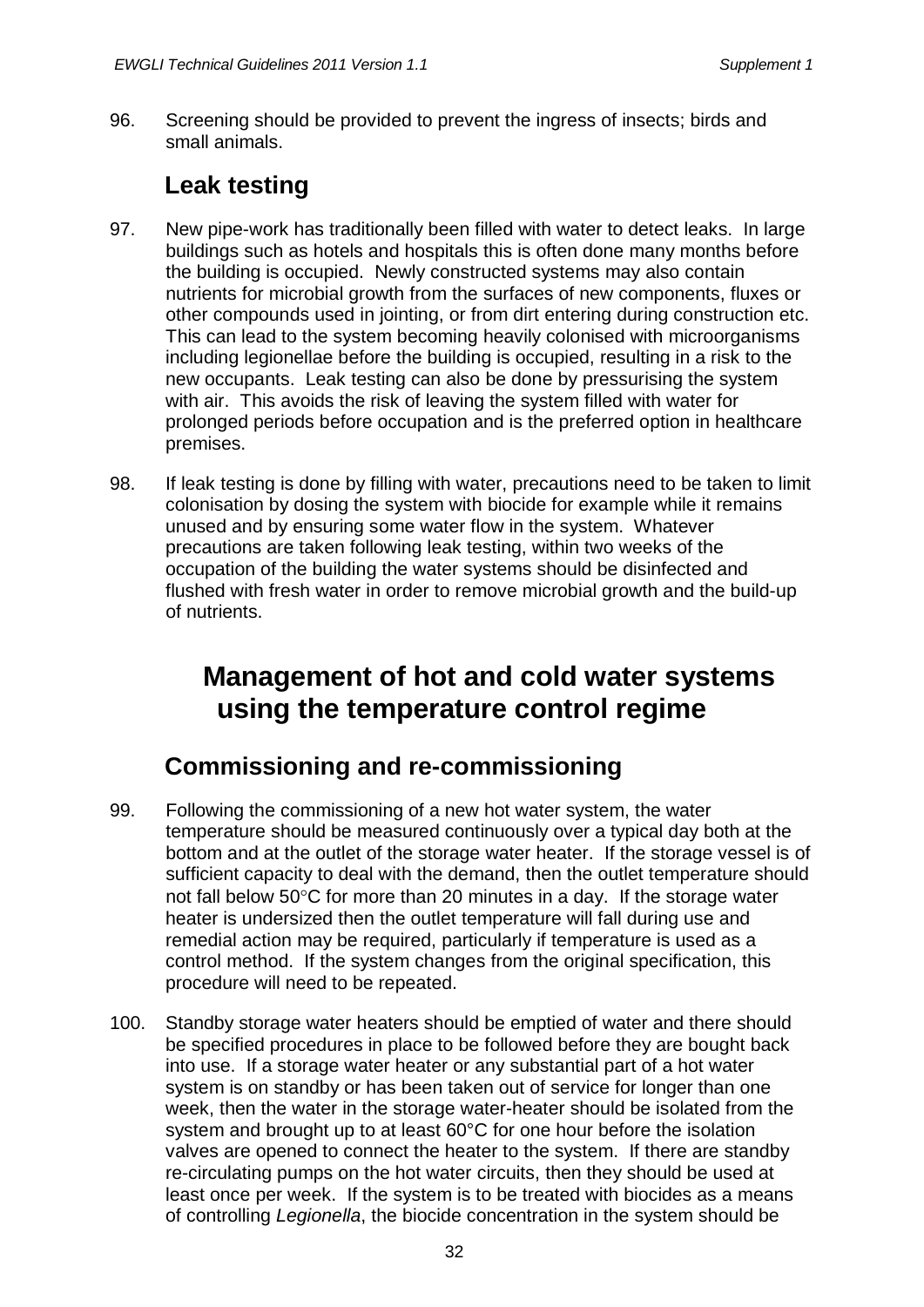96. Screening should be provided to prevent the ingress of insects; birds and small animals.

## Leak testing

97. New pipe-work has traditionally been filled with water to detect leaks. In large buildings such as hotels and hospitals this is often done many months before the building is occupied. Newly constructed systems may also contain nutrients for microbial growth from the surfaces of new components, fluxes or other compounds used in jointing, or from dirt entering during construction etc. This can lead to the system becoming heavily colonised with microorganisms including legionellae before the building is occupied, resulting in a risk to the new occupants. Leak testing can also be done by pressurising the system with air. This avoids the risk of leaving the system filled with water for prolonged periods before occupation and is the preferred option in healthcare premises.

98. If leak testing is done by filling with water, precautions need to be taken to limit colonisation by dosing the system with biocide for example while it remains unused and by ensuring some water flow in the system. Whatever precautions are taken following leak testing, within two weeks of the occupation of the building the water systems should be disinfected and flushed with fresh water in order to remove microbial growth and the build-up of nutrients.

# Management of hot and cold water systems using the temperature control regime

## Commissioning and re-commissioning

99. Following the commissioning of a new hot water system, the water temperature should be measured continuously over a typical day both at the bottom and at the outlet of the storage water heater. If the storage vessel is of sufficient capacity to deal with the demand, then the outlet temperature should not fall below 50°C for more than 20 minutes in a day. If the storage water heater is undersized then the outlet temperature will fall during use and remedial action may be required, particularly if temperature is used as a control method. If the system changes from the original specification, this procedure will need to be repeated.

100. Standby storage water heaters should be emptied of water and there should be specified procedures in place to be followed before they are bought back into use. If a storage water heater or any substantial part of a hot water system is on standby or has been taken out of service for longer than one week, then the water in the storage water-heater should be isolated from the system and brought up to at least 60°C for one hour before the isolation valves are opened to connect the heater to the system. If there are standby re-circulating pumps on the hot water circuits, then they should be used at least once per week. If the system is to be treated with biocides as a means of controlling *Legionella*, the biocide concentration in the system should be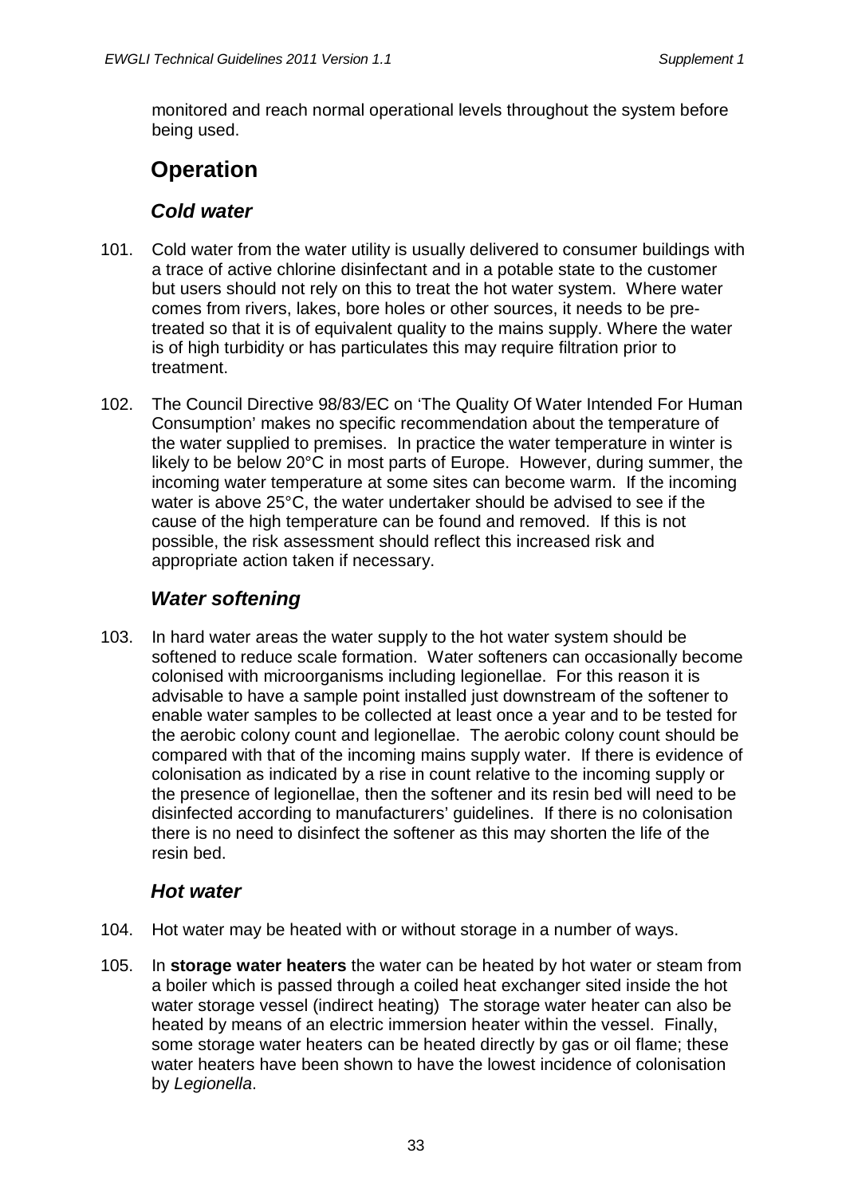monitored and reach normal operational levels throughout the system before being used.

## Operation

### *Cold water*

101. Cold water from the water utility is usually delivered to consumer buildings with a trace of active chlorine disinfectant and in a potable state to the customer but users should not rely on this to treat the hot water system. Where water comes from rivers, lakes, bore holes or other sources, it needs to be pre-treated so that it is of equivalent quality to the mains supply. Where the water is of high turbidity or has particulates this may require filtration prior to treatment.

102. The Council Directive 98/83/EC on 'The Quality Of Water Intended For Human Consumption' makes no specific recommendation about the temperature of the water supplied to premises. In practice the water temperature in winter is likely to be below 20°C in most parts of Europe. However, during summer, the incoming water temperature at some sites can become warm. If the incoming water is above 25°C, the water undertaker should be advised to see if the cause of the high temperature can be found and removed. If this is not possible, the risk assessment should reflect this increased risk and appropriate action taken if necessary.

### *Water softening*

103. In hard water areas the water supply to the hot water system should be softened to reduce scale formation. Water softeners can occasionally become colonised with microorganisms including legionellae. For this reason it is advisable to have a sample point installed just downstream of the softener to enable water samples to be collected at least once a year and to be tested for the aerobic colony count and legionellae. The aerobic colony count should be compared with that of the incoming mains supply water. If there is evidence of colonisation as indicated by a rise in count relative to the incoming supply or the presence of legionellae, then the softener and its resin bed will need to be disinfected according to manufacturers' guidelines. If there is no colonisation there is no need to disinfect the softener as this may shorten the life of the resin bed.

### *Hot water*

104. Hot water may be heated with or without storage in a number of ways.

105. In **storage water heaters** the water can be heated by hot water or steam from a boiler which is passed through a coiled heat exchanger sited inside the hot water storage vessel (indirect heating) The storage water heater can also be heated by means of an electric immersion heater within the vessel. Finally, some storage water heaters can be heated directly by gas or oil flame; these water heaters have been shown to have the lowest incidence of colonisation by *Legionella*.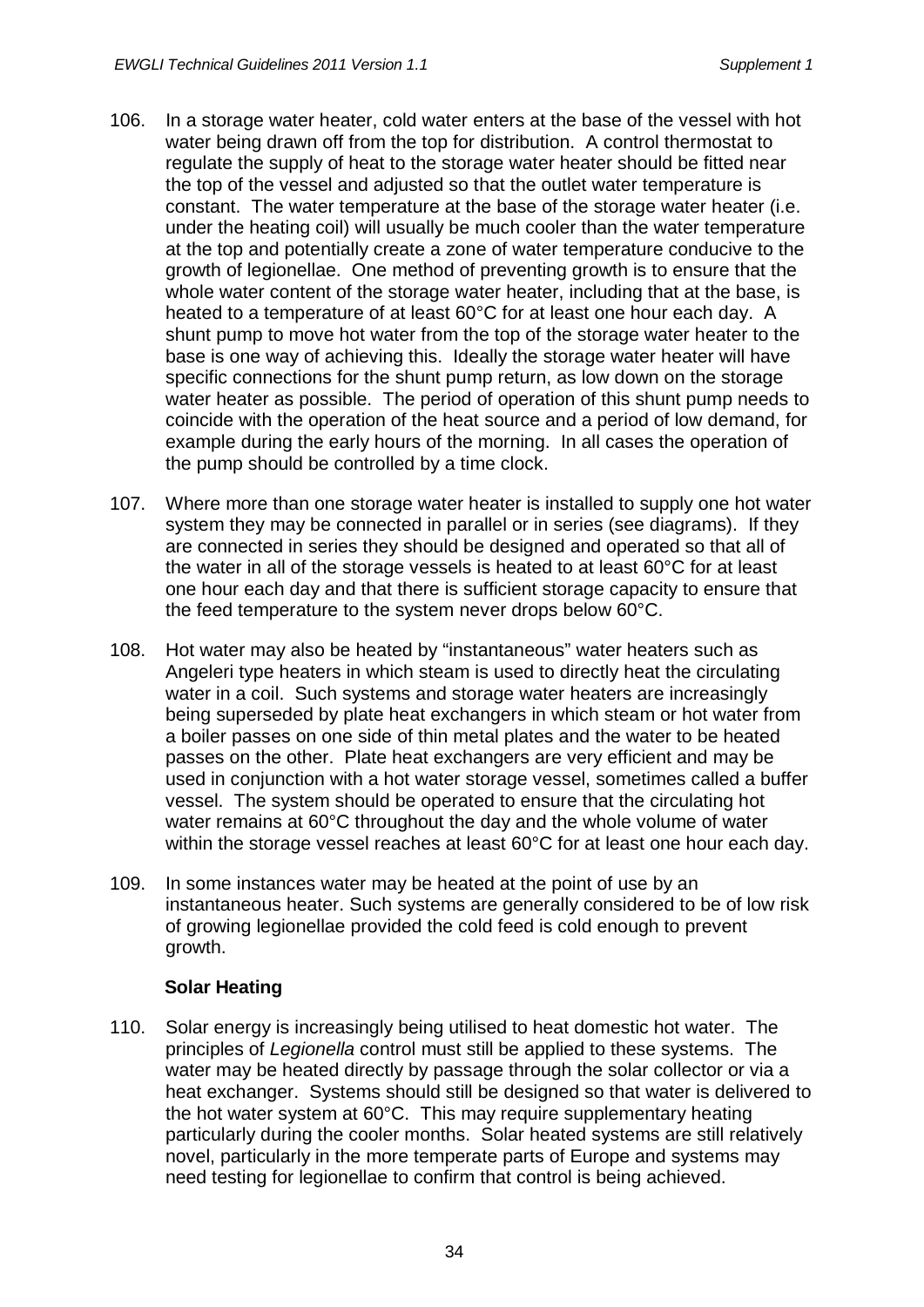106. In a storage water heater, cold water enters at the base of the vessel with hot water being drawn off from the top for distribution. A control thermostat to regulate the supply of heat to the storage water heater should be fitted near the top of the vessel and adjusted so that the outlet water temperature is constant. The water temperature at the base of the storage water heater (i.e. under the heating coil) will usually be much cooler than the water temperature at the top and potentially create a zone of water temperature conducive to the growth of legionellae. One method of preventing growth is to ensure that the whole water content of the storage water heater, including that at the base, is heated to a temperature of at least 60°C for at least one hour each day. A shunt pump to move hot water from the top of the storage water heater to the base is one way of achieving this. Ideally the storage water heater will have specific connections for the shunt pump return, as low down on the storage water heater as possible. The period of operation of this shunt pump needs to coincide with the operation of the heat source and a period of low demand, for example during the early hours of the morning. In all cases the operation of the pump should be controlled by a time clock.

107. Where more than one storage water heater is installed to supply one hot water system they may be connected in parallel or in series (see diagrams). If they are connected in series they should be designed and operated so that all of the water in all of the storage vessels is heated to at least 60°C for at least one hour each day and that there is sufficient storage capacity to ensure that the feed temperature to the system never drops below 60°C.

108. Hot water may also be heated by "instantaneous" water heaters such as Angeleri type heaters in which steam is used to directly heat the circulating water in a coil. Such systems and storage water heaters are increasingly being superseded by plate heat exchangers in which steam or hot water from a boiler passes on one side of thin metal plates and the water to be heated passes on the other. Plate heat exchangers are very efficient and may be used in conjunction with a hot water storage vessel, sometimes called a buffer vessel. The system should be operated to ensure that the circulating hot water remains at 60°C throughout the day and the whole volume of water within the storage vessel reaches at least 60°C for at least one hour each day.

109. In some instances water may be heated at the point of use by an instantaneous heater. Such systems are generally considered to be of low risk of growing legionellae provided the cold feed is cold enough to prevent growth.

**Solar Heating**

110. Solar energy is increasingly being utilised to heat domestic hot water. The principles of *Legionella* control must still be applied to these systems. The water may be heated directly by passage through the solar collector or via a heat exchanger. Systems should still be designed so that water is delivered to the hot water system at 60°C. This may require supplementary heating particularly during the cooler months. Solar heated systems are still relatively novel, particularly in the more temperate parts of Europe and systems may need testing for legionellae to confirm that control is being achieved.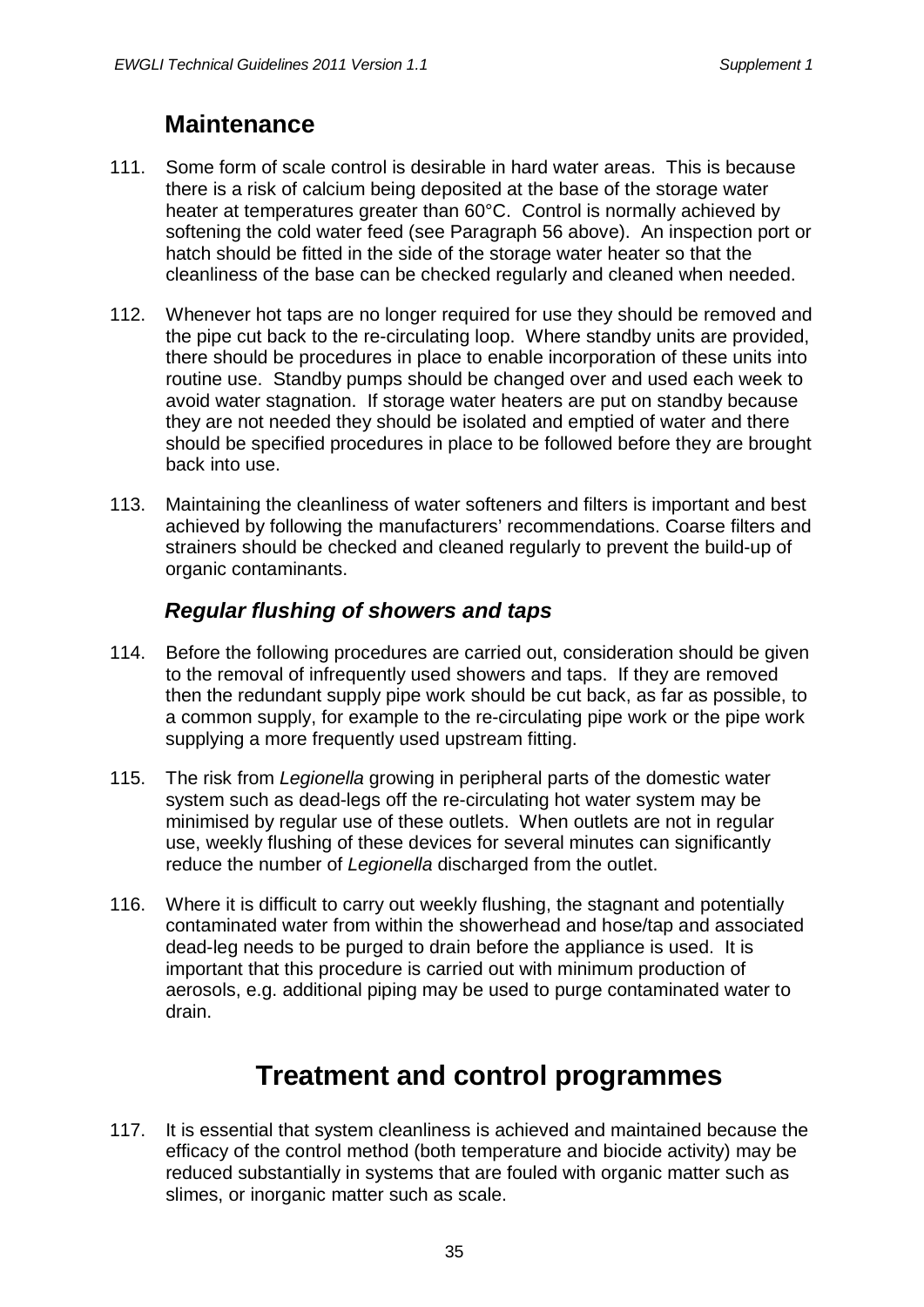## Maintenance

111. Some form of scale control is desirable in hard water areas. This is because there is a risk of calcium being deposited at the base of the storage water heater at temperatures greater than 60°C. Control is normally achieved by softening the cold water feed (see Paragraph 56 above). An inspection port or hatch should be fitted in the side of the storage water heater so that the cleanliness of the base can be checked regularly and cleaned when needed.

112. Whenever hot taps are no longer required for use they should be removed and the pipe cut back to the re-circulating loop. Where standby units are provided, there should be procedures in place to enable incorporation of these units into routine use. Standby pumps should be changed over and used each week to avoid water stagnation. If storage water heaters are put on standby because they are not needed they should be isolated and emptied of water and there should be specified procedures in place to be followed before they are brought back into use.

113. Maintaining the cleanliness of water softeners and filters is important and best achieved by following the manufacturers' recommendations. Coarse filters and strainers should be checked and cleaned regularly to prevent the build-up of organic contaminants.

### *Regular flushing of showers and taps*

114. Before the following procedures are carried out, consideration should be given to the removal of infrequently used showers and taps. If they are removed then the redundant supply pipe work should be cut back, as far as possible, to a common supply, for example to the re-circulating pipe work or the pipe work supplying a more frequently used upstream fitting.

115. The risk from *Legionella* growing in peripheral parts of the domestic water system such as dead-legs off the re-circulating hot water system may be minimised by regular use of these outlets. When outlets are not in regular use, weekly flushing of these devices for several minutes can significantly reduce the number of *Legionella* discharged from the outlet.

116. Where it is difficult to carry out weekly flushing, the stagnant and potentially contaminated water from within the showerhead and hose/tap and associated dead-leg needs to be purged to drain before the appliance is used. It is important that this procedure is carried out with minimum production of aerosols, e.g. additional piping may be used to purge contaminated water to drain.

# Treatment and control programmes

117. It is essential that system cleanliness is achieved and maintained because the efficacy of the control method (both temperature and biocide activity) may be reduced substantially in systems that are fouled with organic matter such as slimes, or inorganic matter such as scale.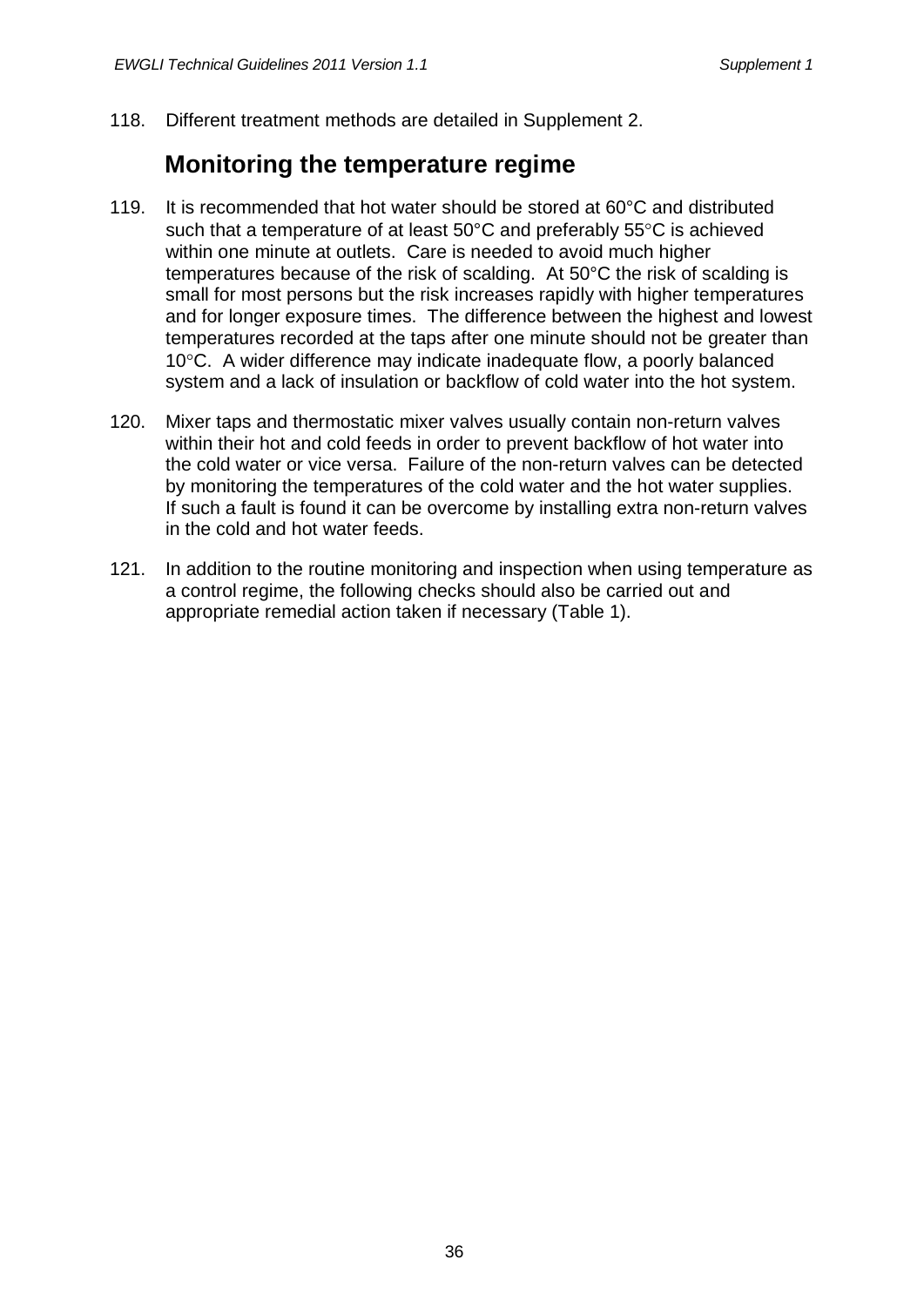118. Different treatment methods are detailed in Supplement 2.

## Monitoring the temperature regime

119. It is recommended that hot water should be stored at 60°C and distributed such that a temperature of at least 50°C and preferably 55°C is achieved within one minute at outlets. Care is needed to avoid much higher temperatures because of the risk of scalding. At 50°C the risk of scalding is small for most persons but the risk increases rapidly with higher temperatures and for longer exposure times. The difference between the highest and lowest temperatures recorded at the taps after one minute should not be greater than 10°C. A wider difference may indicate inadequate flow, a poorly balanced system and a lack of insulation or backflow of cold water into the hot system.

120. Mixer taps and thermostatic mixer valves usually contain non-return valves within their hot and cold feeds in order to prevent backflow of hot water into the cold water or vice versa. Failure of the non-return valves can be detected by monitoring the temperatures of the cold water and the hot water supplies. If such a fault is found it can be overcome by installing extra non-return valves in the cold and hot water feeds.

121. In addition to the routine monitoring and inspection when using temperature as a control regime, the following checks should also be carried out and appropriate remedial action taken if necessary (Table 1).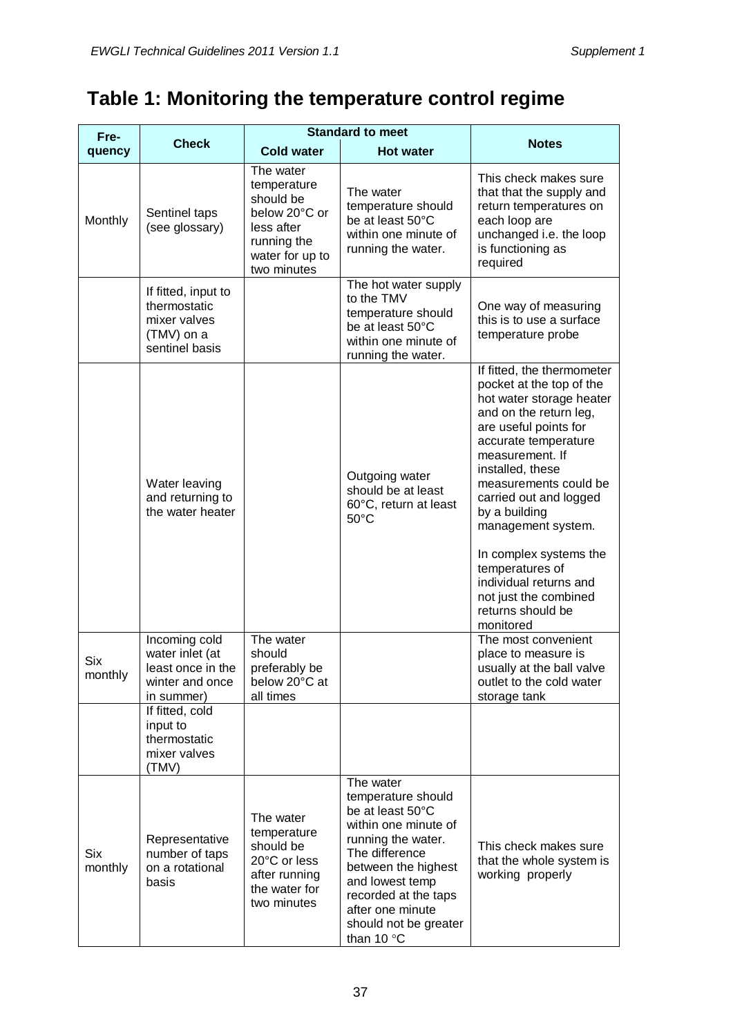# Table 1: Monitoring the temperature control regime

| Frequency | Check | Standard to meet | | Notes |
|---|---|---|---|---|
| | | Cold water | Hot water | |
| Monthly | Sentinel taps (see glossary) | The water temperature should be below 20°C or less after running the water for up to two minutes | The water temperature should be at least 50°C within one minute of running the water. | This check makes sure that that the supply and return temperatures on each loop are unchanged i.e. the loop is functioning as required |
| | If fitted, input to thermostatic mixer valves (TMV) on a sentinel basis | | The hot water supply to the TMV temperature should be at least 50°C within one minute of running the water. | One way of measuring this is to use a surface temperature probe |
| | Water leaving and returning to the water heater | | Outgoing water should be at least 60°C, return at least 50°C | If fitted, the thermometer pocket at the top of the hot water storage heater and on the return leg, are useful points for accurate temperature measurement. If installed, these measurements could be carried out and logged by a building management system.<br><br>In complex systems the temperatures of individual returns and not just the combined returns should be monitored |
| Six monthly | Incoming cold water inlet (at least once in the winter and once in summer) | The water should preferably be below 20°C at all times | | The most convenient place to measure is usually at the ball valve outlet to the cold water storage tank |
| | If fitted, cold input to thermostatic mixer valves (TMV) | | | |
| Six monthly | Representative number of taps on a rotational basis | The water temperature should be 20°C or less after running the water for two minutes | The water temperature should be at least 50°C within one minute of running the water. The difference between the highest and lowest temp recorded at the taps after one minute should not be greater than 10 °C | This check makes sure that the whole system is working properly |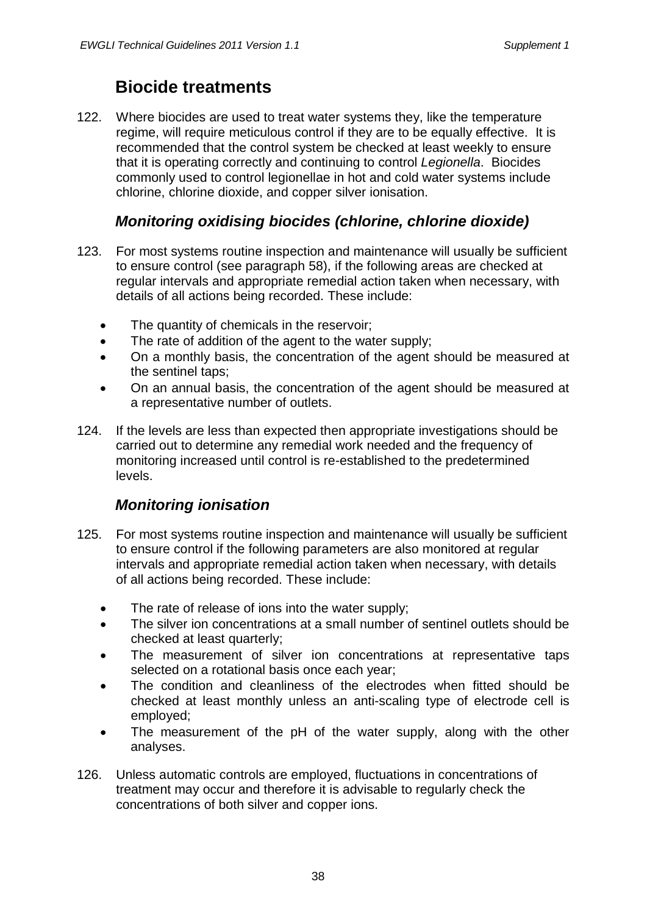## Biocide treatments

122. Where biocides are used to treat water systems they, like the temperature regime, will require meticulous control if they are to be equally effective. It is recommended that the control system be checked at least weekly to ensure that it is operating correctly and continuing to control *Legionella*. Biocides commonly used to control legionellae in hot and cold water systems include chlorine, chlorine dioxide, and copper silver ionisation.

### *Monitoring oxidising biocides (chlorine, chlorine dioxide)*

123. For most systems routine inspection and maintenance will usually be sufficient to ensure control (see paragraph 58), if the following areas are checked at regular intervals and appropriate remedial action taken when necessary, with details of all actions being recorded. These include:

- The quantity of chemicals in the reservoir;
- The rate of addition of the agent to the water supply;
- On a monthly basis, the concentration of the agent should be measured at the sentinel taps;
- On an annual basis, the concentration of the agent should be measured at a representative number of outlets.

124. If the levels are less than expected then appropriate investigations should be carried out to determine any remedial work needed and the frequency of monitoring increased until control is re-established to the predetermined levels.

### *Monitoring ionisation*

125. For most systems routine inspection and maintenance will usually be sufficient to ensure control if the following parameters are also monitored at regular intervals and appropriate remedial action taken when necessary, with details of all actions being recorded. These include:

- The rate of release of ions into the water supply;
- The silver ion concentrations at a small number of sentinel outlets should be checked at least quarterly;
- The measurement of silver ion concentrations at representative taps selected on a rotational basis once each year;
- The condition and cleanliness of the electrodes when fitted should be checked at least monthly unless an anti-scaling type of electrode cell is employed;
- The measurement of the pH of the water supply, along with the other analyses.

126. Unless automatic controls are employed, fluctuations in concentrations of treatment may occur and therefore it is advisable to regularly check the concentrations of both silver and copper ions.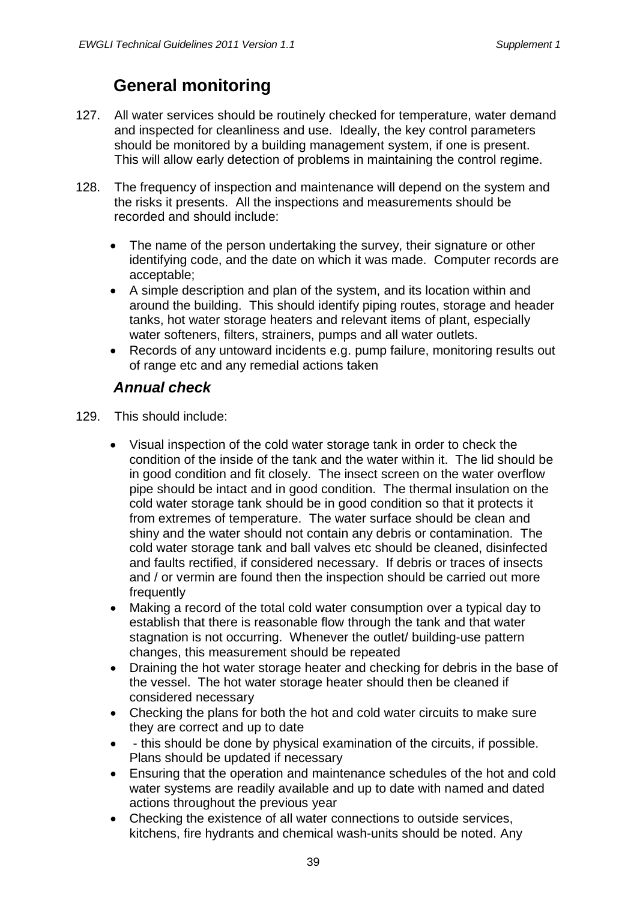## General monitoring

127. All water services should be routinely checked for temperature, water demand and inspected for cleanliness and use. Ideally, the key control parameters should be monitored by a building management system, if one is present. This will allow early detection of problems in maintaining the control regime.

128. The frequency of inspection and maintenance will depend on the system and the risks it presents. All the inspections and measurements should be recorded and should include:

    - The name of the person undertaking the survey, their signature or other identifying code, and the date on which it was made. Computer records are acceptable;
    - A simple description and plan of the system, and its location within and around the building. This should identify piping routes, storage and header tanks, hot water storage heaters and relevant items of plant, especially water softeners, filters, strainers, pumps and all water outlets.
    - Records of any untoward incidents e.g. pump failure, monitoring results out of range etc and any remedial actions taken

### *Annual check*

129. This should include:

    - Visual inspection of the cold water storage tank in order to check the condition of the inside of the tank and the water within it. The lid should be in good condition and fit closely. The insect screen on the water overflow pipe should be intact and in good condition. The thermal insulation on the cold water storage tank should be in good condition so that it protects it from extremes of temperature. The water surface should be clean and shiny and the water should not contain any debris or contamination. The cold water storage tank and ball valves etc should be cleaned, disinfected and faults rectified, if considered necessary. If debris or traces of insects and / or vermin are found then the inspection should be carried out more frequently
    - Making a record of the total cold water consumption over a typical day to establish that there is reasonable flow through the tank and that water stagnation is not occurring. Whenever the outlet/ building-use pattern changes, this measurement should be repeated
    - Draining the hot water storage heater and checking for debris in the base of the vessel. The hot water storage heater should then be cleaned if considered necessary
    - Checking the plans for both the hot and cold water circuits to make sure they are correct and up to date
    - \- this should be done by physical examination of the circuits, if possible. Plans should be updated if necessary
    - Ensuring that the operation and maintenance schedules of the hot and cold water systems are readily available and up to date with named and dated actions throughout the previous year
    - Checking the existence of all water connections to outside services, kitchens, fire hydrants and chemical wash-units should be noted. Any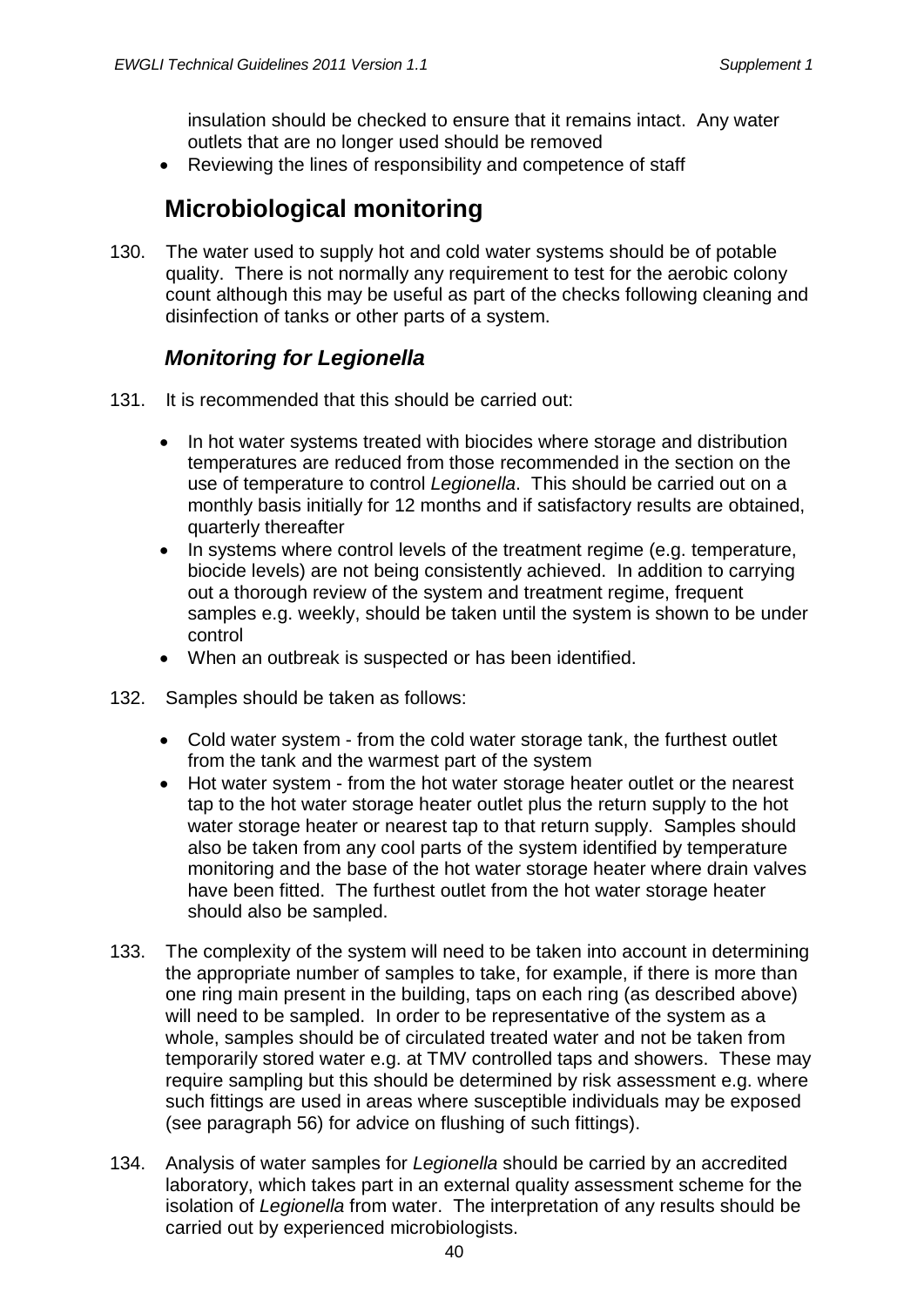insulation should be checked to ensure that it remains intact. Any water outlets that are no longer used should be removed

- Reviewing the lines of responsibility and competence of staff

## Microbiological monitoring

130. The water used to supply hot and cold water systems should be of potable quality. There is not normally any requirement to test for the aerobic colony count although this may be useful as part of the checks following cleaning and disinfection of tanks or other parts of a system.

### *Monitoring for Legionella*

131. It is recommended that this should be carried out:

- In hot water systems treated with biocides where storage and distribution temperatures are reduced from those recommended in the section on the use of temperature to control *Legionella*. This should be carried out on a monthly basis initially for 12 months and if satisfactory results are obtained, quarterly thereafter
- In systems where control levels of the treatment regime (e.g. temperature, biocide levels) are not being consistently achieved. In addition to carrying out a thorough review of the system and treatment regime, frequent samples e.g. weekly, should be taken until the system is shown to be under control
- When an outbreak is suspected or has been identified.

132. Samples should be taken as follows:

- Cold water system - from the cold water storage tank, the furthest outlet from the tank and the warmest part of the system
- Hot water system - from the hot water storage heater outlet or the nearest tap to the hot water storage heater outlet plus the return supply to the hot water storage heater or nearest tap to that return supply. Samples should also be taken from any cool parts of the system identified by temperature monitoring and the base of the hot water storage heater where drain valves have been fitted. The furthest outlet from the hot water storage heater should also be sampled.

133. The complexity of the system will need to be taken into account in determining the appropriate number of samples to take, for example, if there is more than one ring main present in the building, taps on each ring (as described above) will need to be sampled. In order to be representative of the system as a whole, samples should be of circulated treated water and not be taken from temporarily stored water e.g. at TMV controlled taps and showers. These may require sampling but this should be determined by risk assessment e.g. where such fittings are used in areas where susceptible individuals may be exposed (see paragraph 56) for advice on flushing of such fittings).

134. Analysis of water samples for *Legionella* should be carried by an accredited laboratory, which takes part in an external quality assessment scheme for the isolation of *Legionella* from water. The interpretation of any results should be carried out by experienced microbiologists.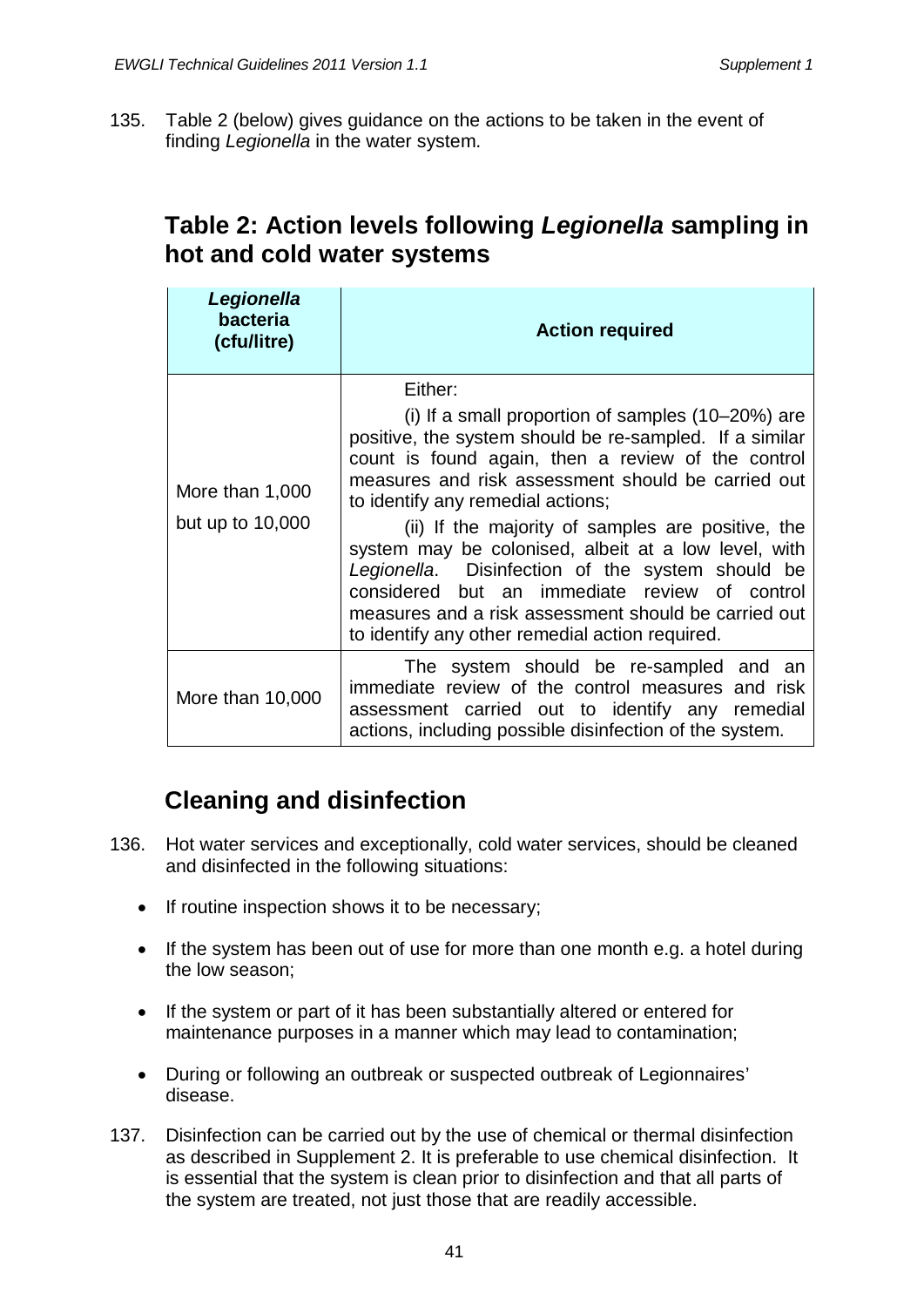135. Table 2 (below) gives guidance on the actions to be taken in the event of finding *Legionella* in the water system.

## Table 2: Action levels following *Legionella* sampling in hot and cold water systems

| ***Legionella* bacteria (cfu/litre)** | **Action required** |
|---|---|
| More than 1,000 but up to 10,000 | Either:<br>(i) If a small proportion of samples (10–20%) are positive, the system should be re-sampled. If a similar count is found again, then a review of the control measures and risk assessment should be carried out to identify any remedial actions;<br>(ii) If the majority of samples are positive, the system may be colonised, albeit at a low level, with *Legionella*. Disinfection of the system should be considered but an immediate review of control measures and a risk assessment should be carried out to identify any other remedial action required. |
| More than 10,000 | The system should be re-sampled and an immediate review of the control measures and risk assessment carried out to identify any remedial actions, including possible disinfection of the system. |

## Cleaning and disinfection

136. Hot water services and exceptionally, cold water services, should be cleaned and disinfected in the following situations:

- If routine inspection shows it to be necessary;
- If the system has been out of use for more than one month e.g. a hotel during the low season;
- If the system or part of it has been substantially altered or entered for maintenance purposes in a manner which may lead to contamination;
- During or following an outbreak or suspected outbreak of Legionnaires' disease.

137. Disinfection can be carried out by the use of chemical or thermal disinfection as described in Supplement 2. It is preferable to use chemical disinfection. It is essential that the system is clean prior to disinfection and that all parts of the system are treated, not just those that are readily accessible.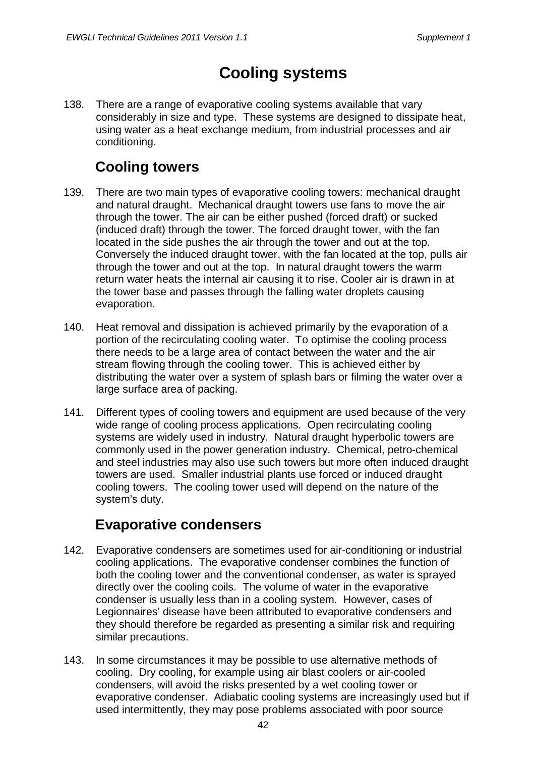# Cooling systems

138. There are a range of evaporative cooling systems available that vary considerably in size and type. These systems are designed to dissipate heat, using water as a heat exchange medium, from industrial processes and air conditioning.

## Cooling towers

139. There are two main types of evaporative cooling towers: mechanical draught and natural draught. Mechanical draught towers use fans to move the air through the tower. The air can be either pushed (forced draft) or sucked (induced draft) through the tower. The forced draught tower, with the fan located in the side pushes the air through the tower and out at the top. Conversely the induced draught tower, with the fan located at the top, pulls air through the tower and out at the top. In natural draught towers the warm return water heats the internal air causing it to rise. Cooler air is drawn in at the tower base and passes through the falling water droplets causing evaporation.

140. Heat removal and dissipation is achieved primarily by the evaporation of a portion of the recirculating cooling water. To optimise the cooling process there needs to be a large area of contact between the water and the air stream flowing through the cooling tower. This is achieved either by distributing the water over a system of splash bars or filming the water over a large surface area of packing.

141. Different types of cooling towers and equipment are used because of the very wide range of cooling process applications. Open recirculating cooling systems are widely used in industry. Natural draught hyperbolic towers are commonly used in the power generation industry. Chemical, petro-chemical and steel industries may also use such towers but more often induced draught towers are used. Smaller industrial plants use forced or induced draught cooling towers. The cooling tower used will depend on the nature of the system's duty.

## Evaporative condensers

142. Evaporative condensers are sometimes used for air-conditioning or industrial cooling applications. The evaporative condenser combines the function of both the cooling tower and the conventional condenser, as water is sprayed directly over the cooling coils. The volume of water in the evaporative condenser is usually less than in a cooling system. However, cases of Legionnaires' disease have been attributed to evaporative condensers and they should therefore be regarded as presenting a similar risk and requiring similar precautions.

143. In some circumstances it may be possible to use alternative methods of cooling. Dry cooling, for example using air blast coolers or air-cooled condensers, will avoid the risks presented by a wet cooling tower or evaporative condenser. Adiabatic cooling systems are increasingly used but if used intermittently, they may pose problems associated with poor source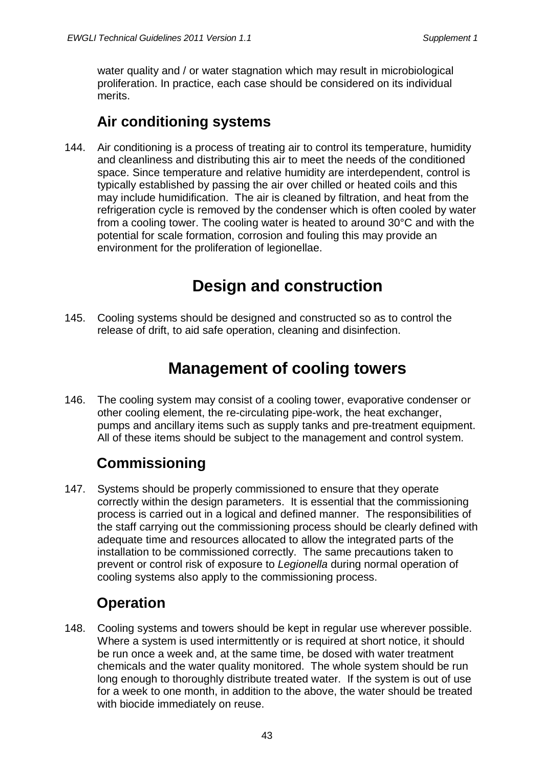water quality and / or water stagnation which may result in microbiological proliferation. In practice, each case should be considered on its individual merits.

### Air conditioning systems

144. Air conditioning is a process of treating air to control its temperature, humidity and cleanliness and distributing this air to meet the needs of the conditioned space. Since temperature and relative humidity are interdependent, control is typically established by passing the air over chilled or heated coils and this may include humidification. The air is cleaned by filtration, and heat from the refrigeration cycle is removed by the condenser which is often cooled by water from a cooling tower. The cooling water is heated to around 30°C and with the potential for scale formation, corrosion and fouling this may provide an environment for the proliferation of legionellae.

## Design and construction

145. Cooling systems should be designed and constructed so as to control the release of drift, to aid safe operation, cleaning and disinfection.

## Management of cooling towers

146. The cooling system may consist of a cooling tower, evaporative condenser or other cooling element, the re-circulating pipe-work, the heat exchanger, pumps and ancillary items such as supply tanks and pre-treatment equipment. All of these items should be subject to the management and control system.

### Commissioning

147. Systems should be properly commissioned to ensure that they operate correctly within the design parameters. It is essential that the commissioning process is carried out in a logical and defined manner. The responsibilities of the staff carrying out the commissioning process should be clearly defined with adequate time and resources allocated to allow the integrated parts of the installation to be commissioned correctly. The same precautions taken to prevent or control risk of exposure to *Legionella* during normal operation of cooling systems also apply to the commissioning process.

### Operation

148. Cooling systems and towers should be kept in regular use wherever possible. Where a system is used intermittently or is required at short notice, it should be run once a week and, at the same time, be dosed with water treatment chemicals and the water quality monitored. The whole system should be run long enough to thoroughly distribute treated water. If the system is out of use for a week to one month, in addition to the above, the water should be treated with biocide immediately on reuse.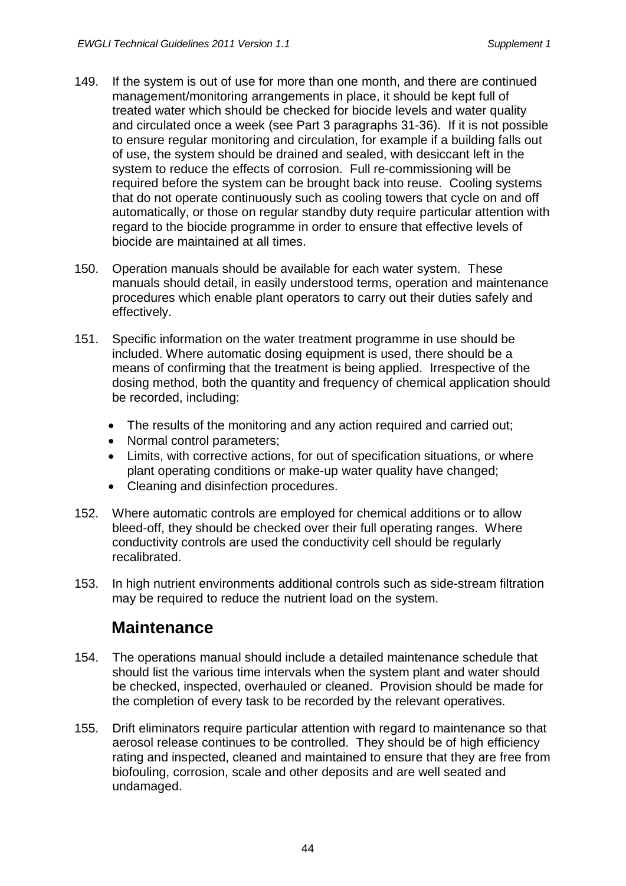149. If the system is out of use for more than one month, and there are continued management/monitoring arrangements in place, it should be kept full of treated water which should be checked for biocide levels and water quality and circulated once a week (see Part 3 paragraphs 31-36). If it is not possible to ensure regular monitoring and circulation, for example if a building falls out of use, the system should be drained and sealed, with desiccant left in the system to reduce the effects of corrosion. Full re-commissioning will be required before the system can be brought back into reuse. Cooling systems that do not operate continuously such as cooling towers that cycle on and off automatically, or those on regular standby duty require particular attention with regard to the biocide programme in order to ensure that effective levels of biocide are maintained at all times.

150. Operation manuals should be available for each water system. These manuals should detail, in easily understood terms, operation and maintenance procedures which enable plant operators to carry out their duties safely and effectively.

151. Specific information on the water treatment programme in use should be included. Where automatic dosing equipment is used, there should be a means of confirming that the treatment is being applied. Irrespective of the dosing method, both the quantity and frequency of chemical application should be recorded, including:

- The results of the monitoring and any action required and carried out;
- Normal control parameters;
- Limits, with corrective actions, for out of specification situations, or where plant operating conditions or make-up water quality have changed;
- Cleaning and disinfection procedures.

152. Where automatic controls are employed for chemical additions or to allow bleed-off, they should be checked over their full operating ranges. Where conductivity controls are used the conductivity cell should be regularly recalibrated.

153. In high nutrient environments additional controls such as side-stream filtration may be required to reduce the nutrient load on the system.

## Maintenance

154. The operations manual should include a detailed maintenance schedule that should list the various time intervals when the system plant and water should be checked, inspected, overhauled or cleaned. Provision should be made for the completion of every task to be recorded by the relevant operatives.

155. Drift eliminators require particular attention with regard to maintenance so that aerosol release continues to be controlled. They should be of high efficiency rating and inspected, cleaned and maintained to ensure that they are free from biofouling, corrosion, scale and other deposits and are well seated and undamaged.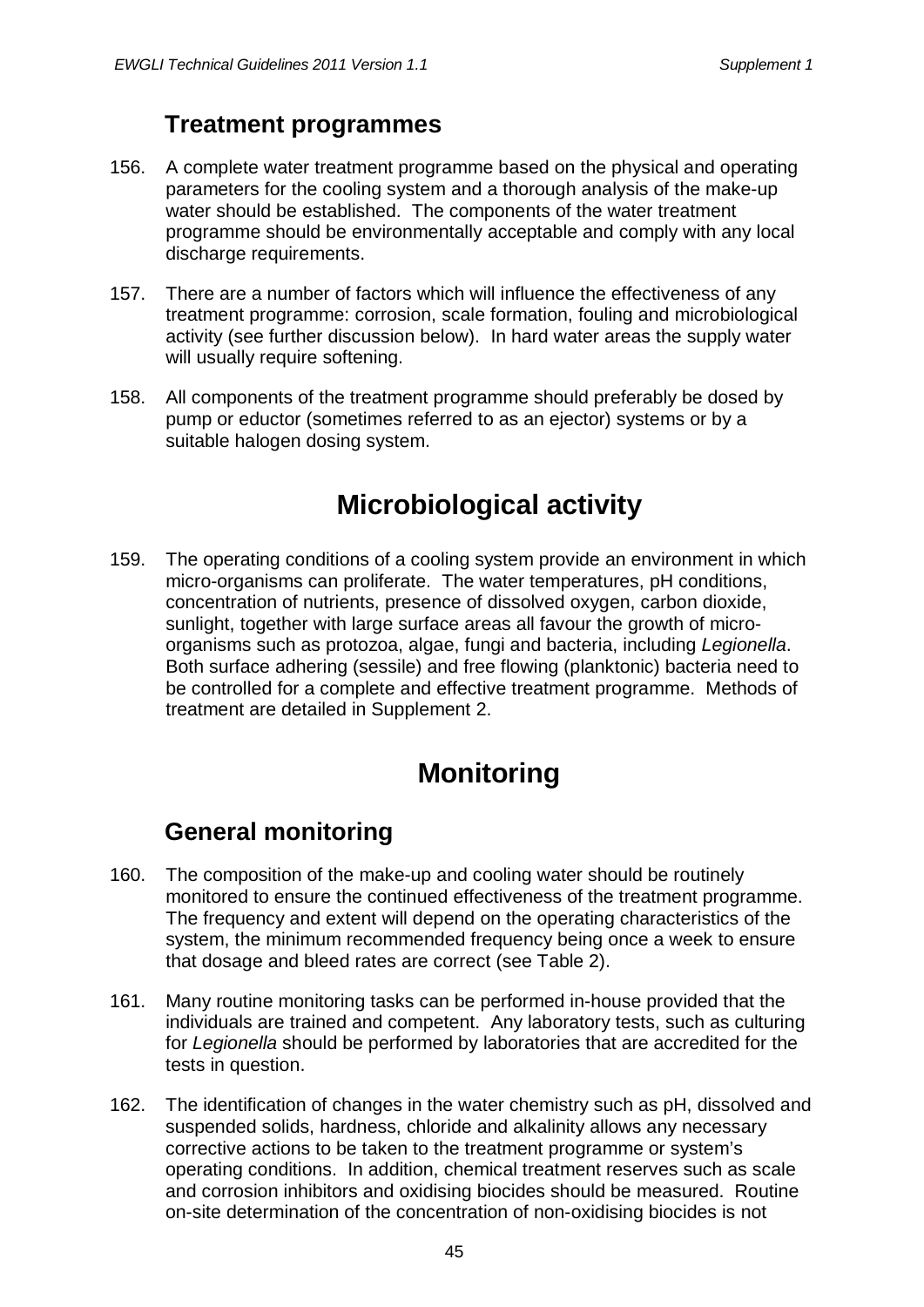## Treatment programmes

156. A complete water treatment programme based on the physical and operating parameters for the cooling system and a thorough analysis of the make-up water should be established. The components of the water treatment programme should be environmentally acceptable and comply with any local discharge requirements.

157. There are a number of factors which will influence the effectiveness of any treatment programme: corrosion, scale formation, fouling and microbiological activity (see further discussion below). In hard water areas the supply water will usually require softening.

158. All components of the treatment programme should preferably be dosed by pump or eductor (sometimes referred to as an ejector) systems or by a suitable halogen dosing system.

# Microbiological activity

159. The operating conditions of a cooling system provide an environment in which micro-organisms can proliferate. The water temperatures, pH conditions, concentration of nutrients, presence of dissolved oxygen, carbon dioxide, sunlight, together with large surface areas all favour the growth of micro-organisms such as protozoa, algae, fungi and bacteria, including *Legionella*. Both surface adhering (sessile) and free flowing (planktonic) bacteria need to be controlled for a complete and effective treatment programme. Methods of treatment are detailed in Supplement 2.

# Monitoring

## General monitoring

160. The composition of the make-up and cooling water should be routinely monitored to ensure the continued effectiveness of the treatment programme. The frequency and extent will depend on the operating characteristics of the system, the minimum recommended frequency being once a week to ensure that dosage and bleed rates are correct (see Table 2).

161. Many routine monitoring tasks can be performed in-house provided that the individuals are trained and competent. Any laboratory tests, such as culturing for *Legionella* should be performed by laboratories that are accredited for the tests in question.

162. The identification of changes in the water chemistry such as pH, dissolved and suspended solids, hardness, chloride and alkalinity allows any necessary corrective actions to be taken to the treatment programme or system's operating conditions. In addition, chemical treatment reserves such as scale and corrosion inhibitors and oxidising biocides should be measured. Routine on-site determination of the concentration of non-oxidising biocides is not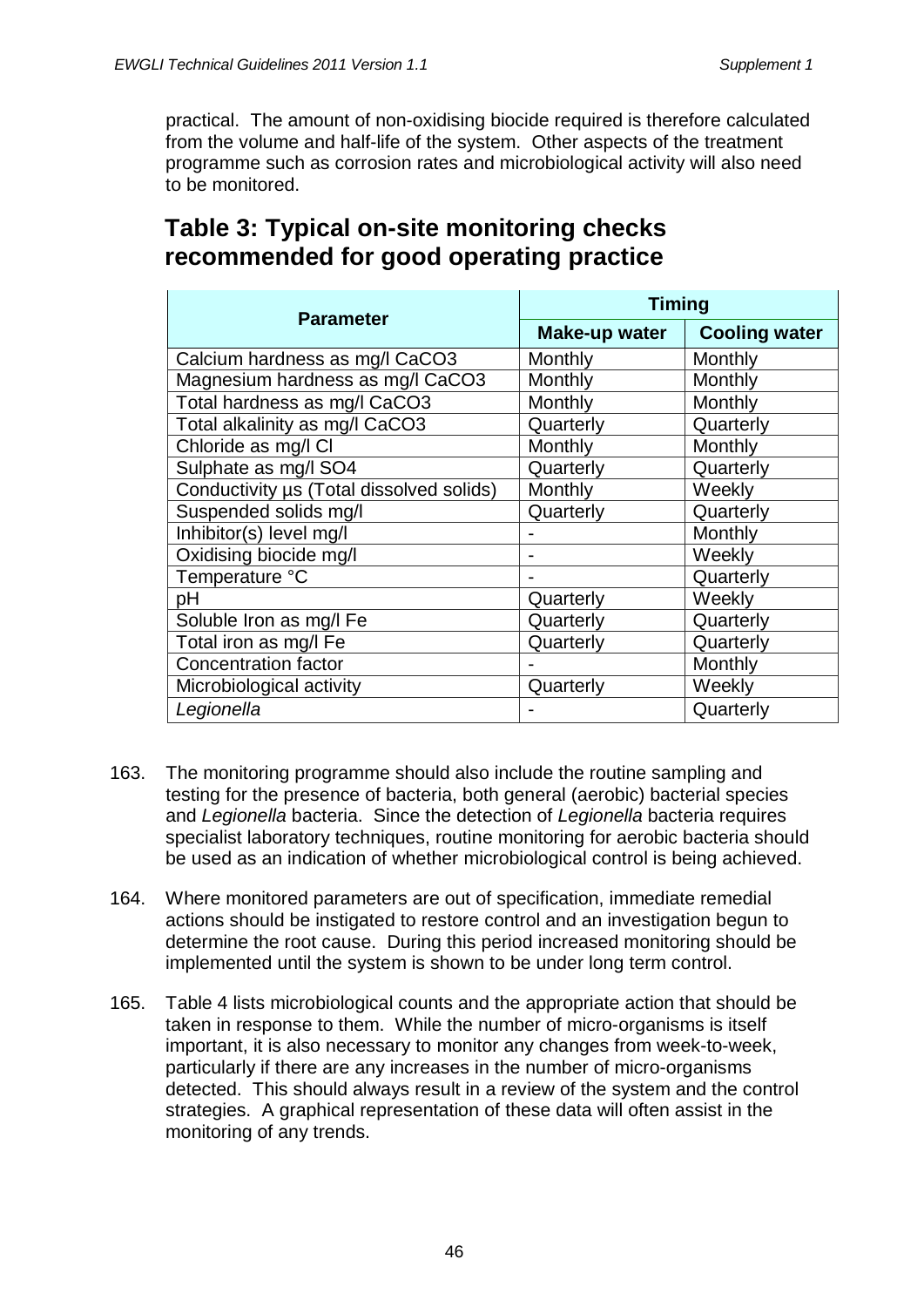practical. The amount of non-oxidising biocide required is therefore calculated from the volume and half-life of the system. Other aspects of the treatment programme such as corrosion rates and microbiological activity will also need to be monitored.

## Table 3: Typical on-site monitoring checks recommended for good operating practice

| Parameter | Timing | |
|---|---|---|
| | **Make-up water** | **Cooling water** |
| Calcium hardness as mg/l CaCO3 | Monthly | Monthly |
| Magnesium hardness as mg/l CaCO3 | Monthly | Monthly |
| Total hardness as mg/l CaCO3 | Monthly | Monthly |
| Total alkalinity as mg/l CaCO3 | Quarterly | Quarterly |
| Chloride as mg/l Cl | Monthly | Monthly |
| Sulphate as mg/l SO4 | Quarterly | Quarterly |
| Conductivity µs (Total dissolved solids) | Monthly | Weekly |
| Suspended solids mg/l | Quarterly | Quarterly |
| Inhibitor(s) level mg/l | - | Monthly |
| Oxidising biocide mg/l | - | Weekly |
| Temperature °C | - | Quarterly |
| pH | Quarterly | Weekly |
| Soluble Iron as mg/l Fe | Quarterly | Quarterly |
| Total iron as mg/l Fe | Quarterly | Quarterly |
| Concentration factor | - | Monthly |
| Microbiological activity | Quarterly | Weekly |
| *Legionella* | - | Quarterly |

163. The monitoring programme should also include the routine sampling and testing for the presence of bacteria, both general (aerobic) bacterial species and *Legionella* bacteria. Since the detection of *Legionella* bacteria requires specialist laboratory techniques, routine monitoring for aerobic bacteria should be used as an indication of whether microbiological control is being achieved.

164. Where monitored parameters are out of specification, immediate remedial actions should be instigated to restore control and an investigation begun to determine the root cause. During this period increased monitoring should be implemented until the system is shown to be under long term control.

165. Table 4 lists microbiological counts and the appropriate action that should be taken in response to them. While the number of micro-organisms is itself important, it is also necessary to monitor any changes from week-to-week, particularly if there are any increases in the number of micro-organisms detected. This should always result in a review of the system and the control strategies. A graphical representation of these data will often assist in the monitoring of any trends.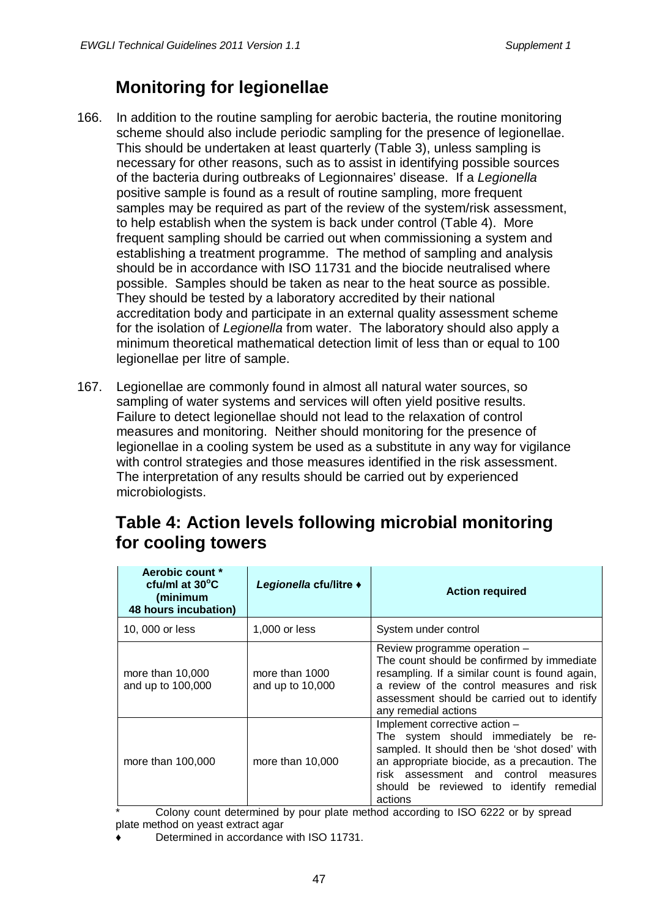## Monitoring for legionellae

166. In addition to the routine sampling for aerobic bacteria, the routine monitoring scheme should also include periodic sampling for the presence of legionellae. This should be undertaken at least quarterly (Table 3), unless sampling is necessary for other reasons, such as to assist in identifying possible sources of the bacteria during outbreaks of Legionnaires' disease. If a *Legionella* positive sample is found as a result of routine sampling, more frequent samples may be required as part of the review of the system/risk assessment, to help establish when the system is back under control (Table 4). More frequent sampling should be carried out when commissioning a system and establishing a treatment programme. The method of sampling and analysis should be in accordance with ISO 11731 and the biocide neutralised where possible. Samples should be taken as near to the heat source as possible. They should be tested by a laboratory accredited by their national accreditation body and participate in an external quality assessment scheme for the isolation of *Legionella* from water. The laboratory should also apply a minimum theoretical mathematical detection limit of less than or equal to 100 legionellae per litre of sample.

167. Legionellae are commonly found in almost all natural water sources, so sampling of water systems and services will often yield positive results. Failure to detect legionellae should not lead to the relaxation of control measures and monitoring. Neither should monitoring for the presence of legionellae in a cooling system be used as a substitute in any way for vigilance with control strategies and those measures identified in the risk assessment. The interpretation of any results should be carried out by experienced microbiologists.

## Table 4: Action levels following microbial monitoring for cooling towers

| Aerobic count * cfu/ml at 30°C (minimum 48 hours incubation) | *Legionella* cfu/litre ♦ | Action required |
|---|---|---|
| 10, 000 or less | 1,000 or less | System under control |
| more than 10,000 and up to 100,000 | more than 1000 and up to 10,000 | Review programme operation – The count should be confirmed by immediate resampling. If a similar count is found again, a review of the control measures and risk assessment should be carried out to identify any remedial actions |
| more than 100,000 | more than 10,000 | Implement corrective action – The system should immediately be re-sampled. It should then be 'shot dosed' with an appropriate biocide, as a precaution. The risk assessment and control measures should be reviewed to identify remedial actions |

\* Colony count determined by pour plate method according to ISO 6222 or by spread plate method on yeast extract agar

♦ Determined in accordance with ISO 11731.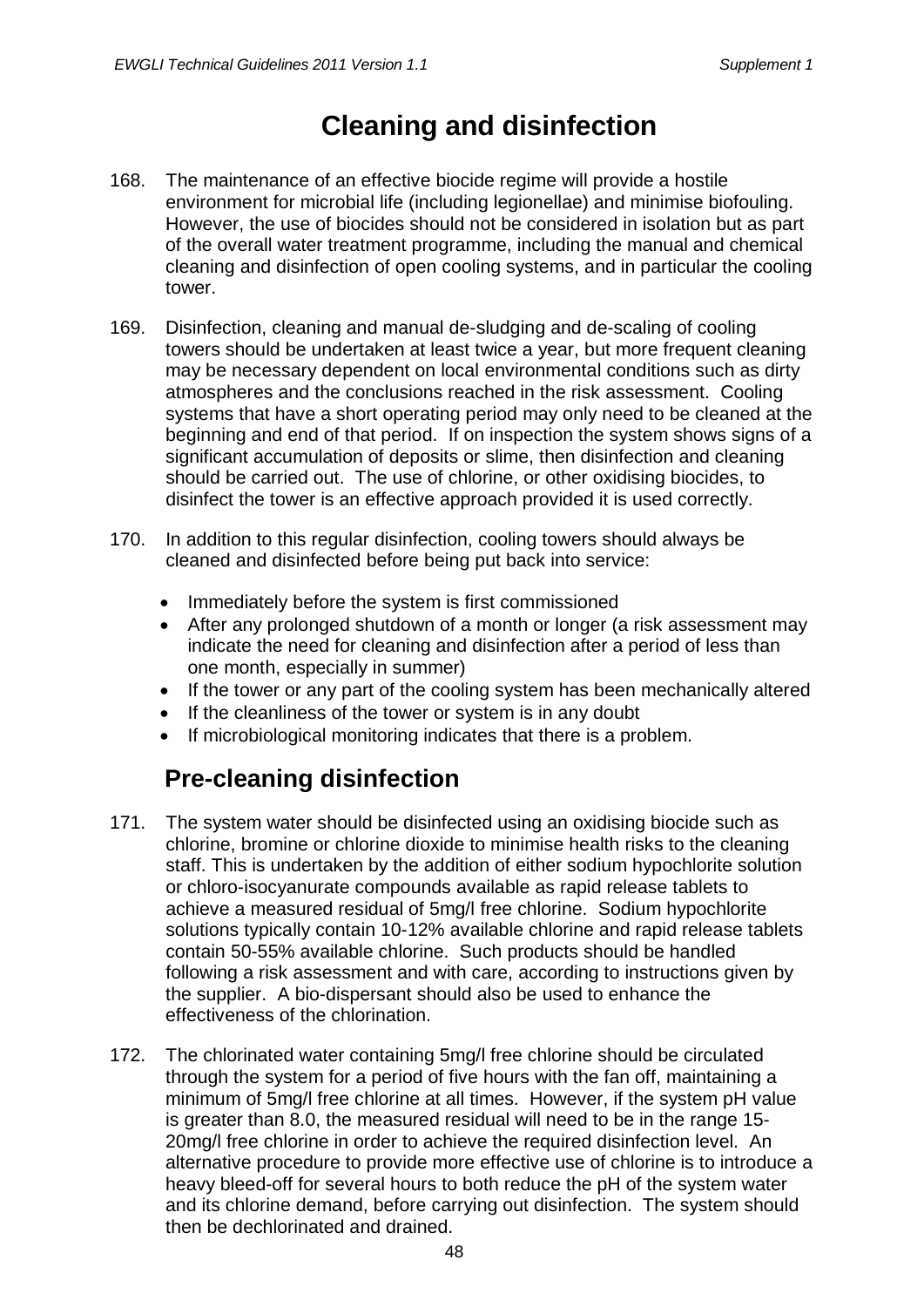# Cleaning and disinfection

168. The maintenance of an effective biocide regime will provide a hostile environment for microbial life (including legionellae) and minimise biofouling. However, the use of biocides should not be considered in isolation but as part of the overall water treatment programme, including the manual and chemical cleaning and disinfection of open cooling systems, and in particular the cooling tower.

169. Disinfection, cleaning and manual de-sludging and de-scaling of cooling towers should be undertaken at least twice a year, but more frequent cleaning may be necessary dependent on local environmental conditions such as dirty atmospheres and the conclusions reached in the risk assessment. Cooling systems that have a short operating period may only need to be cleaned at the beginning and end of that period. If on inspection the system shows signs of a significant accumulation of deposits or slime, then disinfection and cleaning should be carried out. The use of chlorine, or other oxidising biocides, to disinfect the tower is an effective approach provided it is used correctly.

170. In addition to this regular disinfection, cooling towers should always be cleaned and disinfected before being put back into service:

- Immediately before the system is first commissioned
- After any prolonged shutdown of a month or longer (a risk assessment may indicate the need for cleaning and disinfection after a period of less than one month, especially in summer)
- If the tower or any part of the cooling system has been mechanically altered
- If the cleanliness of the tower or system is in any doubt
- If microbiological monitoring indicates that there is a problem.

## Pre-cleaning disinfection

171. The system water should be disinfected using an oxidising biocide such as chlorine, bromine or chlorine dioxide to minimise health risks to the cleaning staff. This is undertaken by the addition of either sodium hypochlorite solution or chloro-isocyanurate compounds available as rapid release tablets to achieve a measured residual of 5mg/l free chlorine. Sodium hypochlorite solutions typically contain 10-12% available chlorine and rapid release tablets contain 50-55% available chlorine. Such products should be handled following a risk assessment and with care, according to instructions given by the supplier. A bio-dispersant should also be used to enhance the effectiveness of the chlorination.

172. The chlorinated water containing 5mg/l free chlorine should be circulated through the system for a period of five hours with the fan off, maintaining a minimum of 5mg/l free chlorine at all times. However, if the system pH value is greater than 8.0, the measured residual will need to be in the range 15-20mg/l free chlorine in order to achieve the required disinfection level. An alternative procedure to provide more effective use of chlorine is to introduce a heavy bleed-off for several hours to both reduce the pH of the system water and its chlorine demand, before carrying out disinfection. The system should then be dechlorinated and drained.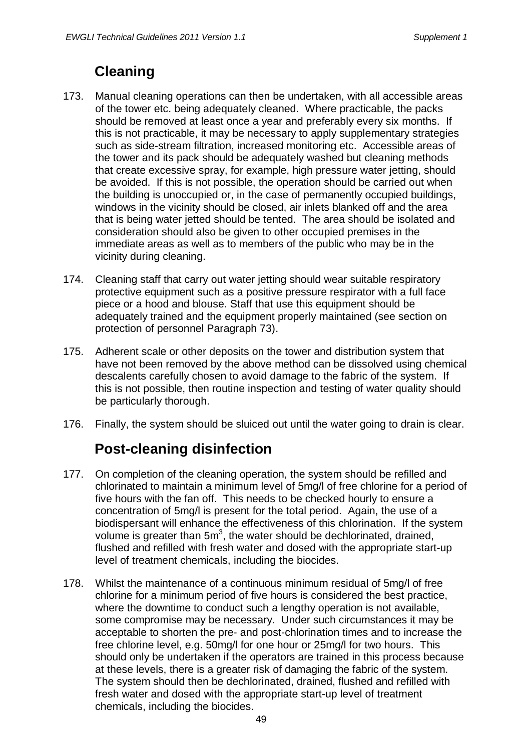## Cleaning

173. Manual cleaning operations can then be undertaken, with all accessible areas of the tower etc. being adequately cleaned. Where practicable, the packs should be removed at least once a year and preferably every six months. If this is not practicable, it may be necessary to apply supplementary strategies such as side-stream filtration, increased monitoring etc. Accessible areas of the tower and its pack should be adequately washed but cleaning methods that create excessive spray, for example, high pressure water jetting, should be avoided. If this is not possible, the operation should be carried out when the building is unoccupied or, in the case of permanently occupied buildings, windows in the vicinity should be closed, air inlets blanked off and the area that is being water jetted should be tented. The area should be isolated and consideration should also be given to other occupied premises in the immediate areas as well as to members of the public who may be in the vicinity during cleaning.

174. Cleaning staff that carry out water jetting should wear suitable respiratory protective equipment such as a positive pressure respirator with a full face piece or a hood and blouse. Staff that use this equipment should be adequately trained and the equipment properly maintained (see section on protection of personnel Paragraph 73).

175. Adherent scale or other deposits on the tower and distribution system that have not been removed by the above method can be dissolved using chemical descalents carefully chosen to avoid damage to the fabric of the system. If this is not possible, then routine inspection and testing of water quality should be particularly thorough.

176. Finally, the system should be sluiced out until the water going to drain is clear.

## Post-cleaning disinfection

177. On completion of the cleaning operation, the system should be refilled and chlorinated to maintain a minimum level of 5mg/l of free chlorine for a period of five hours with the fan off. This needs to be checked hourly to ensure a concentration of 5mg/l is present for the total period. Again, the use of a biodispersant will enhance the effectiveness of this chlorination. If the system volume is greater than $5m^3$, the water should be dechlorinated, drained, flushed and refilled with fresh water and dosed with the appropriate start-up level of treatment chemicals, including the biocides.

178. Whilst the maintenance of a continuous minimum residual of 5mg/l of free chlorine for a minimum period of five hours is considered the best practice, where the downtime to conduct such a lengthy operation is not available, some compromise may be necessary. Under such circumstances it may be acceptable to shorten the pre- and post-chlorination times and to increase the free chlorine level, e.g. 50mg/l for one hour or 25mg/l for two hours. This should only be undertaken if the operators are trained in this process because at these levels, there is a greater risk of damaging the fabric of the system. The system should then be dechlorinated, drained, flushed and refilled with fresh water and dosed with the appropriate start-up level of treatment chemicals, including the biocides.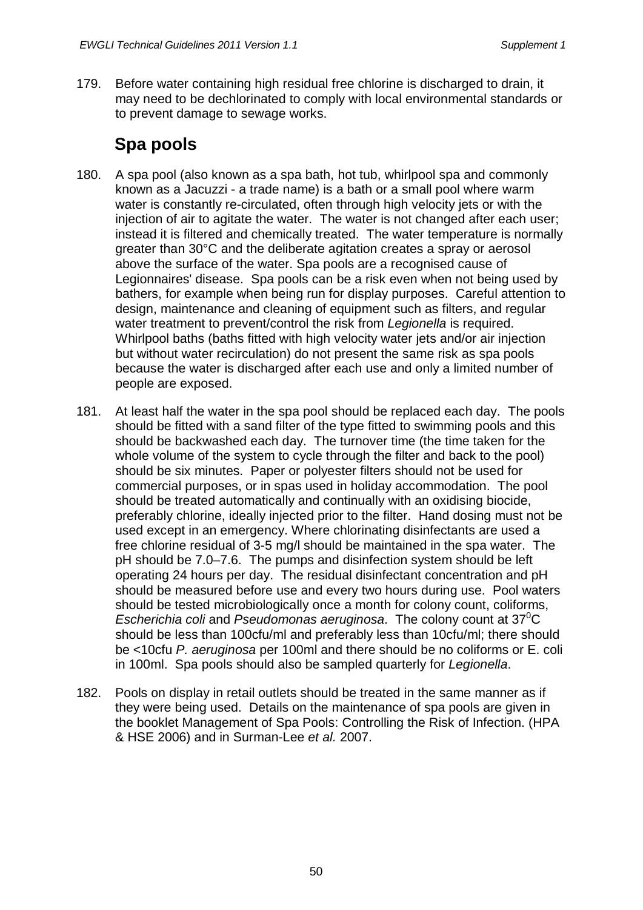179. Before water containing high residual free chlorine is discharged to drain, it may need to be dechlorinated to comply with local environmental standards or to prevent damage to sewage works.

## Spa pools

180. A spa pool (also known as a spa bath, hot tub, whirlpool spa and commonly known as a Jacuzzi - a trade name) is a bath or a small pool where warm water is constantly re-circulated, often through high velocity jets or with the injection of air to agitate the water. The water is not changed after each user; instead it is filtered and chemically treated. The water temperature is normally greater than 30°C and the deliberate agitation creates a spray or aerosol above the surface of the water. Spa pools are a recognised cause of Legionnaires' disease. Spa pools can be a risk even when not being used by bathers, for example when being run for display purposes. Careful attention to design, maintenance and cleaning of equipment such as filters, and regular water treatment to prevent/control the risk from *Legionella* is required. Whirlpool baths (baths fitted with high velocity water jets and/or air injection but without water recirculation) do not present the same risk as spa pools because the water is discharged after each use and only a limited number of people are exposed.

181. At least half the water in the spa pool should be replaced each day. The pools should be fitted with a sand filter of the type fitted to swimming pools and this should be backwashed each day. The turnover time (the time taken for the whole volume of the system to cycle through the filter and back to the pool) should be six minutes. Paper or polyester filters should not be used for commercial purposes, or in spas used in holiday accommodation. The pool should be treated automatically and continually with an oxidising biocide, preferably chlorine, ideally injected prior to the filter. Hand dosing must not be used except in an emergency. Where chlorinating disinfectants are used a free chlorine residual of 3-5 mg/l should be maintained in the spa water. The pH should be 7.0–7.6. The pumps and disinfection system should be left operating 24 hours per day. The residual disinfectant concentration and pH should be measured before use and every two hours during use. Pool waters should be tested microbiologically once a month for colony count, coliforms, *Escherichia coli* and *Pseudomonas aeruginosa*. The colony count at $37^{0}$C should be less than 100cfu/ml and preferably less than 10cfu/ml; there should be <10cfu *P. aeruginosa* per 100ml and there should be no coliforms or E. coli in 100ml. Spa pools should also be sampled quarterly for *Legionella*.

182. Pools on display in retail outlets should be treated in the same manner as if they were being used. Details on the maintenance of spa pools are given in the booklet Management of Spa Pools: Controlling the Risk of Infection. (HPA & HSE 2006) and in Surman-Lee *et al.* 2007.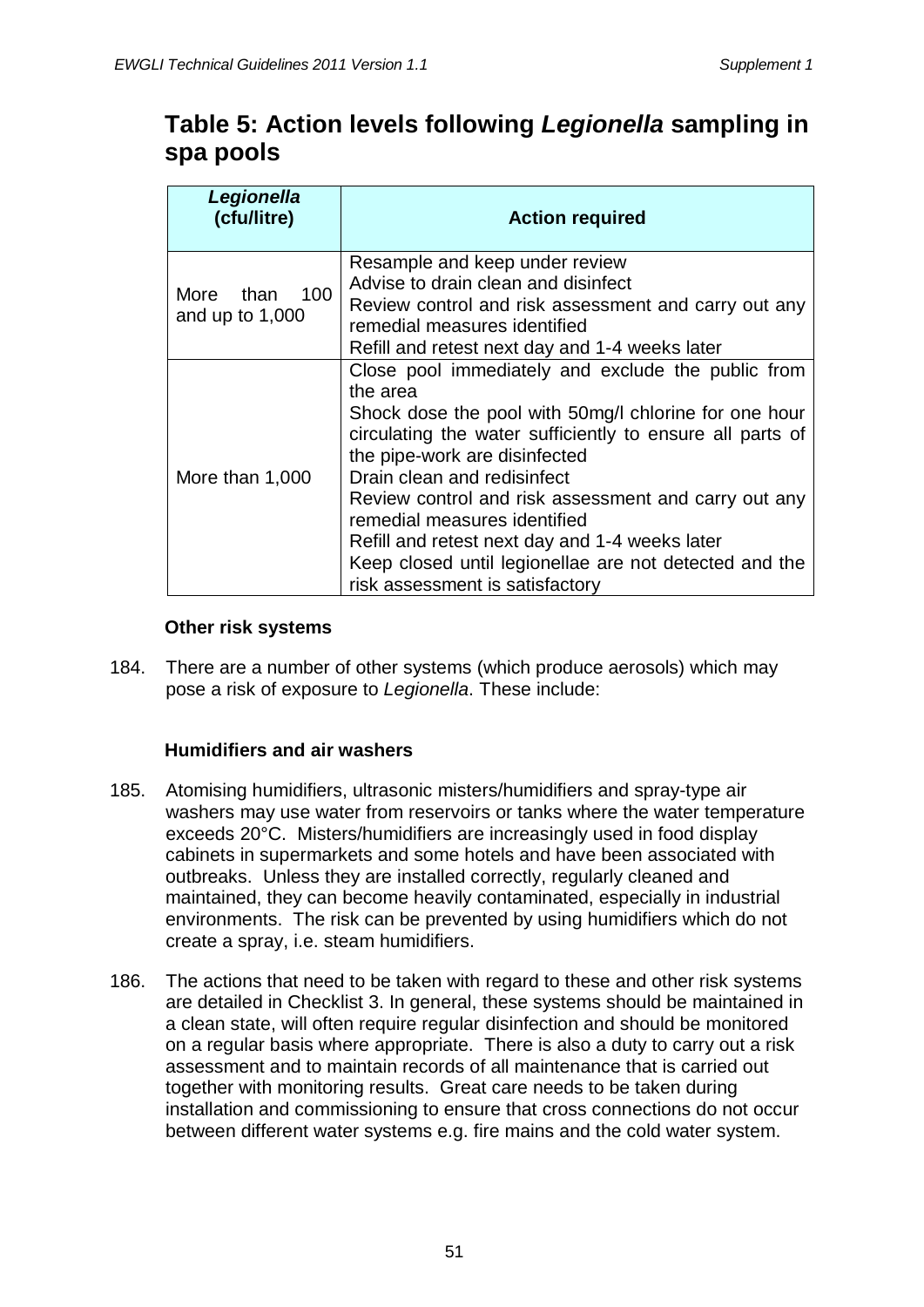# Table 5: Action levels following *Legionella* sampling in spa pools

| *Legionella* (cfu/litre) | Action required |
|---|---|
| More than 100 and up to 1,000 | Resample and keep under review<br>Advise to drain clean and disinfect<br>Review control and risk assessment and carry out any remedial measures identified<br>Refill and retest next day and 1-4 weeks later |
| More than 1,000 | Close pool immediately and exclude the public from the area<br>Shock dose the pool with 50mg/l chlorine for one hour circulating the water sufficiently to ensure all parts of the pipe-work are disinfected<br>Drain clean and redisinfect<br>Review control and risk assessment and carry out any remedial measures identified<br>Refill and retest next day and 1-4 weeks later<br>Keep closed until legionellae are not detected and the risk assessment is satisfactory |

**Other risk systems**

184. There are a number of other systems (which produce aerosols) which may pose a risk of exposure to *Legionella*. These include:

**Humidifiers and air washers**

185. Atomising humidifiers, ultrasonic misters/humidifiers and spray-type air washers may use water from reservoirs or tanks where the water temperature exceeds 20°C. Misters/humidifiers are increasingly used in food display cabinets in supermarkets and some hotels and have been associated with outbreaks. Unless they are installed correctly, regularly cleaned and maintained, they can become heavily contaminated, especially in industrial environments. The risk can be prevented by using humidifiers which do not create a spray, i.e. steam humidifiers.

186. The actions that need to be taken with regard to these and other risk systems are detailed in Checklist 3. In general, these systems should be maintained in a clean state, will often require regular disinfection and should be monitored on a regular basis where appropriate. There is also a duty to carry out a risk assessment and to maintain records of all maintenance that is carried out together with monitoring results. Great care needs to be taken during installation and commissioning to ensure that cross connections do not occur between different water systems e.g. fire mains and the cold water system.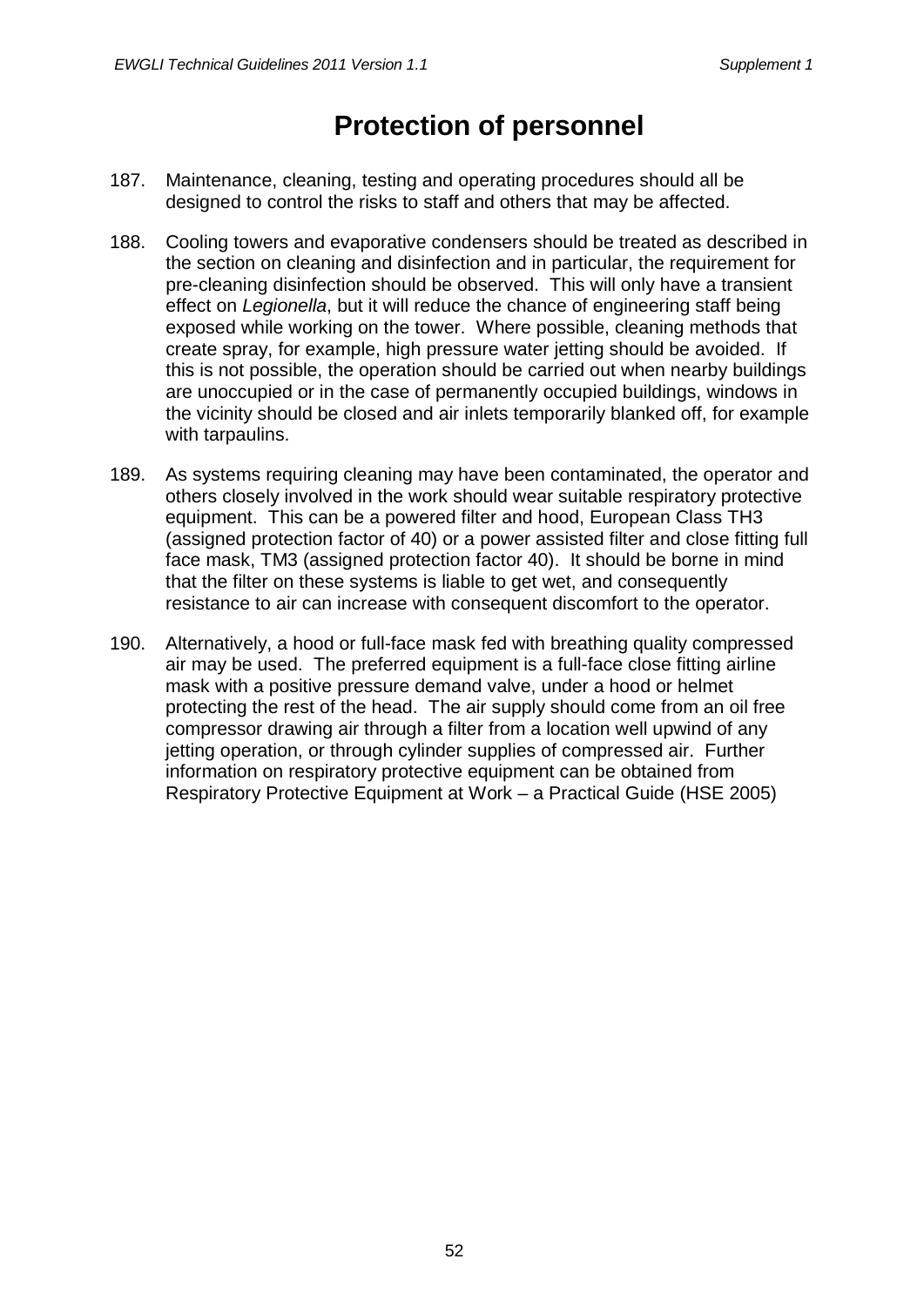# Protection of personnel

187. Maintenance, cleaning, testing and operating procedures should all be designed to control the risks to staff and others that may be affected.

188. Cooling towers and evaporative condensers should be treated as described in the section on cleaning and disinfection and in particular, the requirement for pre-cleaning disinfection should be observed. This will only have a transient effect on *Legionella*, but it will reduce the chance of engineering staff being exposed while working on the tower. Where possible, cleaning methods that create spray, for example, high pressure water jetting should be avoided. If this is not possible, the operation should be carried out when nearby buildings are unoccupied or in the case of permanently occupied buildings, windows in the vicinity should be closed and air inlets temporarily blanked off, for example with tarpaulins.

189. As systems requiring cleaning may have been contaminated, the operator and others closely involved in the work should wear suitable respiratory protective equipment. This can be a powered filter and hood, European Class TH3 (assigned protection factor of 40) or a power assisted filter and close fitting full face mask, TM3 (assigned protection factor 40). It should be borne in mind that the filter on these systems is liable to get wet, and consequently resistance to air can increase with consequent discomfort to the operator.

190. Alternatively, a hood or full-face mask fed with breathing quality compressed air may be used. The preferred equipment is a full-face close fitting airline mask with a positive pressure demand valve, under a hood or helmet protecting the rest of the head. The air supply should come from an oil free compressor drawing air through a filter from a location well upwind of any jetting operation, or through cylinder supplies of compressed air. Further information on respiratory protective equipment can be obtained from Respiratory Protective Equipment at Work – a Practical Guide (HSE 2005)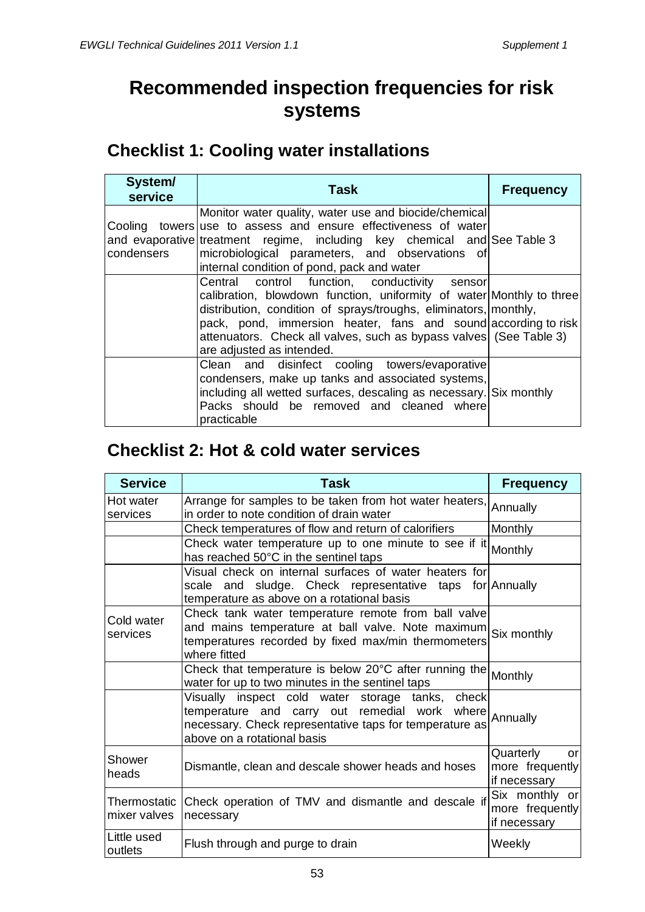# Recommended inspection frequencies for risk systems

## Checklist 1: Cooling water installations

| System/ service | Task | Frequency |
|---|---|---|
| Cooling towers and evaporative condensers | Monitor water quality, water use and biocide/chemical use to assess and ensure effectiveness of water treatment regime, including key chemical and microbiological parameters, and observations of internal condition of pond, pack and water | See Table 3 |
| | Central control function, conductivity sensor calibration, blowdown function, uniformity of water distribution, condition of sprays/troughs, eliminators, pack, pond, immersion heater, fans and sound attenuators. Check all valves, such as bypass valves are adjusted as intended. | Monthly to three monthly, according to risk (See Table 3) |
| | Clean and disinfect cooling towers/evaporative condensers, make up tanks and associated systems, including all wetted surfaces, descaling as necessary. Packs should be removed and cleaned where practicable | Six monthly |

## Checklist 2: Hot & cold water services

| Service | Task | Frequency |
|---|---|---|
| Hot water services | Arrange for samples to be taken from hot water heaters, in order to note condition of drain water | Annually |
| | Check temperatures of flow and return of calorifiers | Monthly |
| | Check water temperature up to one minute to see if it has reached 50°C in the sentinel taps | Monthly |
| | Visual check on internal surfaces of water heaters for scale and sludge. Check representative taps for temperature as above on a rotational basis | Annually |
| Cold water services | Check tank water temperature remote from ball valve and mains temperature at ball valve. Note maximum temperatures recorded by fixed max/min thermometers where fitted | Six monthly |
| | Check that temperature is below 20°C after running the water for up to two minutes in the sentinel taps | Monthly |
| | Visually inspect cold water storage tanks, check temperature and carry out remedial work where necessary. Check representative taps for temperature as above on a rotational basis | Annually |
| Shower heads | Dismantle, clean and descale shower heads and hoses | Quarterly or more frequently if necessary |
| Thermostatic mixer valves | Check operation of TMV and dismantle and descale if necessary | Six monthly or more frequently if necessary |
| Little used outlets | Flush through and purge to drain | Weekly |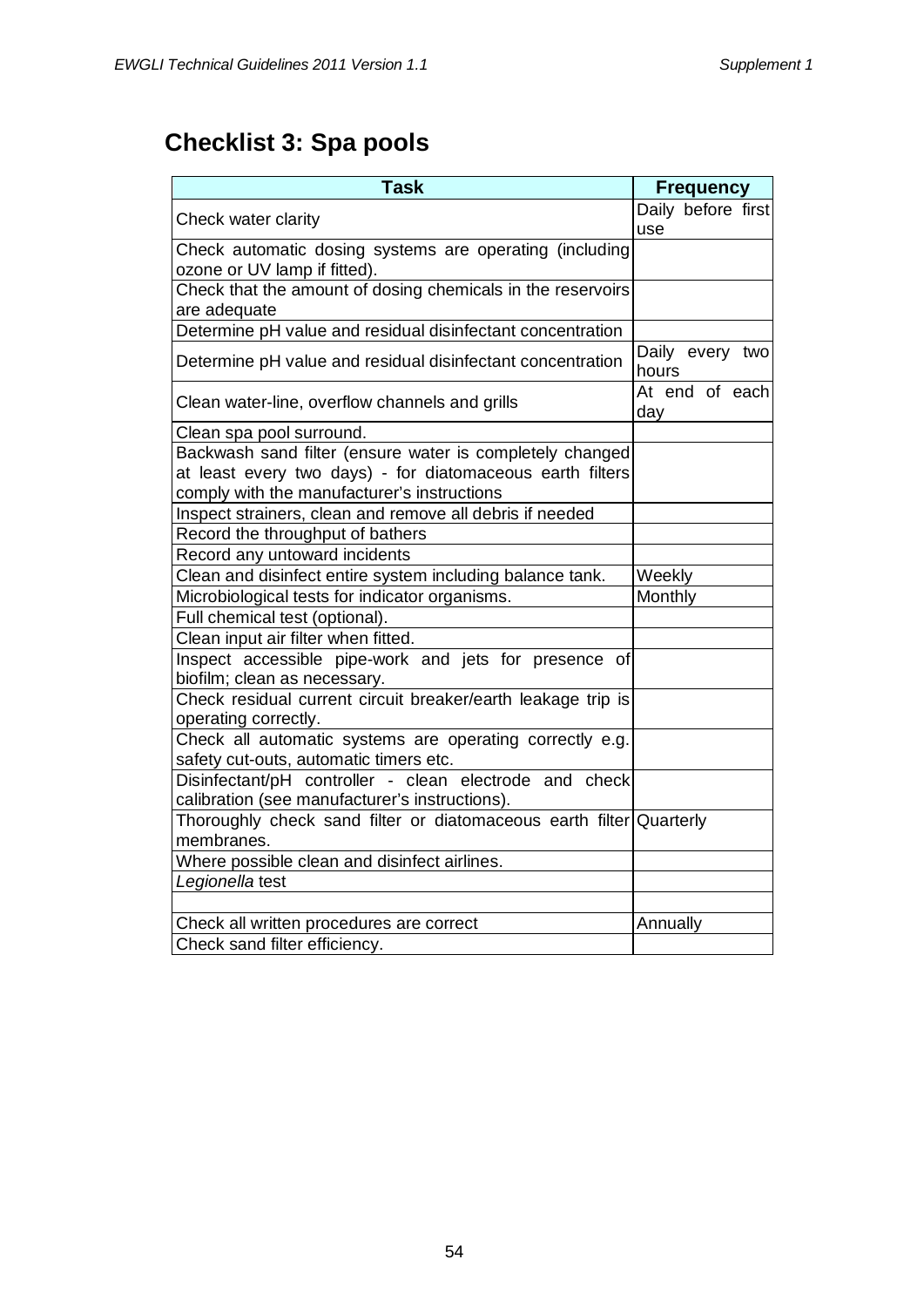## Checklist 3: Spa pools

| Task | Frequency |
|---|---|
| Check water clarity | Daily before first use |
| Check automatic dosing systems are operating (including ozone or UV lamp if fitted). | |
| Check that the amount of dosing chemicals in the reservoirs are adequate | |
| Determine pH value and residual disinfectant concentration | |
| Determine pH value and residual disinfectant concentration | Daily every two hours |
| Clean water-line, overflow channels and grills | At end of each day |
| Clean spa pool surround. | |
| Backwash sand filter (ensure water is completely changed at least every two days) - for diatomaceous earth filters comply with the manufacturer's instructions | |
| Inspect strainers, clean and remove all debris if needed | |
| Record the throughput of bathers | |
| Record any untoward incidents | |
| Clean and disinfect entire system including balance tank. | Weekly |
| Microbiological tests for indicator organisms. | Monthly |
| Full chemical test (optional). | |
| Clean input air filter when fitted. | |
| Inspect accessible pipe-work and jets for presence of biofilm; clean as necessary. | |
| Check residual current circuit breaker/earth leakage trip is operating correctly. | |
| Check all automatic systems are operating correctly e.g. safety cut-outs, automatic timers etc. | |
| Disinfectant/pH controller - clean electrode and check calibration (see manufacturer's instructions). | |
| Thoroughly check sand filter or diatomaceous earth filter membranes. | Quarterly |
| Where possible clean and disinfect airlines. | |
| *Legionella* test | |
| | |
| Check all written procedures are correct | Annually |
| Check sand filter efficiency. | |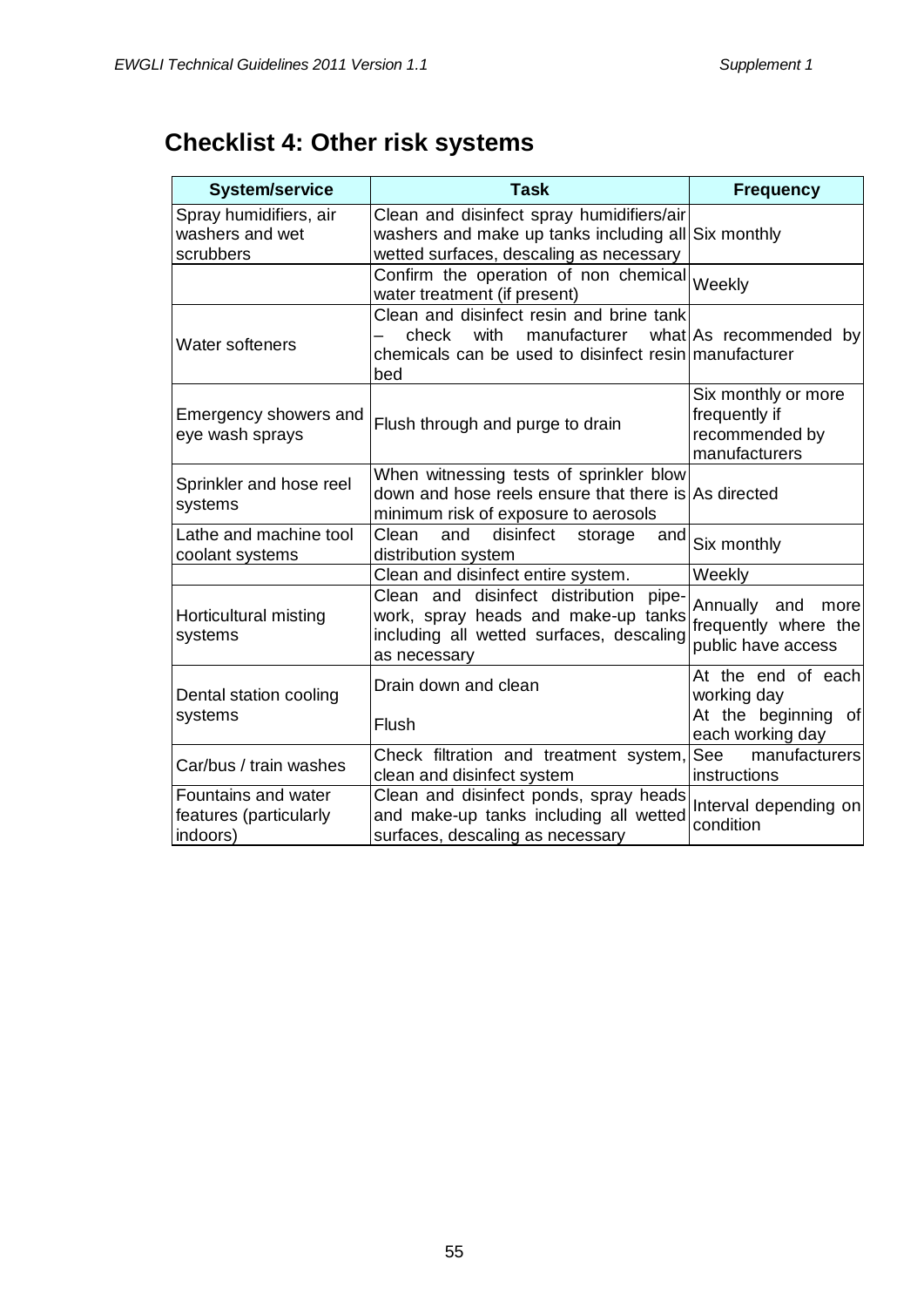# Checklist 4: Other risk systems

| System/service | Task | Frequency |
|---|---|---|
| Spray humidifiers, air washers and wet scrubbers | Clean and disinfect spray humidifiers/air washers and make up tanks including all wetted surfaces, descaling as necessary | Six monthly |
| | Confirm the operation of non chemical water treatment (if present) | Weekly |
| Water softeners | Clean and disinfect resin and brine tank – check with manufacturer what chemicals can be used to disinfect resin bed | As recommended by manufacturer |
| Emergency showers and eye wash sprays | Flush through and purge to drain | Six monthly or more frequently if recommended by manufacturers |
| Sprinkler and hose reel systems | When witnessing tests of sprinkler blow down and hose reels ensure that there is minimum risk of exposure to aerosols | As directed |
| Lathe and machine tool coolant systems | Clean and disinfect storage and distribution system | Six monthly |
| | Clean and disinfect entire system. | Weekly |
| Horticultural misting systems | Clean and disinfect distribution pipe-work, spray heads and make-up tanks including all wetted surfaces, descaling as necessary | Annually and more frequently where the public have access |
| Dental station cooling systems | Drain down and clean<br>Flush | At the end of each working day<br>At the beginning of each working day |
| Car/bus / train washes | Check filtration and treatment system, clean and disinfect system | See manufacturers instructions |
| Fountains and water features (particularly indoors) | Clean and disinfect ponds, spray heads and make-up tanks including all wetted surfaces, descaling as necessary | Interval depending on condition |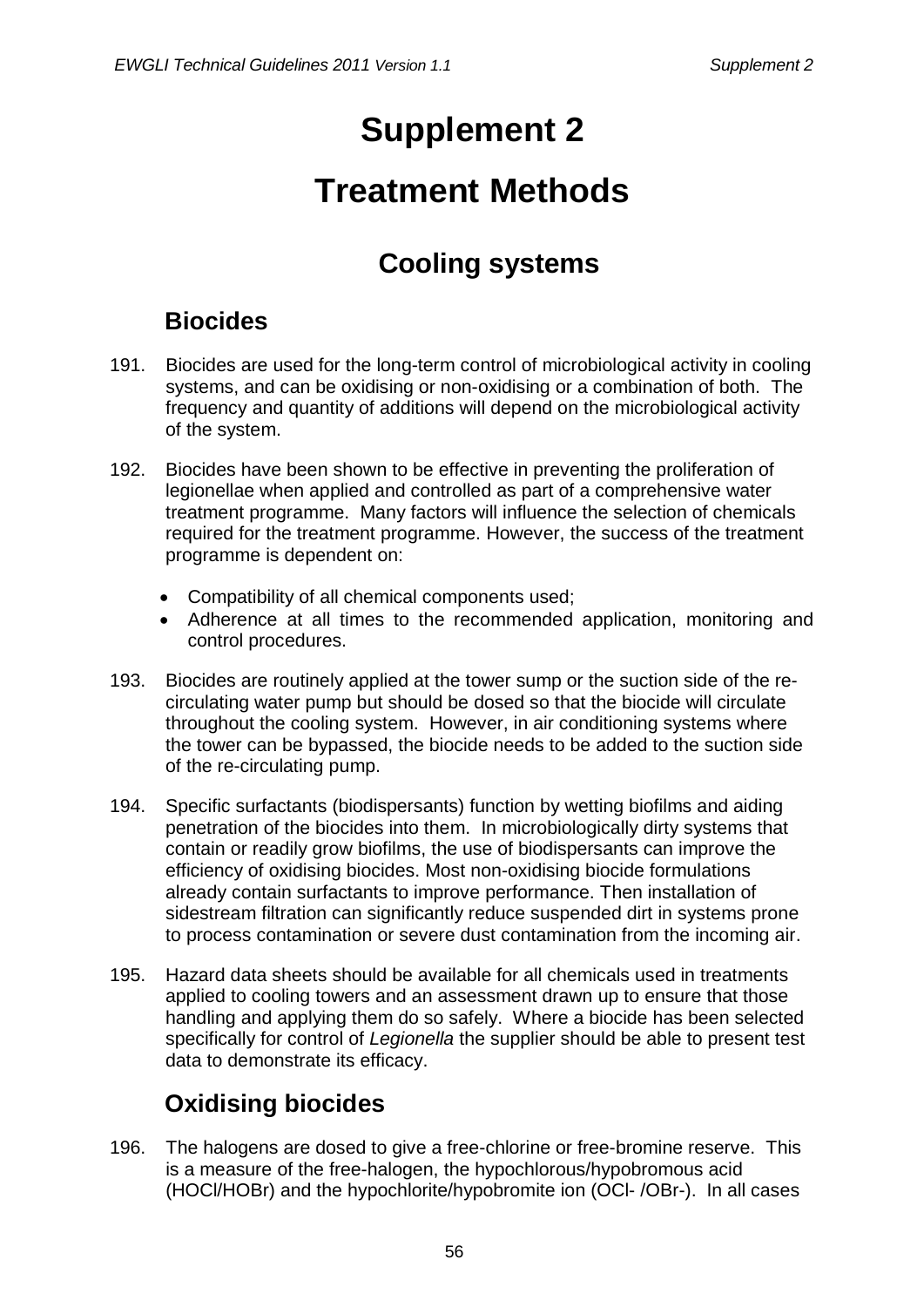# Supplement 2

# Treatment Methods

## Cooling systems

### Biocides

191. Biocides are used for the long-term control of microbiological activity in cooling systems, and can be oxidising or non-oxidising or a combination of both. The frequency and quantity of additions will depend on the microbiological activity of the system.

192. Biocides have been shown to be effective in preventing the proliferation of legionellae when applied and controlled as part of a comprehensive water treatment programme. Many factors will influence the selection of chemicals required for the treatment programme. However, the success of the treatment programme is dependent on:

- Compatibility of all chemical components used;
- Adherence at all times to the recommended application, monitoring and control procedures.

193. Biocides are routinely applied at the tower sump or the suction side of the re-circulating water pump but should be dosed so that the biocide will circulate throughout the cooling system. However, in air conditioning systems where the tower can be bypassed, the biocide needs to be added to the suction side of the re-circulating pump.

194. Specific surfactants (biodispersants) function by wetting biofilms and aiding penetration of the biocides into them. In microbiologically dirty systems that contain or readily grow biofilms, the use of biodispersants can improve the efficiency of oxidising biocides. Most non-oxidising biocide formulations already contain surfactants to improve performance. Then installation of sidestream filtration can significantly reduce suspended dirt in systems prone to process contamination or severe dust contamination from the incoming air.

195. Hazard data sheets should be available for all chemicals used in treatments applied to cooling towers and an assessment drawn up to ensure that those handling and applying them do so safely. Where a biocide has been selected specifically for control of *Legionella* the supplier should be able to present test data to demonstrate its efficacy.

### Oxidising biocides

196. The halogens are dosed to give a free-chlorine or free-bromine reserve. This is a measure of the free-halogen, the hypochlorous/hypobromous acid (HOCl/HOBr) and the hypochlorite/hypobromite ion (OCl- /OBr-). In all cases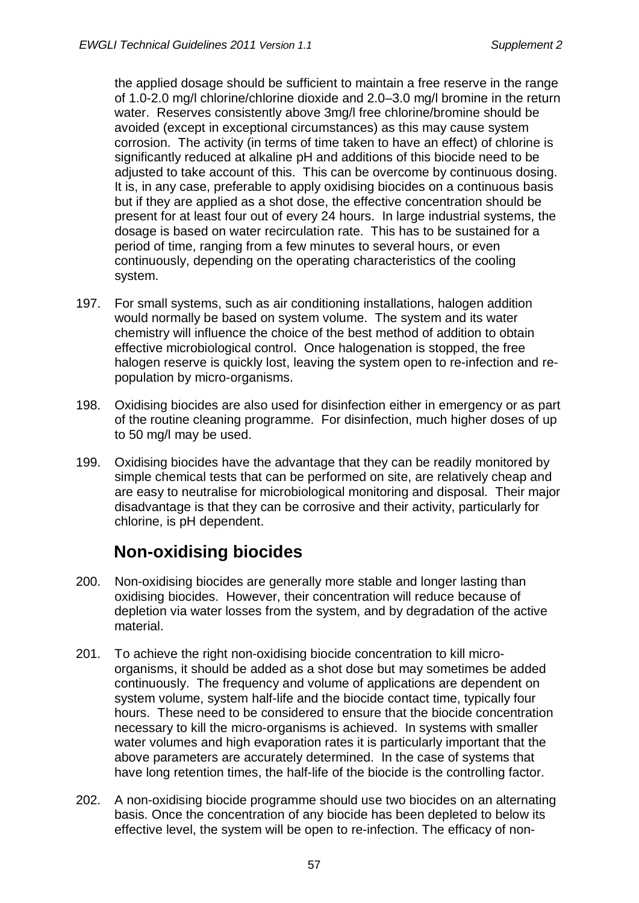the applied dosage should be sufficient to maintain a free reserve in the range of 1.0-2.0 mg/l chlorine/chlorine dioxide and 2.0–3.0 mg/l bromine in the return water. Reserves consistently above 3mg/l free chlorine/bromine should be avoided (except in exceptional circumstances) as this may cause system corrosion. The activity (in terms of time taken to have an effect) of chlorine is significantly reduced at alkaline pH and additions of this biocide need to be adjusted to take account of this. This can be overcome by continuous dosing. It is, in any case, preferable to apply oxidising biocides on a continuous basis but if they are applied as a shot dose, the effective concentration should be present for at least four out of every 24 hours. In large industrial systems, the dosage is based on water recirculation rate. This has to be sustained for a period of time, ranging from a few minutes to several hours, or even continuously, depending on the operating characteristics of the cooling system.

197. For small systems, such as air conditioning installations, halogen addition would normally be based on system volume. The system and its water chemistry will influence the choice of the best method of addition to obtain effective microbiological control. Once halogenation is stopped, the free halogen reserve is quickly lost, leaving the system open to re-infection and re-population by micro-organisms.

198. Oxidising biocides are also used for disinfection either in emergency or as part of the routine cleaning programme. For disinfection, much higher doses of up to 50 mg/l may be used.

199. Oxidising biocides have the advantage that they can be readily monitored by simple chemical tests that can be performed on site, are relatively cheap and are easy to neutralise for microbiological monitoring and disposal. Their major disadvantage is that they can be corrosive and their activity, particularly for chlorine, is pH dependent.

## Non-oxidising biocides

200. Non-oxidising biocides are generally more stable and longer lasting than oxidising biocides. However, their concentration will reduce because of depletion via water losses from the system, and by degradation of the active material.

201. To achieve the right non-oxidising biocide concentration to kill micro-organisms, it should be added as a shot dose but may sometimes be added continuously. The frequency and volume of applications are dependent on system volume, system half-life and the biocide contact time, typically four hours. These need to be considered to ensure that the biocide concentration necessary to kill the micro-organisms is achieved. In systems with smaller water volumes and high evaporation rates it is particularly important that the above parameters are accurately determined. In the case of systems that have long retention times, the half-life of the biocide is the controlling factor.

202. A non-oxidising biocide programme should use two biocides on an alternating basis. Once the concentration of any biocide has been depleted to below its effective level, the system will be open to re-infection. The efficacy of non-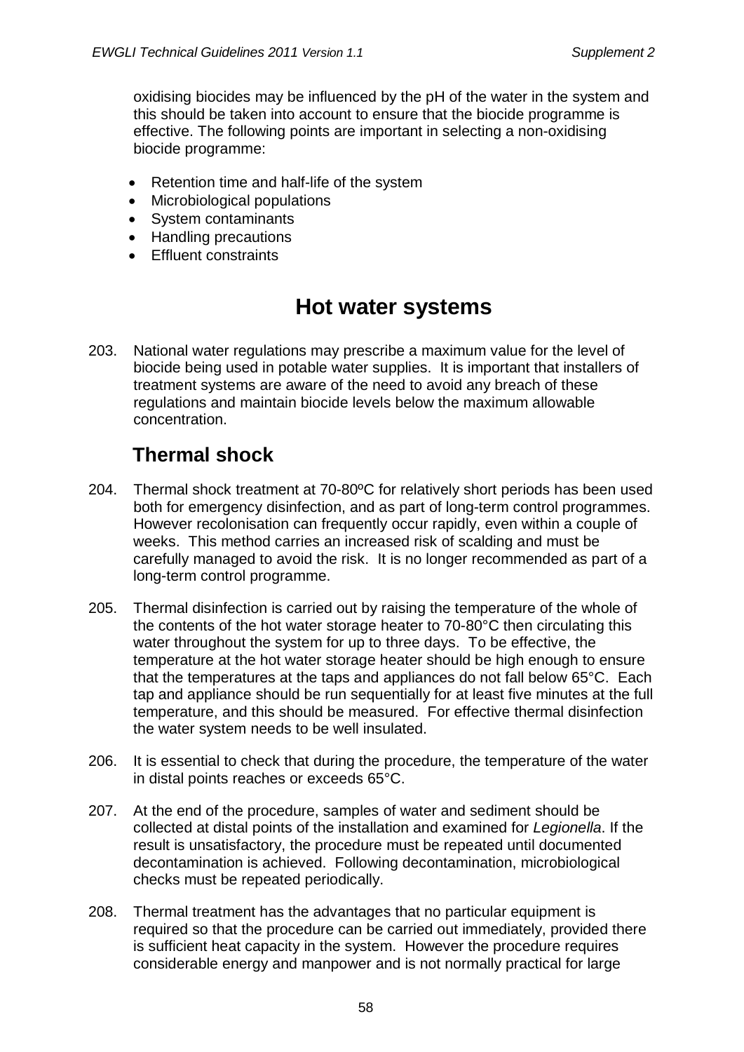oxidising biocides may be influenced by the pH of the water in the system and this should be taken into account to ensure that the biocide programme is effective. The following points are important in selecting a non-oxidising biocide programme:

- Retention time and half-life of the system
- Microbiological populations
- System contaminants
- Handling precautions
- Effluent constraints

# Hot water systems

203. National water regulations may prescribe a maximum value for the level of biocide being used in potable water supplies. It is important that installers of treatment systems are aware of the need to avoid any breach of these regulations and maintain biocide levels below the maximum allowable concentration.

## Thermal shock

204. Thermal shock treatment at 70-80ºC for relatively short periods has been used both for emergency disinfection, and as part of long-term control programmes. However recolonisation can frequently occur rapidly, even within a couple of weeks. This method carries an increased risk of scalding and must be carefully managed to avoid the risk. It is no longer recommended as part of a long-term control programme.

205. Thermal disinfection is carried out by raising the temperature of the whole of the contents of the hot water storage heater to 70-80°C then circulating this water throughout the system for up to three days. To be effective, the temperature at the hot water storage heater should be high enough to ensure that the temperatures at the taps and appliances do not fall below 65°C. Each tap and appliance should be run sequentially for at least five minutes at the full temperature, and this should be measured. For effective thermal disinfection the water system needs to be well insulated.

206. It is essential to check that during the procedure, the temperature of the water in distal points reaches or exceeds 65°C.

207. At the end of the procedure, samples of water and sediment should be collected at distal points of the installation and examined for *Legionella*. If the result is unsatisfactory, the procedure must be repeated until documented decontamination is achieved. Following decontamination, microbiological checks must be repeated periodically.

208. Thermal treatment has the advantages that no particular equipment is required so that the procedure can be carried out immediately, provided there is sufficient heat capacity in the system. However the procedure requires considerable energy and manpower and is not normally practical for large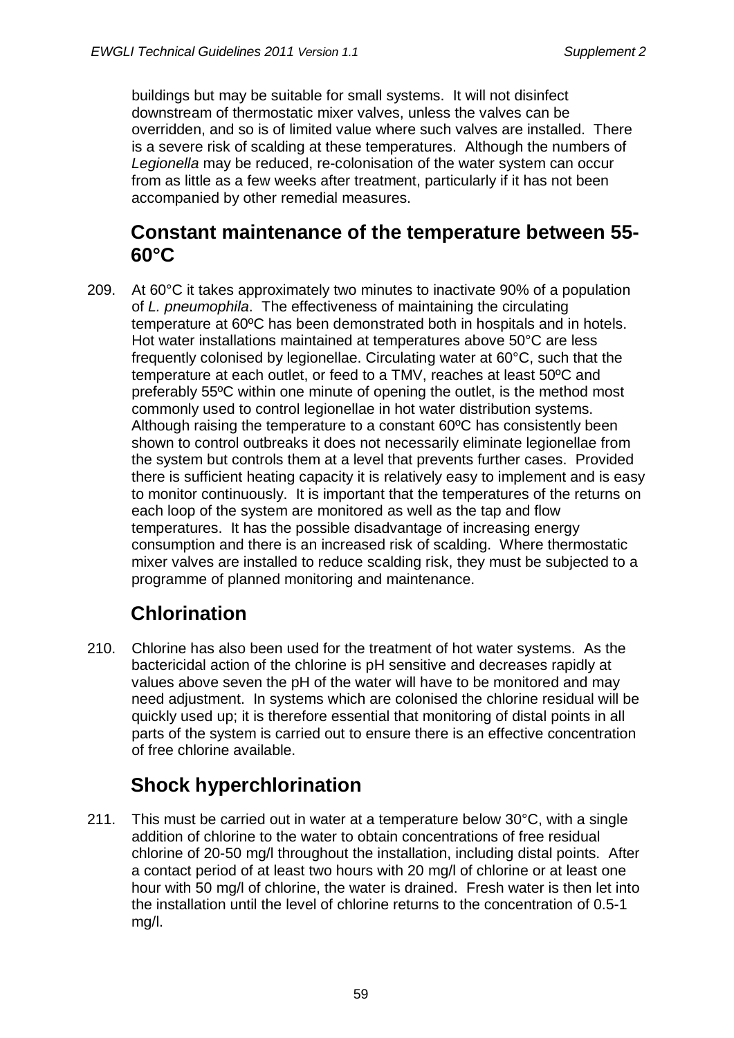buildings but may be suitable for small systems. It will not disinfect downstream of thermostatic mixer valves, unless the valves can be overridden, and so is of limited value where such valves are installed. There is a severe risk of scalding at these temperatures. Although the numbers of *Legionella* may be reduced, re-colonisation of the water system can occur from as little as a few weeks after treatment, particularly if it has not been accompanied by other remedial measures.

## Constant maintenance of the temperature between 55-60°C

209. At 60°C it takes approximately two minutes to inactivate 90% of a population of *L. pneumophila*. The effectiveness of maintaining the circulating temperature at 60ºC has been demonstrated both in hospitals and in hotels. Hot water installations maintained at temperatures above 50°C are less frequently colonised by legionellae. Circulating water at 60°C, such that the temperature at each outlet, or feed to a TMV, reaches at least 50ºC and preferably 55ºC within one minute of opening the outlet, is the method most commonly used to control legionellae in hot water distribution systems. Although raising the temperature to a constant 60ºC has consistently been shown to control outbreaks it does not necessarily eliminate legionellae from the system but controls them at a level that prevents further cases. Provided there is sufficient heating capacity it is relatively easy to implement and is easy to monitor continuously. It is important that the temperatures of the returns on each loop of the system are monitored as well as the tap and flow temperatures. It has the possible disadvantage of increasing energy consumption and there is an increased risk of scalding. Where thermostatic mixer valves are installed to reduce scalding risk, they must be subjected to a programme of planned monitoring and maintenance.

## Chlorination

210. Chlorine has also been used for the treatment of hot water systems. As the bactericidal action of the chlorine is pH sensitive and decreases rapidly at values above seven the pH of the water will have to be monitored and may need adjustment. In systems which are colonised the chlorine residual will be quickly used up; it is therefore essential that monitoring of distal points in all parts of the system is carried out to ensure there is an effective concentration of free chlorine available.

## Shock hyperchlorination

211. This must be carried out in water at a temperature below 30°C, with a single addition of chlorine to the water to obtain concentrations of free residual chlorine of 20-50 mg/l throughout the installation, including distal points. After a contact period of at least two hours with 20 mg/l of chlorine or at least one hour with 50 mg/l of chlorine, the water is drained. Fresh water is then let into the installation until the level of chlorine returns to the concentration of 0.5-1 mg/l.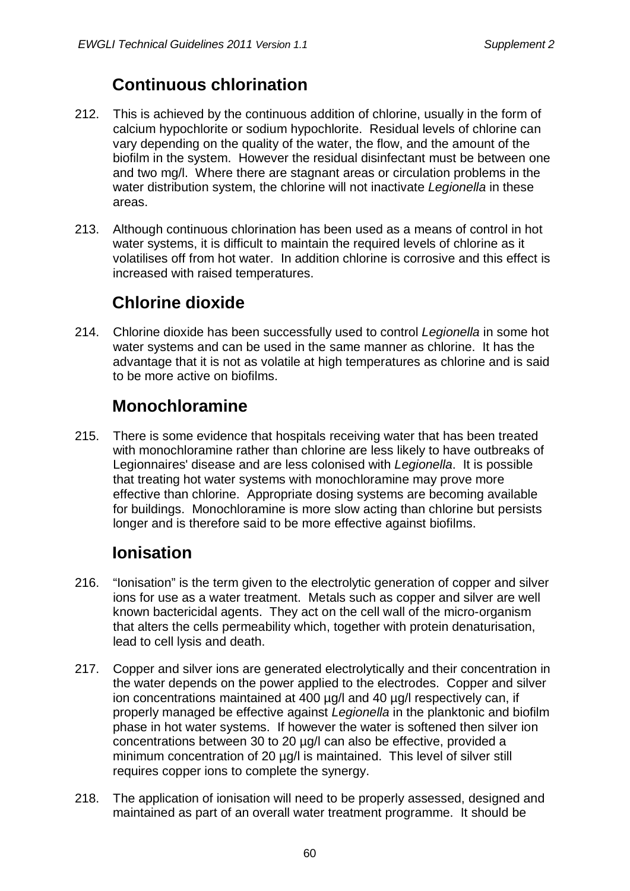## Continuous chlorination

212. This is achieved by the continuous addition of chlorine, usually in the form of calcium hypochlorite or sodium hypochlorite. Residual levels of chlorine can vary depending on the quality of the water, the flow, and the amount of the biofilm in the system. However the residual disinfectant must be between one and two mg/l. Where there are stagnant areas or circulation problems in the water distribution system, the chlorine will not inactivate *Legionella* in these areas.

213. Although continuous chlorination has been used as a means of control in hot water systems, it is difficult to maintain the required levels of chlorine as it volatilises off from hot water. In addition chlorine is corrosive and this effect is increased with raised temperatures.

## Chlorine dioxide

214. Chlorine dioxide has been successfully used to control *Legionella* in some hot water systems and can be used in the same manner as chlorine. It has the advantage that it is not as volatile at high temperatures as chlorine and is said to be more active on biofilms.

## Monochloramine

215. There is some evidence that hospitals receiving water that has been treated with monochloramine rather than chlorine are less likely to have outbreaks of Legionnaires' disease and are less colonised with *Legionella*. It is possible that treating hot water systems with monochloramine may prove more effective than chlorine. Appropriate dosing systems are becoming available for buildings. Monochloramine is more slow acting than chlorine but persists longer and is therefore said to be more effective against biofilms.

## Ionisation

216. "Ionisation" is the term given to the electrolytic generation of copper and silver ions for use as a water treatment. Metals such as copper and silver are well known bactericidal agents. They act on the cell wall of the micro-organism that alters the cells permeability which, together with protein denaturisation, lead to cell lysis and death.

217. Copper and silver ions are generated electrolytically and their concentration in the water depends on the power applied to the electrodes. Copper and silver ion concentrations maintained at 400 µg/l and 40 µg/l respectively can, if properly managed be effective against *Legionella* in the planktonic and biofilm phase in hot water systems. If however the water is softened then silver ion concentrations between 30 to 20 µg/l can also be effective, provided a minimum concentration of 20 µg/l is maintained. This level of silver still requires copper ions to complete the synergy.

218. The application of ionisation will need to be properly assessed, designed and maintained as part of an overall water treatment programme. It should be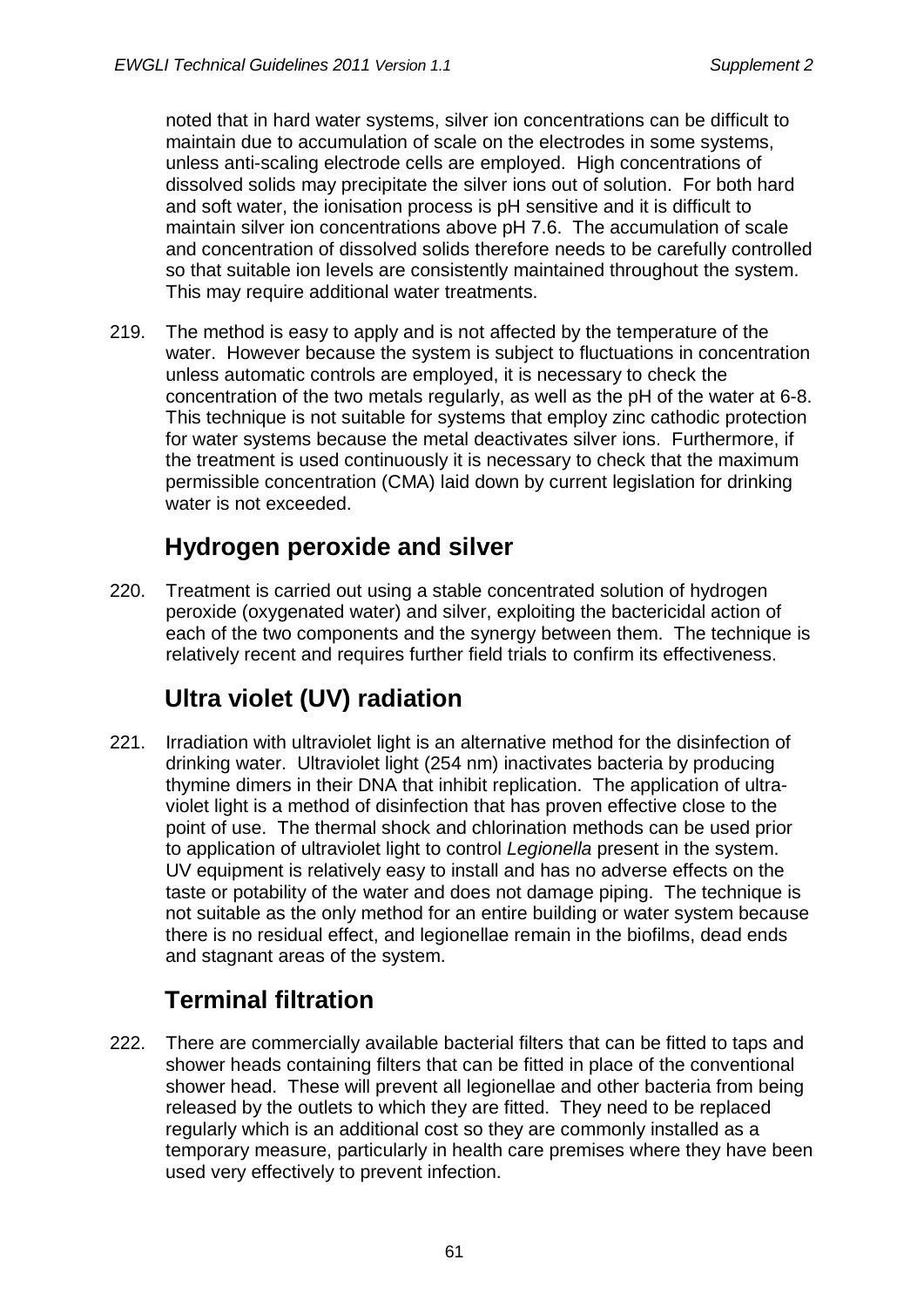noted that in hard water systems, silver ion concentrations can be difficult to maintain due to accumulation of scale on the electrodes in some systems, unless anti-scaling electrode cells are employed. High concentrations of dissolved solids may precipitate the silver ions out of solution. For both hard and soft water, the ionisation process is pH sensitive and it is difficult to maintain silver ion concentrations above pH 7.6. The accumulation of scale and concentration of dissolved solids therefore needs to be carefully controlled so that suitable ion levels are consistently maintained throughout the system. This may require additional water treatments.

219. The method is easy to apply and is not affected by the temperature of the water. However because the system is subject to fluctuations in concentration unless automatic controls are employed, it is necessary to check the concentration of the two metals regularly, as well as the pH of the water at 6-8. This technique is not suitable for systems that employ zinc cathodic protection for water systems because the metal deactivates silver ions. Furthermore, if the treatment is used continuously it is necessary to check that the maximum permissible concentration (CMA) laid down by current legislation for drinking water is not exceeded.

## Hydrogen peroxide and silver

220. Treatment is carried out using a stable concentrated solution of hydrogen peroxide (oxygenated water) and silver, exploiting the bactericidal action of each of the two components and the synergy between them. The technique is relatively recent and requires further field trials to confirm its effectiveness.

## Ultra violet (UV) radiation

221. Irradiation with ultraviolet light is an alternative method for the disinfection of drinking water. Ultraviolet light (254 nm) inactivates bacteria by producing thymine dimers in their DNA that inhibit replication. The application of ultra-violet light is a method of disinfection that has proven effective close to the point of use. The thermal shock and chlorination methods can be used prior to application of ultraviolet light to control *Legionella* present in the system. UV equipment is relatively easy to install and has no adverse effects on the taste or potability of the water and does not damage piping. The technique is not suitable as the only method for an entire building or water system because there is no residual effect, and legionellae remain in the biofilms, dead ends and stagnant areas of the system.

## Terminal filtration

222. There are commercially available bacterial filters that can be fitted to taps and shower heads containing filters that can be fitted in place of the conventional shower head. These will prevent all legionellae and other bacteria from being released by the outlets to which they are fitted. They need to be replaced regularly which is an additional cost so they are commonly installed as a temporary measure, particularly in health care premises where they have been used very effectively to prevent infection.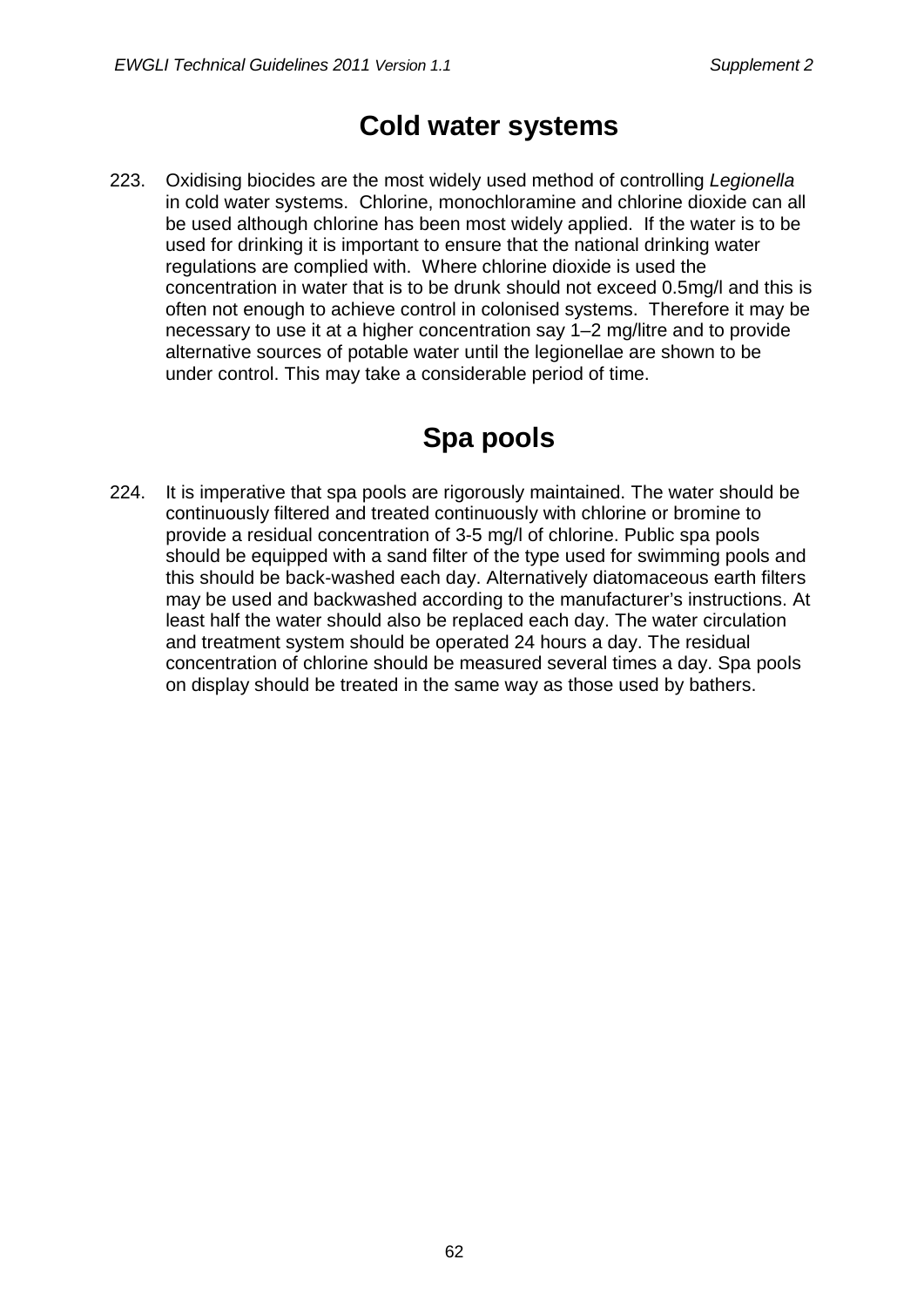## Cold water systems

223. Oxidising biocides are the most widely used method of controlling *Legionella* in cold water systems. Chlorine, monochloramine and chlorine dioxide can all be used although chlorine has been most widely applied. If the water is to be used for drinking it is important to ensure that the national drinking water regulations are complied with. Where chlorine dioxide is used the concentration in water that is to be drunk should not exceed 0.5mg/l and this is often not enough to achieve control in colonised systems. Therefore it may be necessary to use it at a higher concentration say 1–2 mg/litre and to provide alternative sources of potable water until the legionellae are shown to be under control. This may take a considerable period of time.

## Spa pools

224. It is imperative that spa pools are rigorously maintained. The water should be continuously filtered and treated continuously with chlorine or bromine to provide a residual concentration of 3-5 mg/l of chlorine. Public spa pools should be equipped with a sand filter of the type used for swimming pools and this should be back-washed each day. Alternatively diatomaceous earth filters may be used and backwashed according to the manufacturer's instructions. At least half the water should also be replaced each day. The water circulation and treatment system should be operated 24 hours a day. The residual concentration of chlorine should be measured several times a day. Spa pools on display should be treated in the same way as those used by bathers.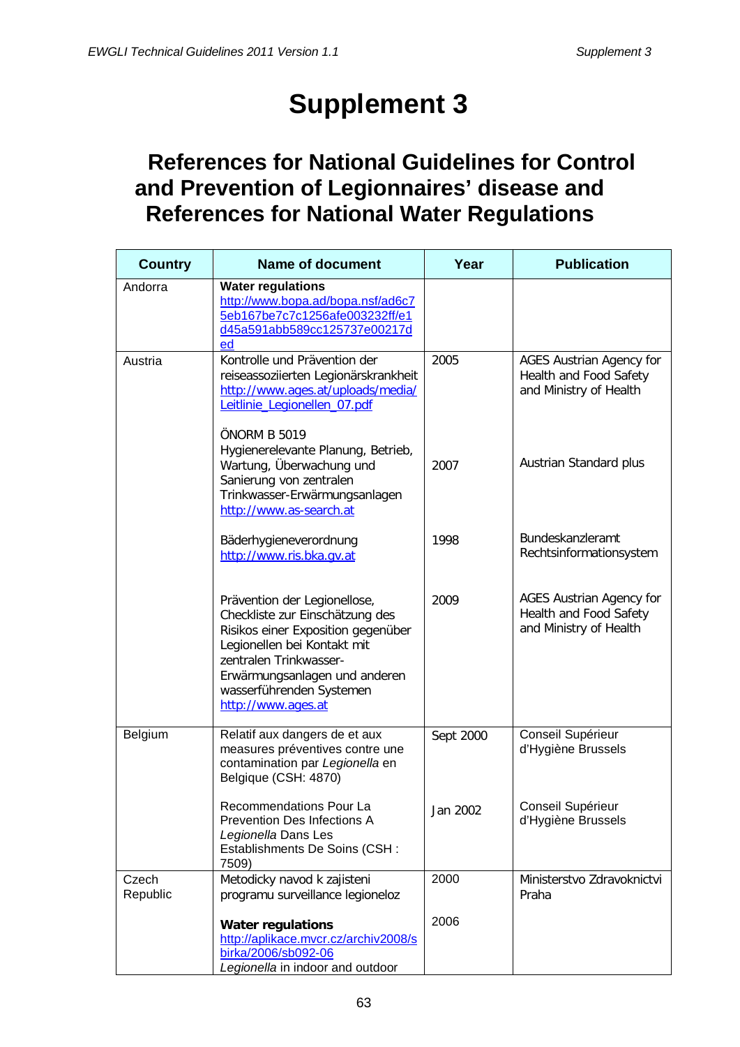# Supplement 3

## References for National Guidelines for Control and Prevention of Legionnaires' disease and References for National Water Regulations

| Country | Name of document | Year | Publication |
|---|---|---|---|
| Andorra | **Water regulations** http://www.bopa.ad/bopa.nsf/ad6c75eb167be7c7c1256afe003232ff/e1d45a591abb589cc125737e00217ded | | |
| Austria | Kontrolle und Prävention der reiseassoziierten Legionärskrankheit http://www.ages.at/uploads/media/Leitlinie_Legionellen_07.pdf | 2005 | AGES Austrian Agency for Health and Food Safety and Ministry of Health |
| | ÖNORM B 5019 Hygienerelevante Planung, Betrieb, Wartung, Überwachung und Sanierung von zentralen Trinkwasser-Erwärmungsanlagen http://www.as-search.at | 2007 | Austrian Standard plus |
| | Bäderhygieneverordnung http://www.ris.bka.gv.at | 1998 | Bundeskanzleramt Rechtsinformationsystem |
| | Prävention der Legionellose, Checkliste zur Einschätzung des Risikos einer Exposition gegenüber Legionellen bei Kontakt mit zentralen Trinkwasser-Erwärmungsanlagen und anderen wasserführenden Systemen http://www.ages.at | 2009 | AGES Austrian Agency for Health and Food Safety and Ministry of Health |
| Belgium | Relatif aux dangers de et aux measures préventives contre une contamination par *Legionella* en Belgique (CSH: 4870) | Sept 2000 | Conseil Supérieur d'Hygiène Brussels |
| | Recommendations Pour La Prevention Des Infections A *Legionella* Dans Les Establishments De Soins (CSH : 7509) | Jan 2002 | Conseil Supérieur d'Hygiène Brussels |
| Czech Republic | Metodicky navod k zajisteni programu surveillance legioneloz | 2000 | Ministerstvo Zdravoknictvi Praha |
| | **Water regulations** http://aplikace.mvcr.cz/archiv2008/sbirka/2006/sb092-06 *Legionella* in indoor and outdoor | 2006 | |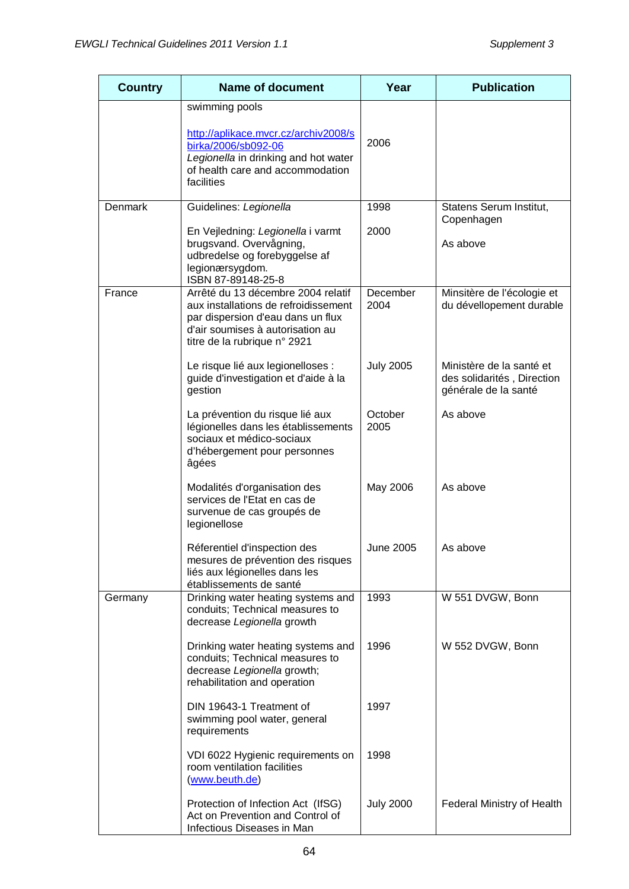| Country | Name of document | Year | Publication |
|---|---|---|---|
| | swimming pools | | |
| | http://aplikace.mvcr.cz/archiv2008/sbirka/2006/sb092-06 *Legionella* in drinking and hot water of health care and accommodation facilities | 2006 | |
| Denmark | Guidelines: *Legionella* | 1998 | Statens Serum Institut, Copenhagen |
| | En Vejledning: *Legionella* i varmt brugsvand. Overvågning, udbredelse og forebyggelse af legionærsygdom. ISBN 87-89148-25-8 | 2000 | As above |
| France | Arrêté du 13 décembre 2004 relatif aux installations de refroidissement par dispersion d'eau dans un flux d'air soumises à autorisation au titre de la rubrique n° 2921 | December 2004 | Minsitère de l'écologie et du dévellopement durable |
| | Le risque lié aux legionelloses : guide d'investigation et d'aide à la gestion | July 2005 | Ministère de la santé et des solidarités , Direction générale de la santé |
| | La prévention du risque lié aux légionelles dans les établissements sociaux et médico-sociaux d'hébergement pour personnes âgées | October 2005 | As above |
| | Modalités d'organisation des services de l'Etat en cas de survenue de cas groupés de legionellose | May 2006 | As above |
| | Réferentiel d'inspection des mesures de prévention des risques liés aux légionelles dans les établissements de santé | June 2005 | As above |
| Germany | Drinking water heating systems and conduits; Technical measures to decrease *Legionella* growth | 1993 | W 551 DVGW, Bonn |
| | Drinking water heating systems and conduits; Technical measures to decrease *Legionella* growth; rehabilitation and operation | 1996 | W 552 DVGW, Bonn |
| | DIN 19643-1 Treatment of swimming pool water, general requirements | 1997 | |
| | VDI 6022 Hygienic requirements on room ventilation facilities (www.beuth.de) | 1998 | |
| | Protection of Infection Act (IfSG) Act on Prevention and Control of Infectious Diseases in Man | July 2000 | Federal Ministry of Health |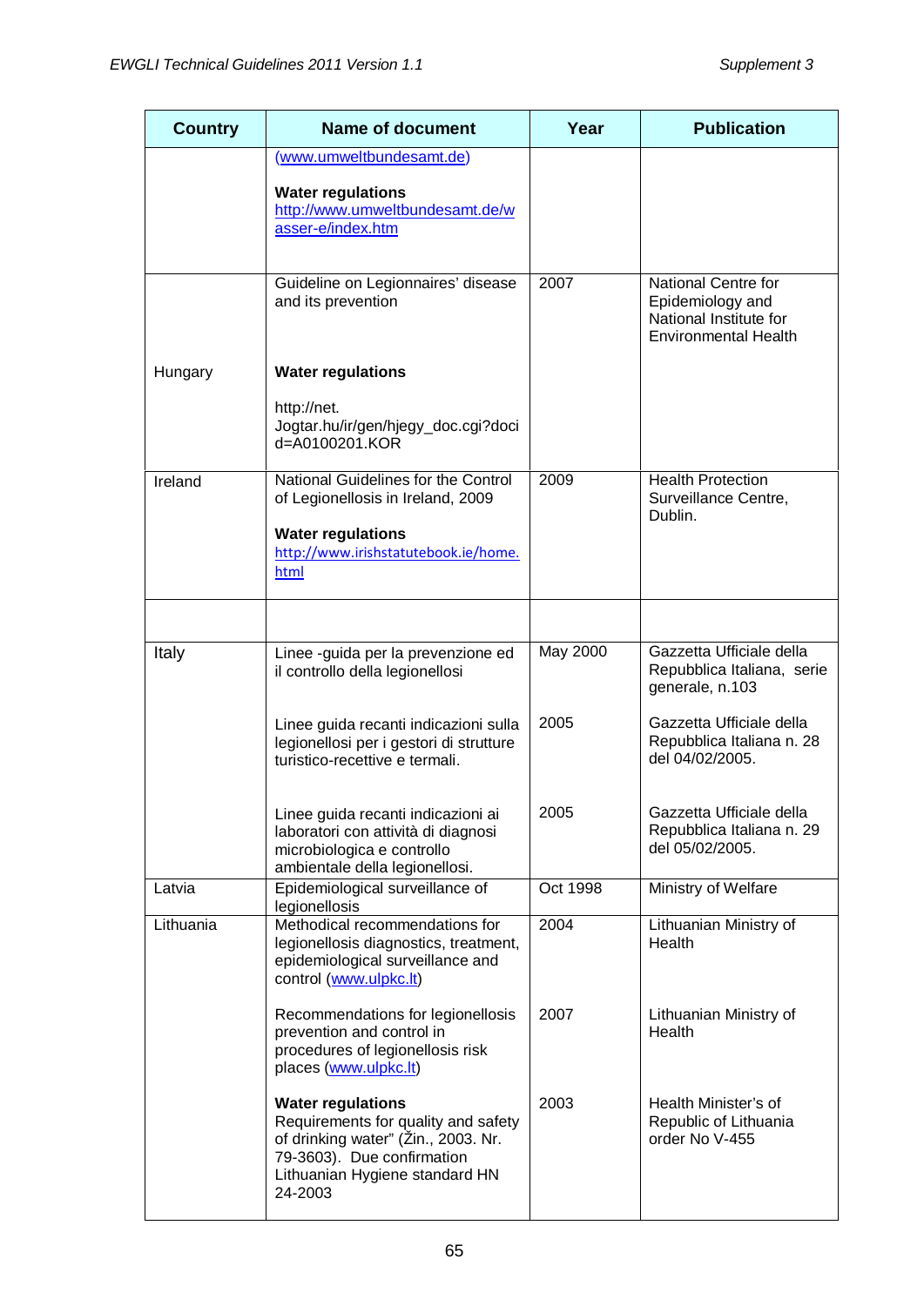| Country | Name of document | Year | Publication |
|---|---|---|---|
| | (www.umweltbundesamt.de)<br><br>**Water regulations**<br>http://www.umweltbundesamt.de/wasser-e/index.htm | | |
| Hungary | Guideline on Legionnaires' disease and its prevention<br><br>**Water regulations**<br><br>http://net.Jogtar.hu/ir/gen/hjegy_doc.cgi?docid=A0100201.KOR | 2007 | National Centre for Epidemiology and National Institute for Environmental Health |
| Ireland | National Guidelines for the Control of Legionellosis in Ireland, 2009<br><br>**Water regulations**<br>http://www.irishstatutebook.ie/home.html | 2009 | Health Protection Surveillance Centre, Dublin. |
| | | | |
| Italy | Linee -guida per la prevenzione ed il controllo della legionellosi | May 2000 | Gazzetta Ufficiale della Repubblica Italiana, serie generale, n.103 |
| | Linee guida recanti indicazioni sulla legionellosi per i gestori di strutture turistico-recettive e termali. | 2005 | Gazzetta Ufficiale della Repubblica Italiana n. 28 del 04/02/2005. |
| | Linee guida recanti indicazioni ai laboratori con attività di diagnosi microbiologica e controllo ambientale della legionellosi. | 2005 | Gazzetta Ufficiale della Repubblica Italiana n. 29 del 05/02/2005. |
| Latvia | Epidemiological surveillance of legionellosis | Oct 1998 | Ministry of Welfare |
| Lithuania | Methodical recommendations for legionellosis diagnostics, treatment, epidemiological surveillance and control (www.ulpkc.lt) | 2004 | Lithuanian Ministry of Health |
| | Recommendations for legionellosis prevention and control in procedures of legionellosis risk places (www.ulpkc.lt) | 2007 | Lithuanian Ministry of Health |
| | **Water regulations**<br>Requirements for quality and safety of drinking water" (Žin., 2003. Nr. 79-3603). Due confirmation Lithuanian Hygiene standard HN 24-2003 | 2003 | Health Minister's of Republic of Lithuania order No V-455 |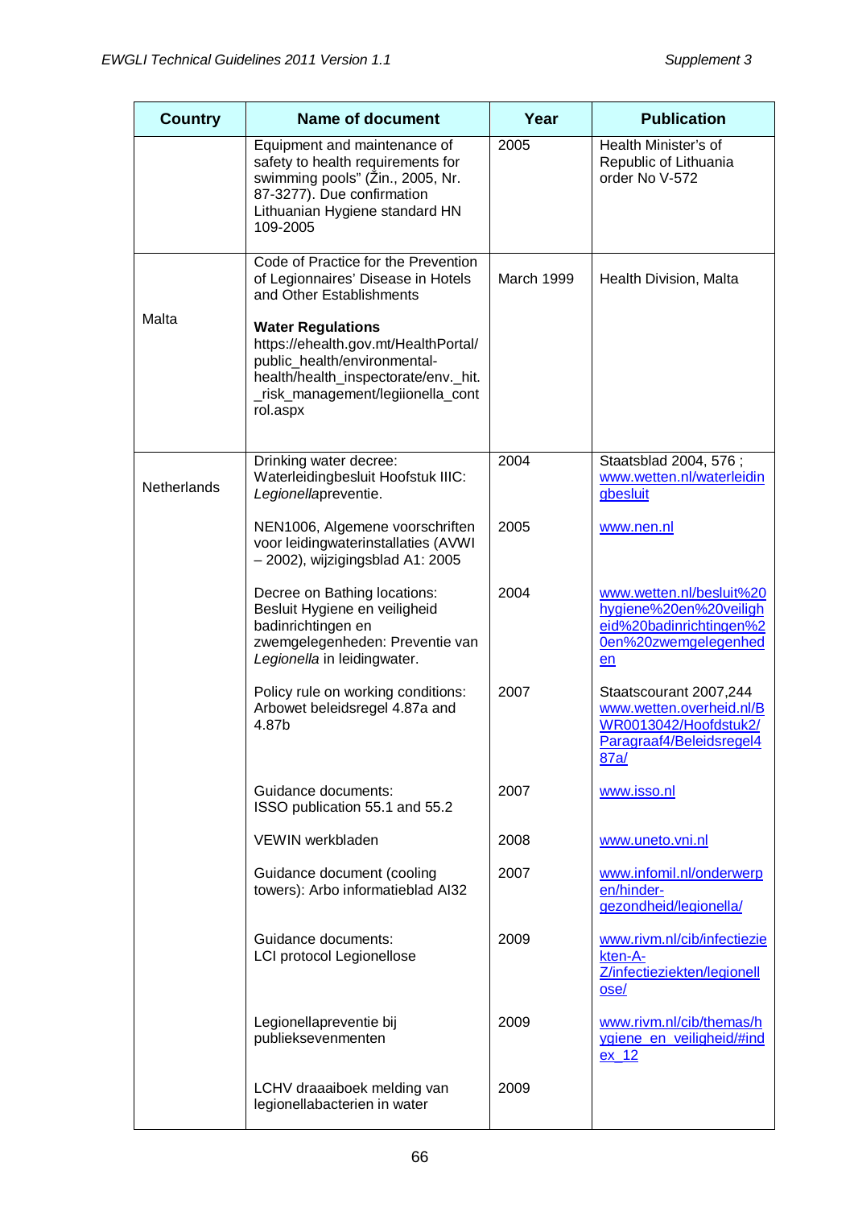| Country | Name of document | Year | Publication |
|---|---|---|---|
| | Equipment and maintenance of safety to health requirements for swimming pools" (Žin., 2005, Nr. 87-3277). Due confirmation Lithuanian Hygiene standard HN 109-2005 | 2005 | Health Minister's of Republic of Lithuania order No V-572 |
| Malta | Code of Practice for the Prevention of Legionnaires' Disease in Hotels and Other Establishments<br><br>**Water Regulations**<br>https://ehealth.gov.mt/HealthPortal/public_health/environmental-health/health_inspectorate/env._hit._risk_management/legiionella_control.aspx | March 1999 | Health Division, Malta |
| Netherlands | Drinking water decree: Waterleidingbesluit Hoofstuk IIIC: *Legionella*preventie. | 2004 | Staatsblad 2004, 576 ; www.wetten.nl/waterleidingbesluit |
| | NEN1006, Algemene voorschriften voor leidingwaterinstallaties (AVWI – 2002), wijzigingsblad A1: 2005 | 2005 | www.nen.nl |
| | Decree on Bathing locations: Besluit Hygiene en veiligheid badinrichtingen en zwemgelegenheden: Preventie van *Legionella* in leidingwater. | 2004 | www.wetten.nl/besluit%20hygiene%20en%20veiligheid%20badinrichtingen%20en%20zwemgelegenheden |
| | Policy rule on working conditions: Arbowet beleidsregel 4.87a and 4.87b | 2007 | Staatscourant 2007,244 www.wetten.overheid.nl/BWR0013042/Hoofdstuk2/Paragraaf4/Beleidsregel487a/ |
| | Guidance documents: ISSO publication 55.1 and 55.2 | 2007 | www.isso.nl |
| | VEWIN werkbladen | 2008 | www.uneto.vni.nl |
| | Guidance document (cooling towers): Arbo informatieblad AI32 | 2007 | www.infomil.nl/onderwerpen/hinder-gezondheid/legionella/ |
| | Guidance documents: LCI protocol Legionellose | 2009 | www.rivm.nl/cib/infectieziekten-A-Z/infectieziekten/legionellose/ |
| | Legionellapreventie bij publieksevenmenten | 2009 | www.rivm.nl/cib/themas/hygiene_en_veiligheid/#index_12 |
| | LCHV draaaiboek melding van legionellabacterien in water | 2009 | |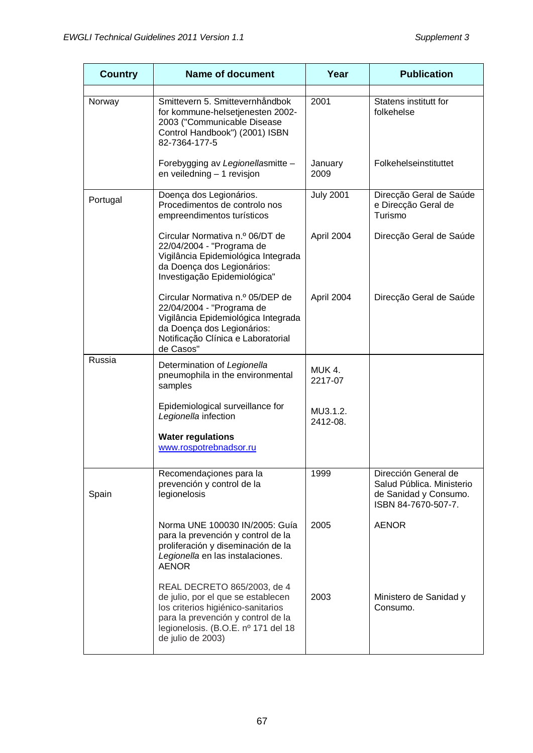| Country | Name of document | Year | Publication |
|---|---|---|---|
| | | | |
| Norway | Smittevern 5. Smittevernhåndbok for kommune-helsetjenesten 2002-2003 ("Communicable Disease Control Handbook") (2001) ISBN 82-7364-177-5 | 2001 | Statens institutt for folkehelse |
| | Forebygging av *Legionella*smitte – en veiledning – 1 revisjon | January 2009 | Folkehelseinstituttet |
| Portugal | Doença dos Legionários. Procedimentos de controlo nos empreendimentos turísticos | July 2001 | Direcção Geral de Saúde e Direcção Geral de Turismo |
| | Circular Normativa n.º 06/DT de 22/04/2004 - "Programa de Vigilância Epidemiológica Integrada da Doença dos Legionários: Investigação Epidemiológica" | April 2004 | Direcção Geral de Saúde |
| | Circular Normativa n.º 05/DEP de 22/04/2004 - "Programa de Vigilância Epidemiológica Integrada da Doença dos Legionários: Notificação Clínica e Laboratorial de Casos" | April 2004 | Direcção Geral de Saúde |
| Russia | Determination of *Legionella* pneumophila in the environmental samples | MUK 4. 2217-07 | |
| | Epidemiological surveillance for *Legionella* infection | MU3.1.2. 2412-08. | |
| | **Water regulations** [www.rospotrebnadsor.ru](http://www.rospotrebnadsor.ru) | | |
| Spain | Recomendaçiones para la prevención y control de la legionelosis | 1999 | Dirección General de Salud Pública. Ministerio de Sanidad y Consumo. ISBN 84-7670-507-7. |
| | Norma UNE 100030 IN/2005: Guía para la prevención y control de la proliferación y diseminación de la *Legionella* en las instalaciones. AENOR | 2005 | AENOR |
| | REAL DECRETO 865/2003, de 4 de julio, por el que se establecen los criterios higiénico-sanitarios para la prevención y control de la legionelosis. (B.O.E. nº 171 del 18 de julio de 2003) | 2003 | Ministero de Sanidad y Consumo. |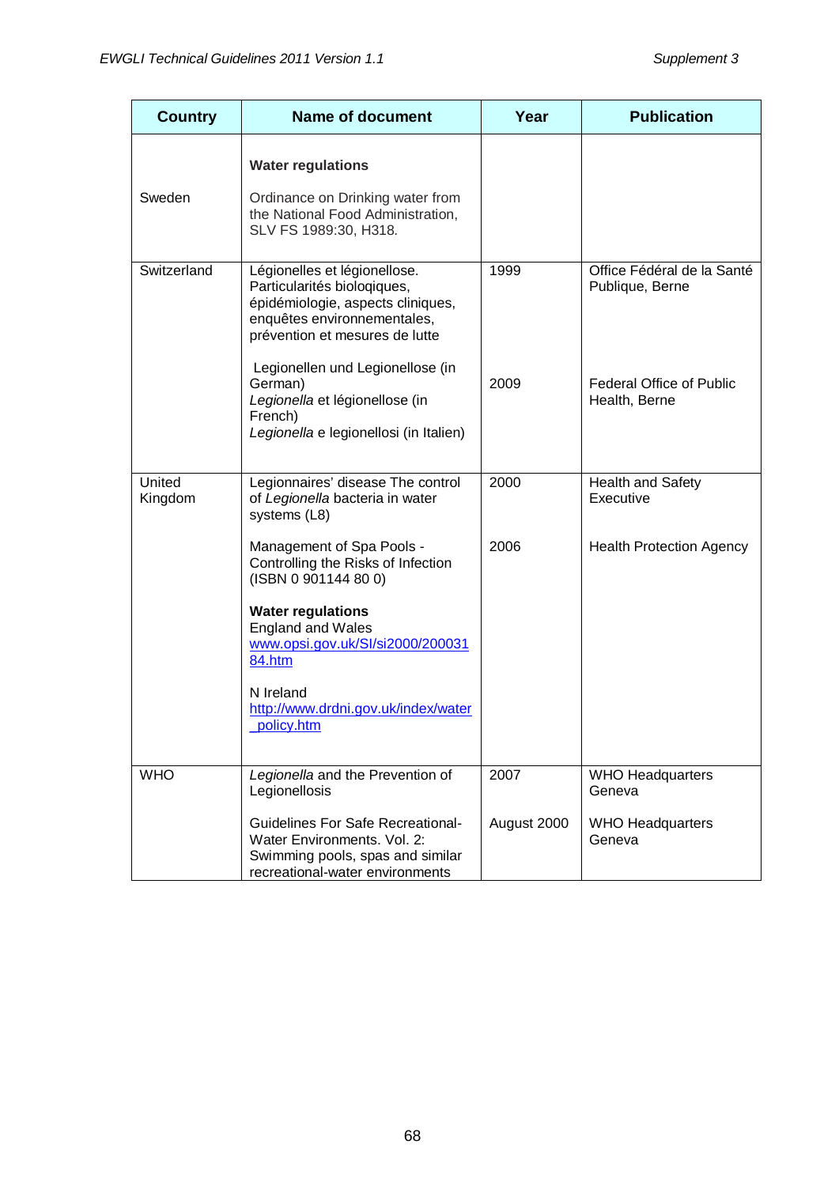| Country | Name of document | Year | Publication |
|---|---|---|---|
| Sweden | **Water regulations**<br>Ordinance on Drinking water from the National Food Administration, SLV FS 1989:30, H318. | | |
| Switzerland | Légionelles et légionellose. Particularités bioloqiques, épidémiologie, aspects cliniques, enquêtes environnementales, prévention et mesures de lutte | 1999 | Office Fédéral de la Santé Publique, Berne |
| | Legionellen und Legionellose (in German)<br>*Legionella* et légionellose (in French)<br>*Legionella* e legionellosi (in Italien) | 2009 | Federal Office of Public Health, Berne |
| United Kingdom | Legionnaires' disease The control of *Legionella* bacteria in water systems (L8) | 2000 | Health and Safety Executive |
| | Management of Spa Pools - Controlling the Risks of Infection (ISBN 0 901144 80 0) | 2006 | Health Protection Agency |
| | **Water regulations**<br>England and Wales<br>www.opsi.gov.uk/SI/si2000/20003184.htm<br><br>N Ireland<br>http://www.drdni.gov.uk/index/water_policy.htm | | |
| WHO | *Legionella* and the Prevention of Legionellosis | 2007 | WHO Headquarters Geneva |
| | Guidelines For Safe Recreational-Water Environments. Vol. 2: Swimming pools, spas and similar recreational-water environments | August 2000 | WHO Headquarters Geneva |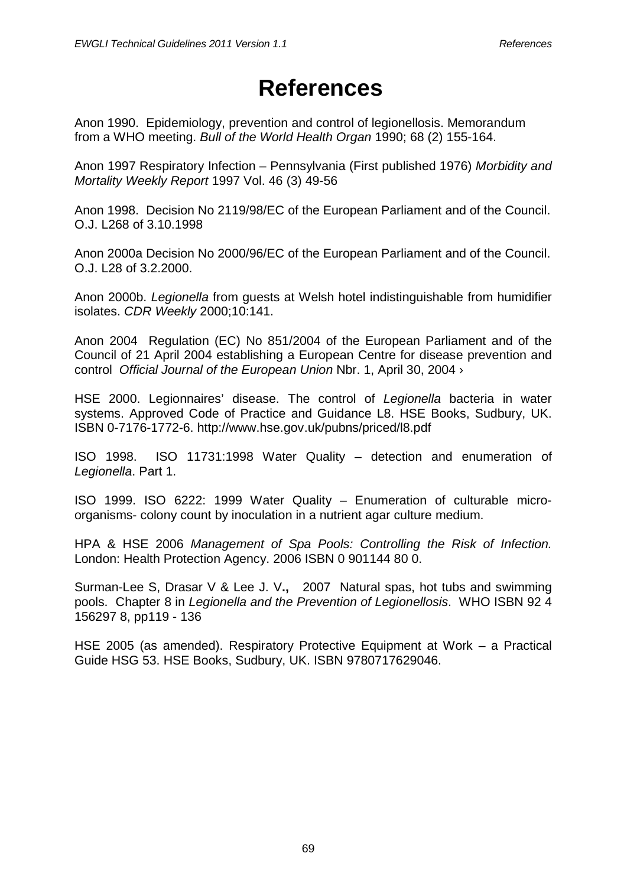# References

Anon 1990. Epidemiology, prevention and control of legionellosis. Memorandum from a WHO meeting. *Bull of the World Health Organ* 1990; 68 (2) 155-164.

Anon 1997 Respiratory Infection – Pennsylvania (First published 1976) *Morbidity and Mortality Weekly Report* 1997 Vol. 46 (3) 49-56

Anon 1998. Decision No 2119/98/EC of the European Parliament and of the Council. O.J. L268 of 3.10.1998

Anon 2000a Decision No 2000/96/EC of the European Parliament and of the Council. O.J. L28 of 3.2.2000.

Anon 2000b. *Legionella* from guests at Welsh hotel indistinguishable from humidifier isolates. *CDR Weekly* 2000;10:141.

Anon 2004 Regulation (EC) No 851/2004 of the European Parliament and of the Council of 21 April 2004 establishing a European Centre for disease prevention and control *Official Journal of the European Union* Nbr. 1, April 30, 2004 ›

HSE 2000. Legionnaires' disease. The control of *Legionella* bacteria in water systems. Approved Code of Practice and Guidance L8. HSE Books, Sudbury, UK. ISBN 0-7176-1772-6. http://www.hse.gov.uk/pubns/priced/l8.pdf

ISO 1998. ISO 11731:1998 Water Quality – detection and enumeration of *Legionella*. Part 1.

ISO 1999. ISO 6222: 1999 Water Quality – Enumeration of culturable micro-organisms- colony count by inoculation in a nutrient agar culture medium.

HPA & HSE 2006 *Management of Spa Pools: Controlling the Risk of Infection.* London: Health Protection Agency. 2006 ISBN 0 901144 80 0.

Surman-Lee S, Drasar V & Lee J. V**.,** 2007 Natural spas, hot tubs and swimming pools. Chapter 8 in *Legionella and the Prevention of Legionellosis*. WHO ISBN 92 4 156297 8, pp119 - 136

HSE 2005 (as amended). Respiratory Protective Equipment at Work – a Practical Guide HSG 53. HSE Books, Sudbury, UK. ISBN 9780717629046.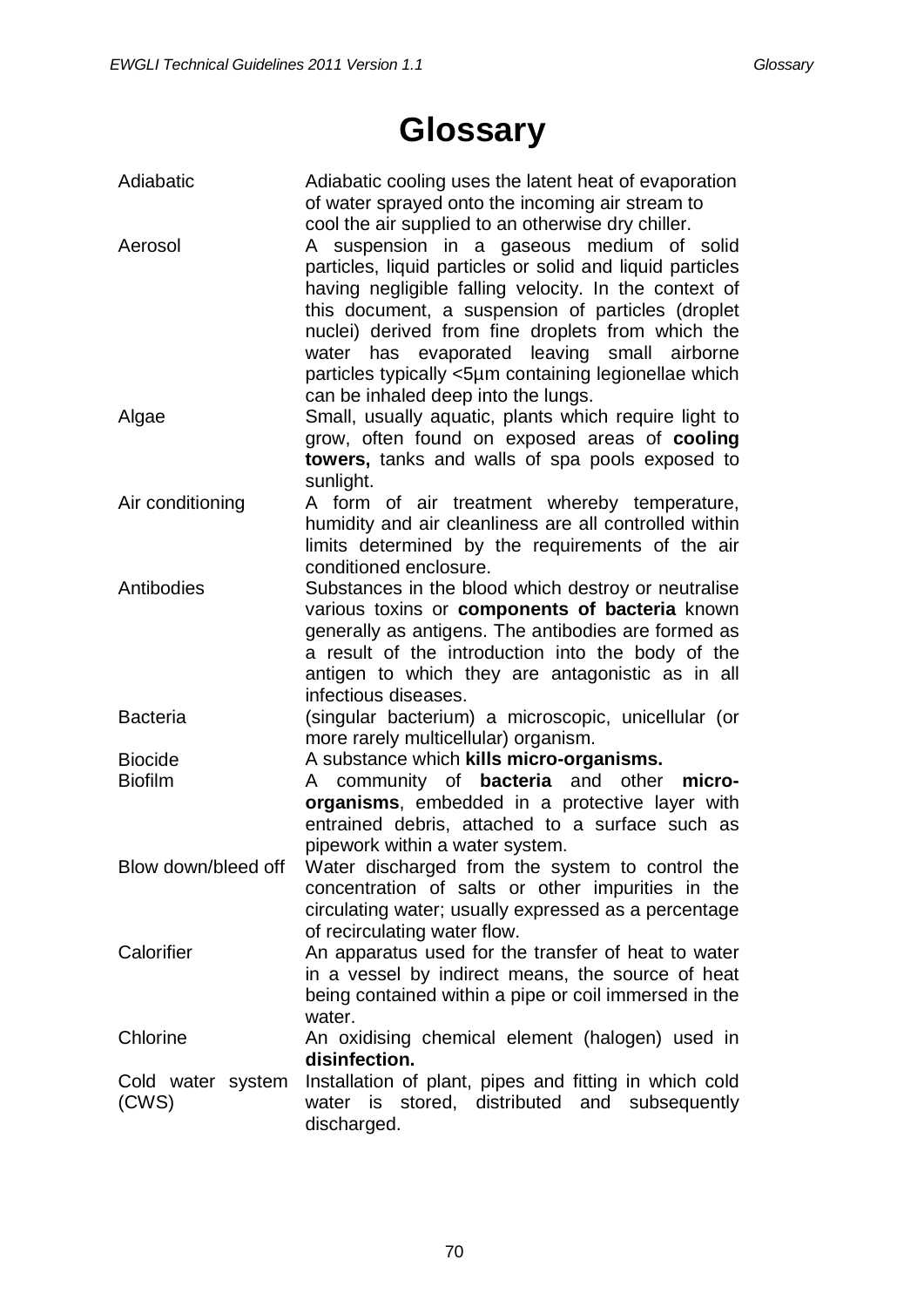# Glossary

| | |
|---|---|
| Adiabatic | Adiabatic cooling uses the latent heat of evaporation of water sprayed onto the incoming air stream to cool the air supplied to an otherwise dry chiller. |
| Aerosol | A suspension in a gaseous medium of solid particles, liquid particles or solid and liquid particles having negligible falling velocity. In the context of this document, a suspension of particles (droplet nuclei) derived from fine droplets from which the water has evaporated leaving small airborne particles typically <5µm containing legionellae which can be inhaled deep into the lungs. |
| Algae | Small, usually aquatic, plants which require light to grow, often found on exposed areas of **cooling towers,** tanks and walls of spa pools exposed to sunlight. |
| Air conditioning | A form of air treatment whereby temperature, humidity and air cleanliness are all controlled within limits determined by the requirements of the air conditioned enclosure. |
| Antibodies | Substances in the blood which destroy or neutralise various toxins or **components of bacteria** known generally as antigens. The antibodies are formed as a result of the introduction into the body of the antigen to which they are antagonistic as in all infectious diseases. |
| Bacteria | (singular bacterium) a microscopic, unicellular (or more rarely multicellular) organism. |
| Biocide | A substance which **kills micro-organisms.** |
| Biofilm | A community of **bacteria** and other **micro-organisms**, embedded in a protective layer with entrained debris, attached to a surface such as pipework within a water system. |
| Blow down/bleed off | Water discharged from the system to control the concentration of salts or other impurities in the circulating water; usually expressed as a percentage of recirculating water flow. |
| Calorifier | An apparatus used for the transfer of heat to water in a vessel by indirect means, the source of heat being contained within a pipe or coil immersed in the water. |
| Chlorine | An oxidising chemical element (halogen) used in **disinfection.** |
| Cold water system (CWS) | Installation of plant, pipes and fitting in which cold water is stored, distributed and subsequently discharged. |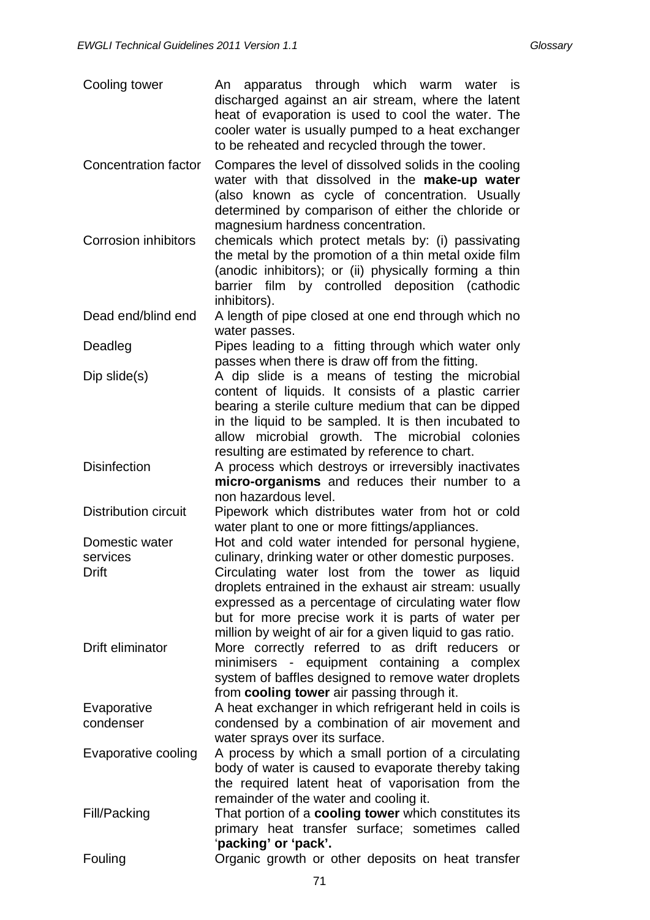| Term | Definition |
| --- | --- |
| Cooling tower | An apparatus through which warm water is discharged against an air stream, where the latent heat of evaporation is used to cool the water. The cooler water is usually pumped to a heat exchanger to be reheated and recycled through the tower. |
| Concentration factor | Compares the level of dissolved solids in the cooling water with that dissolved in the **make-up water** (also known as cycle of concentration. Usually determined by comparison of either the chloride or magnesium hardness concentration. |
| Corrosion inhibitors | chemicals which protect metals by: (i) passivating the metal by the promotion of a thin metal oxide film (anodic inhibitors); or (ii) physically forming a thin barrier film by controlled deposition (cathodic inhibitors). |
| Dead end/blind end | A length of pipe closed at one end through which no water passes. |
| Deadleg | Pipes leading to a fitting through which water only passes when there is draw off from the fitting. |
| Dip slide(s) | A dip slide is a means of testing the microbial content of liquids. It consists of a plastic carrier bearing a sterile culture medium that can be dipped in the liquid to be sampled. It is then incubated to allow microbial growth. The microbial colonies resulting are estimated by reference to chart. |
| Disinfection | A process which destroys or irreversibly inactivates **micro-organisms** and reduces their number to a non hazardous level. |
| Distribution circuit | Pipework which distributes water from hot or cold water plant to one or more fittings/appliances. |
| Domestic water services | Hot and cold water intended for personal hygiene, culinary, drinking water or other domestic purposes. |
| Drift | Circulating water lost from the tower as liquid droplets entrained in the exhaust air stream: usually expressed as a percentage of circulating water flow but for more precise work it is parts of water per million by weight of air for a given liquid to gas ratio. |
| Drift eliminator | More correctly referred to as drift reducers or minimisers - equipment containing a complex system of baffles designed to remove water droplets from **cooling tower** air passing through it. |
| Evaporative condenser | A heat exchanger in which refrigerant held in coils is condensed by a combination of air movement and water sprays over its surface. |
| Evaporative cooling | A process by which a small portion of a circulating body of water is caused to evaporate thereby taking the required latent heat of vaporisation from the remainder of the water and cooling it. |
| Fill/Packing | That portion of a **cooling tower** which constitutes its primary heat transfer surface; sometimes called '**packing' or 'pack'.** |
| Fouling | Organic growth or other deposits on heat transfer |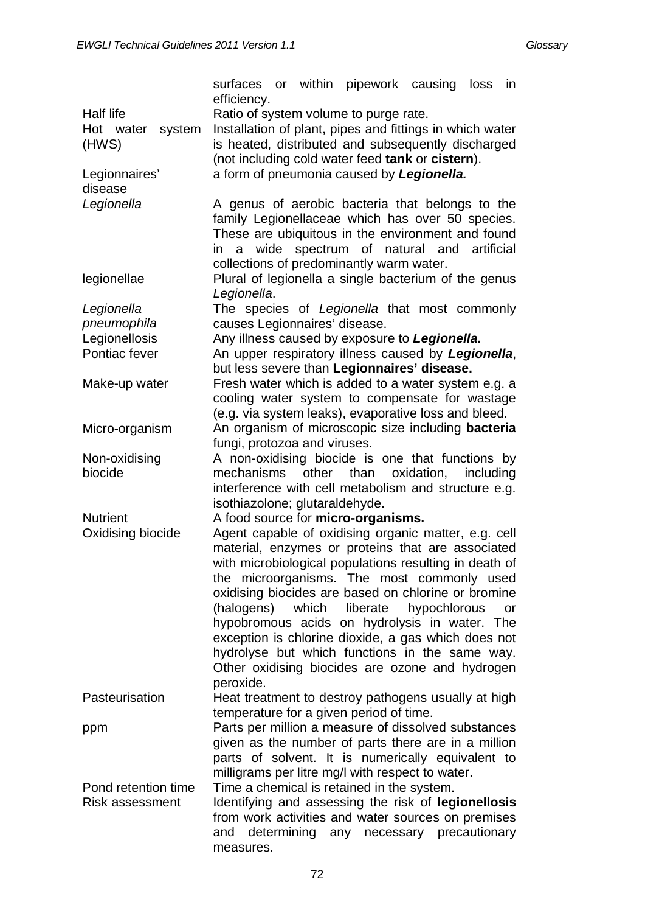| | |
|---|---|
| | surfaces or within pipework causing loss in efficiency. |
| Half life | Ratio of system volume to purge rate. |
| Hot water system (HWS) | Installation of plant, pipes and fittings in which water is heated, distributed and subsequently discharged (not including cold water feed **tank** or **cistern**). |
| Legionnaires' disease | a form of pneumonia caused by ***Legionella.*** |
| *Legionella* | A genus of aerobic bacteria that belongs to the family Legionellaceae which has over 50 species. These are ubiquitous in the environment and found in a wide spectrum of natural and artificial collections of predominantly warm water. |
| legionellae | Plural of legionella a single bacterium of the genus *Legionella*. |
| *Legionella pneumophila* | The species of *Legionella* that most commonly causes Legionnaires' disease. |
| Legionellosis | Any illness caused by exposure to ***Legionella.*** |
| Pontiac fever | An upper respiratory illness caused by ***Legionella***, but less severe than **Legionnaires' disease.** |
| Make-up water | Fresh water which is added to a water system e.g. a cooling water system to compensate for wastage (e.g. via system leaks), evaporative loss and bleed. |
| Micro-organism | An organism of microscopic size including **bacteria** fungi, protozoa and viruses. |
| Non-oxidising biocide | A non-oxidising biocide is one that functions by mechanisms other than oxidation, including interference with cell metabolism and structure e.g. isothiazolone; glutaraldehyde. |
| Nutrient | A food source for **micro-organisms.** |
| Oxidising biocide | Agent capable of oxidising organic matter, e.g. cell material, enzymes or proteins that are associated with microbiological populations resulting in death of the microorganisms. The most commonly used oxidising biocides are based on chlorine or bromine (halogens) which liberate hypochlorous or hypobromous acids on hydrolysis in water. The exception is chlorine dioxide, a gas which does not hydrolyse but which functions in the same way. Other oxidising biocides are ozone and hydrogen peroxide. |
| Pasteurisation | Heat treatment to destroy pathogens usually at high temperature for a given period of time. |
| ppm | Parts per million a measure of dissolved substances given as the number of parts there are in a million parts of solvent. It is numerically equivalent to milligrams per litre mg/l with respect to water. |
| Pond retention time | Time a chemical is retained in the system. |
| Risk assessment | Identifying and assessing the risk of **legionellosis** from work activities and water sources on premises and determining any necessary precautionary measures. |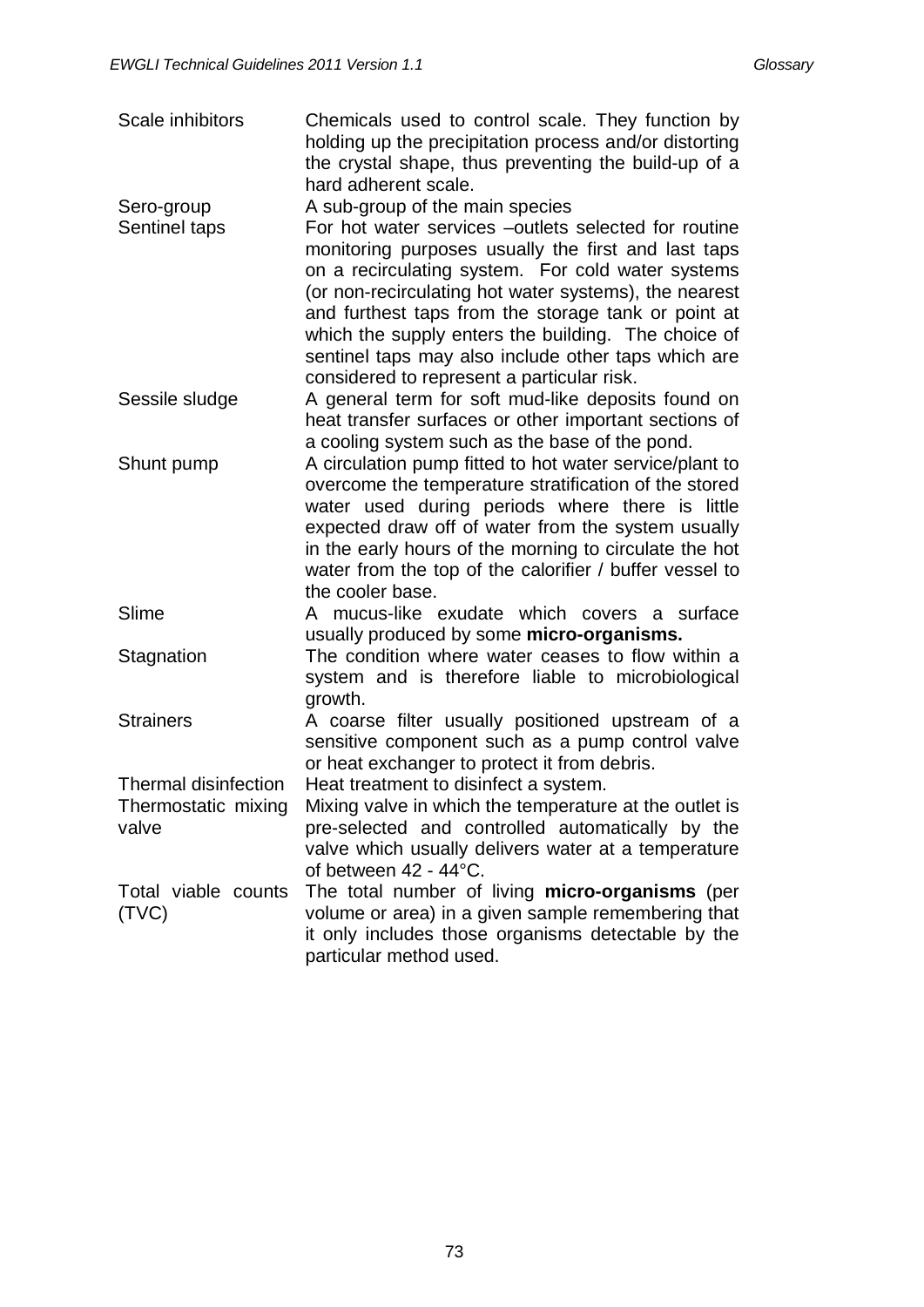| | |
|---|---|
| Scale inhibitors | Chemicals used to control scale. They function by holding up the precipitation process and/or distorting the crystal shape, thus preventing the build-up of a hard adherent scale. |
| Sero-group | A sub-group of the main species |
| Sentinel taps | For hot water services –outlets selected for routine monitoring purposes usually the first and last taps on a recirculating system. For cold water systems (or non-recirculating hot water systems), the nearest and furthest taps from the storage tank or point at which the supply enters the building. The choice of sentinel taps may also include other taps which are considered to represent a particular risk. |
| Sessile sludge | A general term for soft mud-like deposits found on heat transfer surfaces or other important sections of a cooling system such as the base of the pond. |
| Shunt pump | A circulation pump fitted to hot water service/plant to overcome the temperature stratification of the stored water used during periods where there is little expected draw off of water from the system usually in the early hours of the morning to circulate the hot water from the top of the calorifier / buffer vessel to the cooler base. |
| Slime | A mucus-like exudate which covers a surface usually produced by some **micro-organisms.** |
| Stagnation | The condition where water ceases to flow within a system and is therefore liable to microbiological growth. |
| Strainers | A coarse filter usually positioned upstream of a sensitive component such as a pump control valve or heat exchanger to protect it from debris. |
| Thermal disinfection | Heat treatment to disinfect a system. |
| Thermostatic mixing valve | Mixing valve in which the temperature at the outlet is pre-selected and controlled automatically by the valve which usually delivers water at a temperature of between 42 - 44°C. |
| Total viable counts (TVC) | The total number of living **micro-organisms** (per volume or area) in a given sample remembering that it only includes those organisms detectable by the particular method used. |